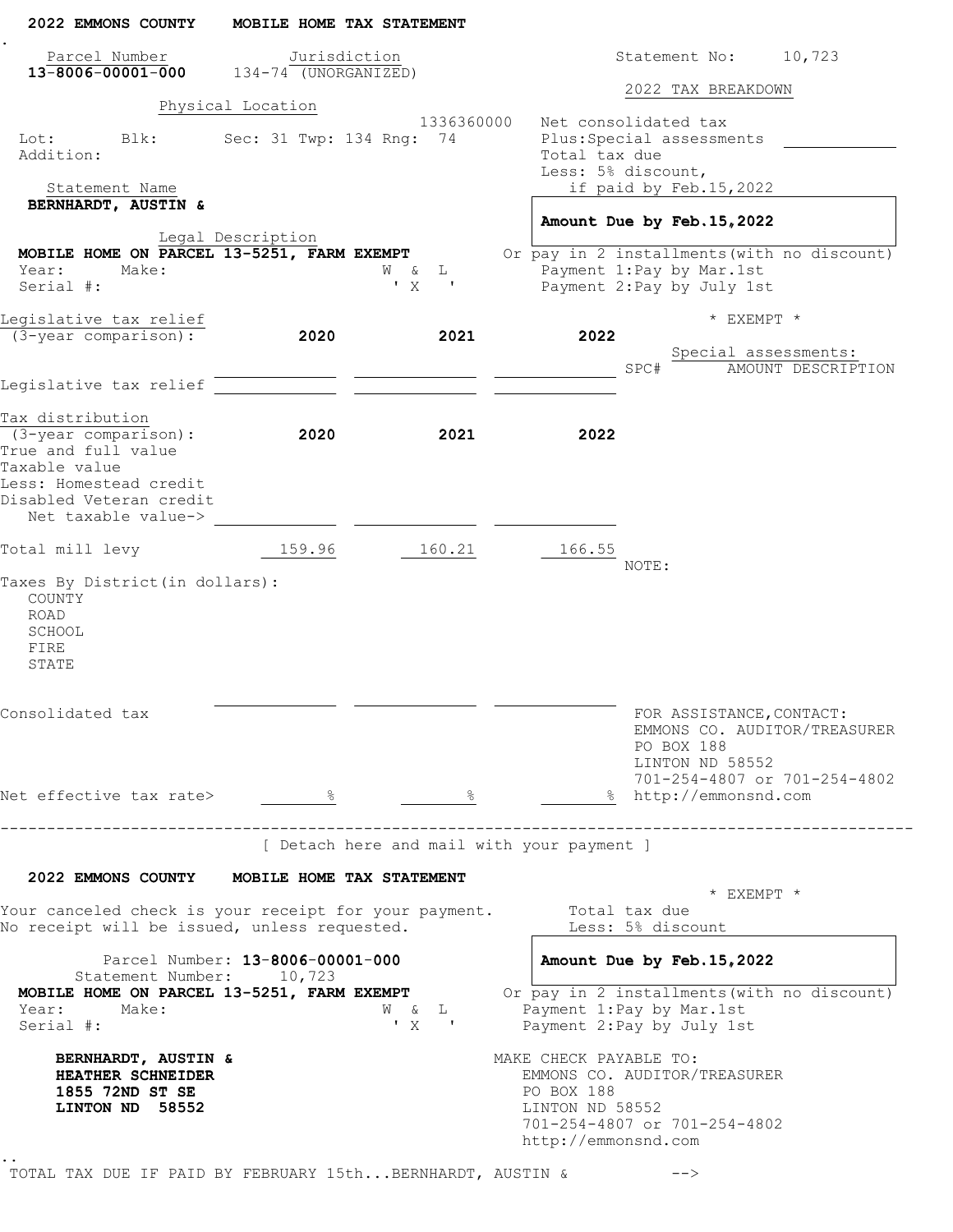**2022 EMMONS COUNTY MOBILE HOME TAX STATEMENT**

| Parcel Number | Jurisdiction | Statement No: |
|---|---|---|
| **13-8006-00001-000** | 134-74 (UNORGANIZED) | 10,723 |

Physical Location

1336360000

Lot: Blk: Sec: 31 Twp: 134 Rng: 74

Addition:

Statement Name

**BERNHARDT, AUSTIN &**

Legal Description

**MOBILE HOME ON PARCEL 13-5251, FARM EXEMPT**

Year: Make: W & L

Serial #: ' X '

**2022 TAX BREAKDOWN**

Net consolidated tax

Plus: Special assessments

Total tax due

Less: 5% discount, if paid by Feb.15,2022

**Amount Due by Feb.15,2022**

Or pay in 2 installments (with no discount)

Payment 1: Pay by Mar.1st

Payment 2: Pay by July 1st

\* EXEMPT \*

| Legislative tax relief (3-year comparison): | 2020 | 2021 | 2022 |
|---|---|---|---|
| Legislative tax relief | | | |

Special assessments:

| SPC# | AMOUNT | DESCRIPTION |
|---|---|---|

| Tax distribution (3-year comparison): | 2020 | 2021 | 2022 |
|---|---|---|---|
| True and full value | | | |
| Taxable value | | | |
| Less: Homestead credit | | | |
| Disabled Veteran credit | | | |
| Net taxable value-> | | | |
| Total mill levy | 159.96 | 160.21 | 166.55 |
| Taxes By District (in dollars): | | | |
| COUNTY | | | |
| ROAD | | | |
| SCHOOL | | | |
| FIRE | | | |
| STATE | | | |
| Consolidated tax | | | |
| Net effective tax rate> | % | % | % |

NOTE:

FOR ASSISTANCE, CONTACT:
EMMONS CO. AUDITOR/TREASURER
PO BOX 188
LINTON ND 58552
701-254-4807 or 701-254-4802
http://emmonsnd.com

---

[ Detach here and mail with your payment ]

**2022 EMMONS COUNTY MOBILE HOME TAX STATEMENT**

\* EXEMPT \*

Your canceled check is your receipt for your payment.
No receipt will be issued, unless requested.

Total tax due
Less: 5% discount

Parcel Number: **13-8006-00001-000**
Statement Number: 10,723

**MOBILE HOME ON PARCEL 13-5251, FARM EXEMPT**

Year: Make: W & L

Serial #: ' X '

**Amount Due by Feb.15,2022**

Or pay in 2 installments (with no discount)

Payment 1: Pay by Mar.1st

Payment 2: Pay by July 1st

**BERNHARDT, AUSTIN &**
**HEATHER SCHNEIDER**
**1855 72ND ST SE**
**LINTON ND 58552**

MAKE CHECK PAYABLE TO:
EMMONS CO. AUDITOR/TREASURER
PO BOX 188
LINTON ND 58552
701-254-4807 or 701-254-4802
http://emmonsnd.com

TOTAL TAX DUE IF PAID BY FEBRUARY 15th...BERNHARDT, AUSTIN & -->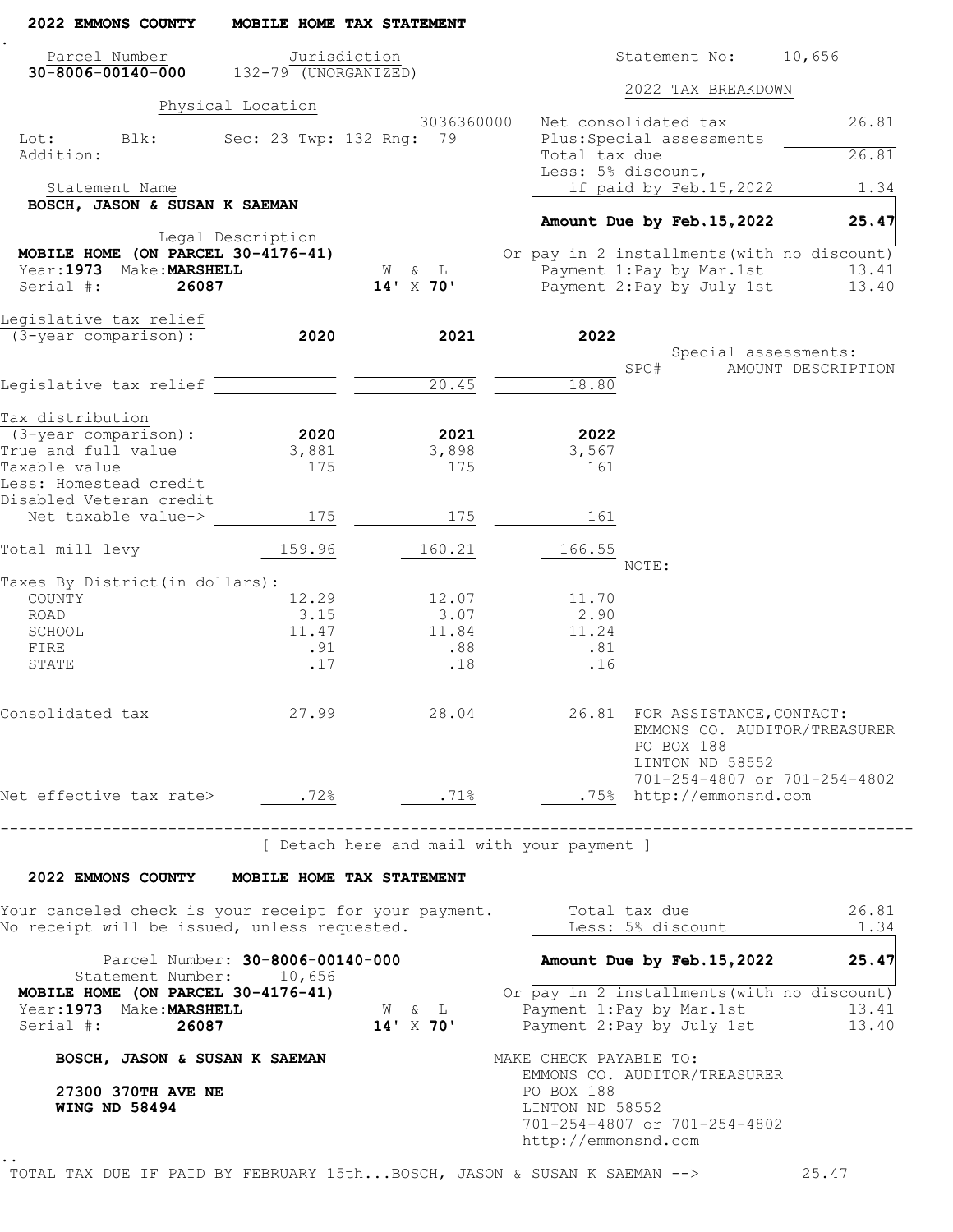## 2022 EMMONS COUNTY MOBILE HOME TAX STATEMENT

| Parcel Number | Jurisdiction | Statement No: | 10,656 |
|---|---|---|---|
| **30-8006-00140-000** | 132-79 (UNORGANIZED) | | |

**Physical Location**

3036360000

Lot: Blk: Sec: 23 Twp: 132 Rng: 79

Addition:

**Statement Name**

**BOSCH, JASON & SUSAN K SAEMAN**

**Legal Description**

**MOBILE HOME (ON PARCEL 30-4176-41)**

Year: **1973** Make: **MARSHELL** W & L **14' X 70'**

Serial #: **26087**

### 2022 TAX BREAKDOWN

| | |
|---|---|
| Net consolidated tax | 26.81 |
| Plus: Special assessments | |
| Total tax due | 26.81 |
| Less: 5% discount, if paid by Feb.15,2022 | 1.34 |
| **Amount Due by Feb.15,2022** | **25.47** |

Or pay in 2 installments (with no discount)

| | |
|---|---|
| Payment 1: Pay by Mar.1st | 13.41 |
| Payment 2: Pay by July 1st | 13.40 |

Special assessments:

| SPC# | AMOUNT | DESCRIPTION |
|---|---|---|

| Legislative tax relief (3-year comparison): | 2020 | 2021 | 2022 |
|---|---|---|---|
| Legislative tax relief | | 20.45 | 18.80 |

| Tax distribution (3-year comparison): | 2020 | 2021 | 2022 |
|---|---|---|---|
| True and full value | 3,881 | 3,898 | 3,567 |
| Taxable value | 175 | 175 | 161 |
| Less: Homestead credit | | | |
| Disabled Veteran credit | | | |
| Net taxable value-> | 175 | 175 | 161 |
| Total mill levy | 159.96 | 160.21 | 166.55 |
| Taxes By District (in dollars): | | | |
| COUNTY | 12.29 | 12.07 | 11.70 |
| ROAD | 3.15 | 3.07 | 2.90 |
| SCHOOL | 11.47 | 11.84 | 11.24 |
| FIRE | .91 | .88 | .81 |
| STATE | .17 | .18 | .16 |
| Consolidated tax | 27.99 | 28.04 | 26.81 |
| Net effective tax rate> | .72% | .71% | .75% |

NOTE:

FOR ASSISTANCE, CONTACT:
EMMONS CO. AUDITOR/TREASURER
PO BOX 188
LINTON ND 58552
701-254-4807 or 701-254-4802
http://emmonsnd.com

---

[ Detach here and mail with your payment ]

## 2022 EMMONS COUNTY MOBILE HOME TAX STATEMENT

Your canceled check is your receipt for your payment.
No receipt will be issued, unless requested.

| | |
|---|---|
| Total tax due | 26.81 |
| Less: 5% discount | 1.34 |
| **Amount Due by Feb.15,2022** | **25.47** |

Parcel Number: **30-8006-00140-000**
Statement Number: 10,656

**MOBILE HOME (ON PARCEL 30-4176-41)**

Year: **1973** Make: **MARSHELL** W & L **14' X 70'**

Serial #: **26087**

Or pay in 2 installments (with no discount)

| | |
|---|---|
| Payment 1: Pay by Mar.1st | 13.41 |
| Payment 2: Pay by July 1st | 13.40 |

**BOSCH, JASON & SUSAN K SAEMAN**

**27300 370TH AVE NE**
**WING ND 58494**

MAKE CHECK PAYABLE TO:
EMMONS CO. AUDITOR/TREASURER
PO BOX 188
LINTON ND 58552
701-254-4807 or 701-254-4802
http://emmonsnd.com

TOTAL TAX DUE IF PAID BY FEBRUARY 15th...BOSCH, JASON & SUSAN K SAEMAN --> 25.47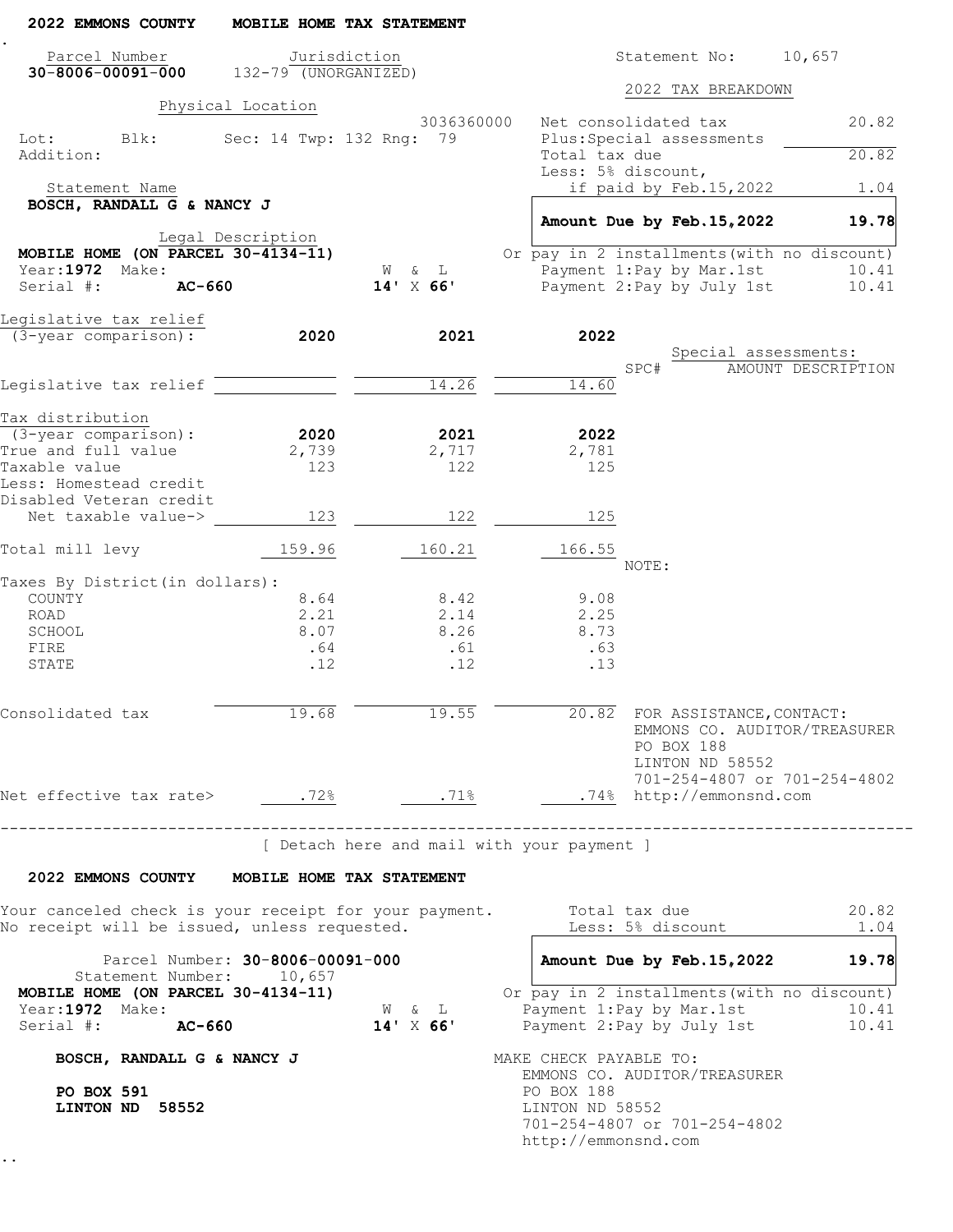## 2022 EMMONS COUNTY MOBILE HOME TAX STATEMENT

| Parcel Number | Jurisdiction | |
|---|---|---|
| 30-8006-00091-000 | 132-79 (UNORGANIZED) | |

Statement No: 10,657

**Physical Location**

3036360000

Lot: Blk: Sec: 14 Twp: 132 Rng: 79

Addition:

**Statement Name**

**BOSCH, RANDALL G & NANCY J**

**Legal Description**

**MOBILE HOME (ON PARCEL 30-4134-11)**

Year: **1972** Make: W & L

Serial #: **AC-660** **14' X 66'**

### 2022 TAX BREAKDOWN

| | |
|---|---|
| Net consolidated tax | 20.82 |
| Plus: Special assessments | |
| Total tax due | 20.82 |
| Less: 5% discount, if paid by Feb.15,2022 | 1.04 |
| **Amount Due by Feb.15,2022** | **19.78** |

Or pay in 2 installments (with no discount)

| | |
|---|---|
| Payment 1: Pay by Mar.1st | 10.41 |
| Payment 2: Pay by July 1st | 10.41 |

| Legislative tax relief (3-year comparison): | 2020 | 2021 | 2022 |
|---|---|---|---|
| Legislative tax relief | | 14.26 | 14.60 |

Special assessments:

| SPC# | AMOUNT | DESCRIPTION |
|---|---|---|

| Tax distribution (3-year comparison): | 2020 | 2021 | 2022 |
|---|---|---|---|
| True and full value | 2,739 | 2,717 | 2,781 |
| Taxable value | 123 | 122 | 125 |
| Less: Homestead credit | | | |
| Disabled Veteran credit | | | |
| Net taxable value-> | 123 | 122 | 125 |
| Total mill levy | 159.96 | 160.21 | 166.55 |
| Taxes By District (in dollars): | | | |
| COUNTY | 8.64 | 8.42 | 9.08 |
| ROAD | 2.21 | 2.14 | 2.25 |
| SCHOOL | 8.07 | 8.26 | 8.73 |
| FIRE | .64 | .61 | .63 |
| STATE | .12 | .12 | .13 |
| Consolidated tax | 19.68 | 19.55 | 20.82 |
| Net effective tax rate> | .72% | .71% | .74% |

NOTE:

FOR ASSISTANCE, CONTACT:
EMMONS CO. AUDITOR/TREASURER
PO BOX 188
LINTON ND 58552
701-254-4807 or 701-254-4802
http://emmonsnd.com

---

[ Detach here and mail with your payment ]

## 2022 EMMONS COUNTY MOBILE HOME TAX STATEMENT

Your canceled check is your receipt for your payment.
No receipt will be issued, unless requested.

| | |
|---|---|
| Total tax due | 20.82 |
| Less: 5% discount | 1.04 |
| **Amount Due by Feb.15,2022** | **19.78** |

Or pay in 2 installments (with no discount)

| | |
|---|---|
| Payment 1: Pay by Mar.1st | 10.41 |
| Payment 2: Pay by July 1st | 10.41 |

Parcel Number: **30-8006-00091-000**
Statement Number: 10,657

**MOBILE HOME (ON PARCEL 30-4134-11)**

Year: **1972** Make: W & L

Serial #: **AC-660** **14' X 66'**

**BOSCH, RANDALL G & NANCY J**

**PO BOX 591**
**LINTON ND 58552**

MAKE CHECK PAYABLE TO:
EMMONS CO. AUDITOR/TREASURER
PO BOX 188
LINTON ND 58552
701-254-4807 or 701-254-4802
http://emmonsnd.com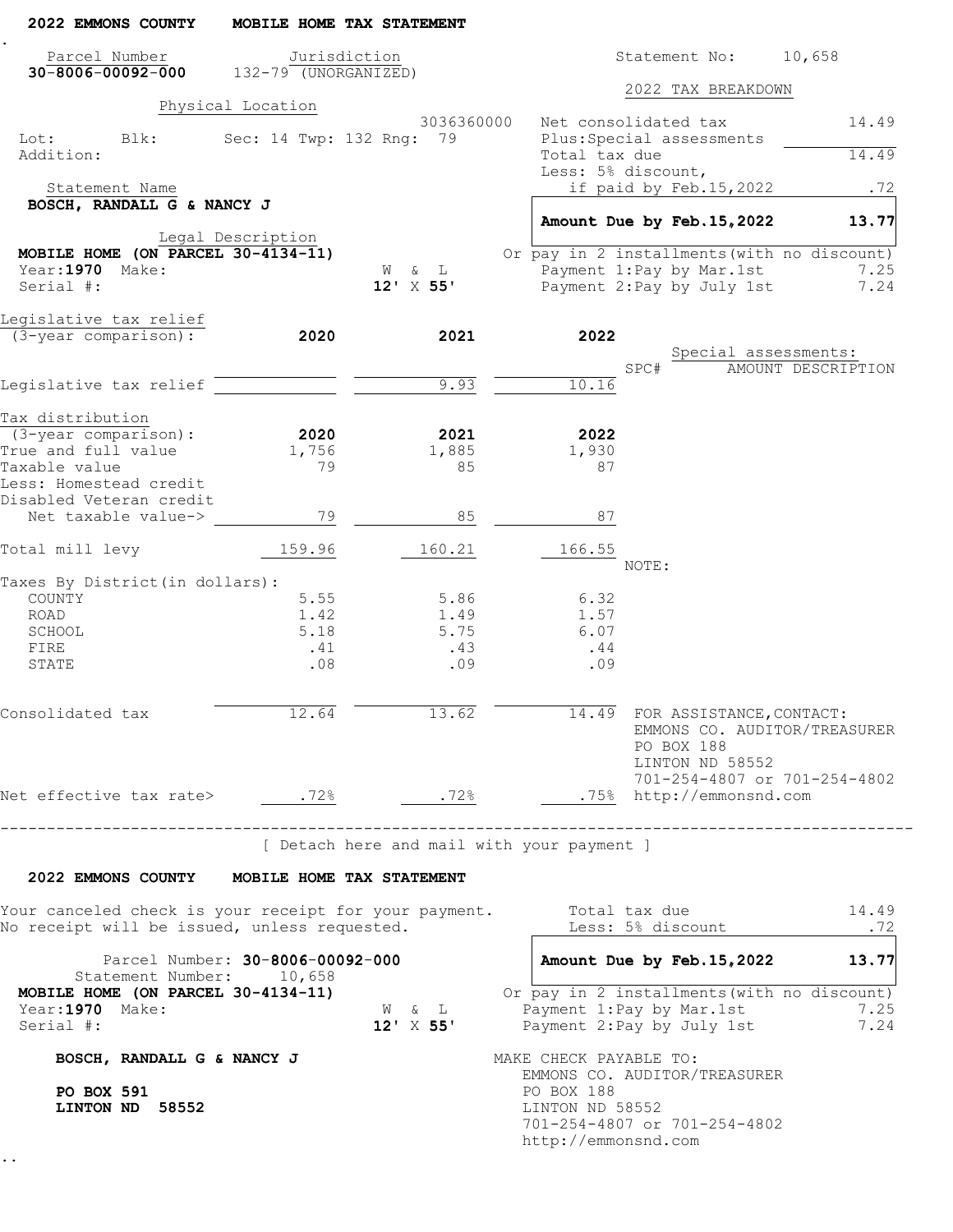## 2022 EMMONS COUNTY MOBILE HOME TAX STATEMENT

| Parcel Number | Jurisdiction |
|---|---|
| **30-8006-00092-000** | 132-79 (UNORGANIZED) |

Statement No: 10,658

**Physical Location**

3036360000

Lot: Blk: Sec: 14 Twp: 132 Rng: 79

Addition:

**Statement Name**

**BOSCH, RANDALL G & NANCY J**

**Legal Description**

**MOBILE HOME (ON PARCEL 30-4134-11)**

Year: **1970** Make: W & L **12'** X **55'**

Serial #:

### 2022 TAX BREAKDOWN

| | |
|---|---|
| Net consolidated tax | 14.49 |
| Plus: Special assessments | |
| Total tax due | 14.49 |
| Less: 5% discount, if paid by Feb.15,2022 | .72 |
| **Amount Due by Feb.15,2022** | **13.77** |

Or pay in 2 installments (with no discount)

| | |
|---|---|
| Payment 1: Pay by Mar.1st | 7.25 |
| Payment 2: Pay by July 1st | 7.24 |

| Legislative tax relief (3-year comparison): | **2020** | **2021** | **2022** |
|---|---|---|---|
| Legislative tax relief | | 9.93 | 10.16 |

Special assessments:

| SPC# | AMOUNT | DESCRIPTION |
|---|---|---|

| Tax distribution (3-year comparison): | **2020** | **2021** | **2022** |
|---|---|---|---|
| True and full value | 1,756 | 1,885 | 1,930 |
| Taxable value | 79 | 85 | 87 |
| Less: Homestead credit | | | |
| Disabled Veteran credit | | | |
| Net taxable value-> | 79 | 85 | 87 |
| Total mill levy | 159.96 | 160.21 | 166.55 |
| Taxes By District (in dollars): | | | |
| COUNTY | 5.55 | 5.86 | 6.32 |
| ROAD | 1.42 | 1.49 | 1.57 |
| SCHOOL | 5.18 | 5.75 | 6.07 |
| FIRE | .41 | .43 | .44 |
| STATE | .08 | .09 | .09 |
| Consolidated tax | 12.64 | 13.62 | 14.49 |
| Net effective tax rate> | .72% | .72% | .75% |

NOTE:

FOR ASSISTANCE, CONTACT:
EMMONS CO. AUDITOR/TREASURER
PO BOX 188
LINTON ND 58552
701-254-4807 or 701-254-4802
http://emmonsnd.com

---

[ Detach here and mail with your payment ]

## 2022 EMMONS COUNTY MOBILE HOME TAX STATEMENT

Your canceled check is your receipt for your payment.
No receipt will be issued, unless requested.

| | |
|---|---|
| Total tax due | 14.49 |
| Less: 5% discount | .72 |
| **Amount Due by Feb.15,2022** | **13.77** |

Parcel Number: **30-8006-00092-000**
Statement Number: 10,658
**MOBILE HOME (ON PARCEL 30-4134-11)**
Year: **1970** Make: W & L **12'** X **55'**
Serial #:

Or pay in 2 installments (with no discount)

| | |
|---|---|
| Payment 1: Pay by Mar.1st | 7.25 |
| Payment 2: Pay by July 1st | 7.24 |

**BOSCH, RANDALL G & NANCY J**

**PO BOX 591**
**LINTON ND 58552**

MAKE CHECK PAYABLE TO:
EMMONS CO. AUDITOR/TREASURER
PO BOX 188
LINTON ND 58552
701-254-4807 or 701-254-4802
http://emmonsnd.com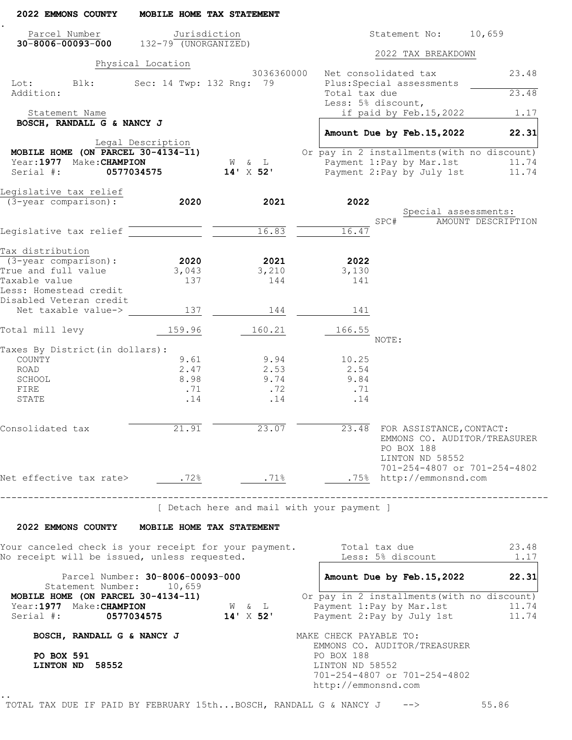**2022 EMMONS COUNTY MOBILE HOME TAX STATEMENT**

| Parcel Number | Jurisdiction | Statement No: |
|---|---|---|
| **30-8006-00093-000** | 132-79 (UNORGANIZED) | 10,659 |

Physical Location

3036360000

Lot: Blk: Sec: 14 Twp: 132 Rng: 79

Addition:

Statement Name

**BOSCH, RANDALL G & NANCY J**

Legal Description

**MOBILE HOME (ON PARCEL 30-4134-11)**

Year: **1977** Make: **CHAMPION** W & L **14' X 52'**

Serial #: **0577034575**

**2022 TAX BREAKDOWN**

| | |
|---|---|
| Net consolidated tax | 23.48 |
| Plus: Special assessments | |
| Total tax due | 23.48 |
| Less: 5% discount, if paid by Feb.15,2022 | 1.17 |
| **Amount Due by Feb.15,2022** | **22.31** |

Or pay in 2 installments (with no discount)

| | |
|---|---|
| Payment 1: Pay by Mar.1st | 11.74 |
| Payment 2: Pay by July 1st | 11.74 |

Legislative tax relief (3-year comparison):

| | 2020 | 2021 | 2022 |
|---|---|---|---|
| Legislative tax relief | | 16.83 | 16.47 |

Special assessments:

| SPC# | AMOUNT | DESCRIPTION |
|---|---|---|

Tax distribution (3-year comparison):

| | 2020 | 2021 | 2022 |
|---|---|---|---|
| True and full value | 3,043 | 3,210 | 3,130 |
| Taxable value | 137 | 144 | 141 |
| Less: Homestead credit | | | |
| Disabled Veteran credit | | | |
| Net taxable value-> | 137 | 144 | 141 |
| Total mill levy | 159.96 | 160.21 | 166.55 |
| Taxes By District (in dollars): | | | |
| COUNTY | 9.61 | 9.94 | 10.25 |
| ROAD | 2.47 | 2.53 | 2.54 |
| SCHOOL | 8.98 | 9.74 | 9.84 |
| FIRE | .71 | .72 | .71 |
| STATE | .14 | .14 | .14 |
| Consolidated tax | 21.91 | 23.07 | 23.48 |
| Net effective tax rate> | .72% | .71% | .75% |

NOTE:

FOR ASSISTANCE, CONTACT:
EMMONS CO. AUDITOR/TREASURER
PO BOX 188
LINTON ND 58552
701-254-4807 or 701-254-4802
http://emmonsnd.com

[ Detach here and mail with your payment ]

**2022 EMMONS COUNTY MOBILE HOME TAX STATEMENT**

Your canceled check is your receipt for your payment.
No receipt will be issued, unless requested.

| | |
|---|---|
| Total tax due | 23.48 |
| Less: 5% discount | 1.17 |
| **Amount Due by Feb.15,2022** | **22.31** |

Parcel Number: **30-8006-00093-000**
Statement Number: 10,659

**MOBILE HOME (ON PARCEL 30-4134-11)**
Year: **1977** Make: **CHAMPION** W & L **14' X 52'**
Serial #: **0577034575**

Or pay in 2 installments (with no discount)

| | |
|---|---|
| Payment 1: Pay by Mar.1st | 11.74 |
| Payment 2: Pay by July 1st | 11.74 |

**BOSCH, RANDALL G & NANCY J**

**PO BOX 591**
**LINTON ND 58552**

MAKE CHECK PAYABLE TO:
EMMONS CO. AUDITOR/TREASURER
PO BOX 188
LINTON ND 58552
701-254-4807 or 701-254-4802
http://emmonsnd.com

TOTAL TAX DUE IF PAID BY FEBRUARY 15th...BOSCH, RANDALL G & NANCY J --> 55.86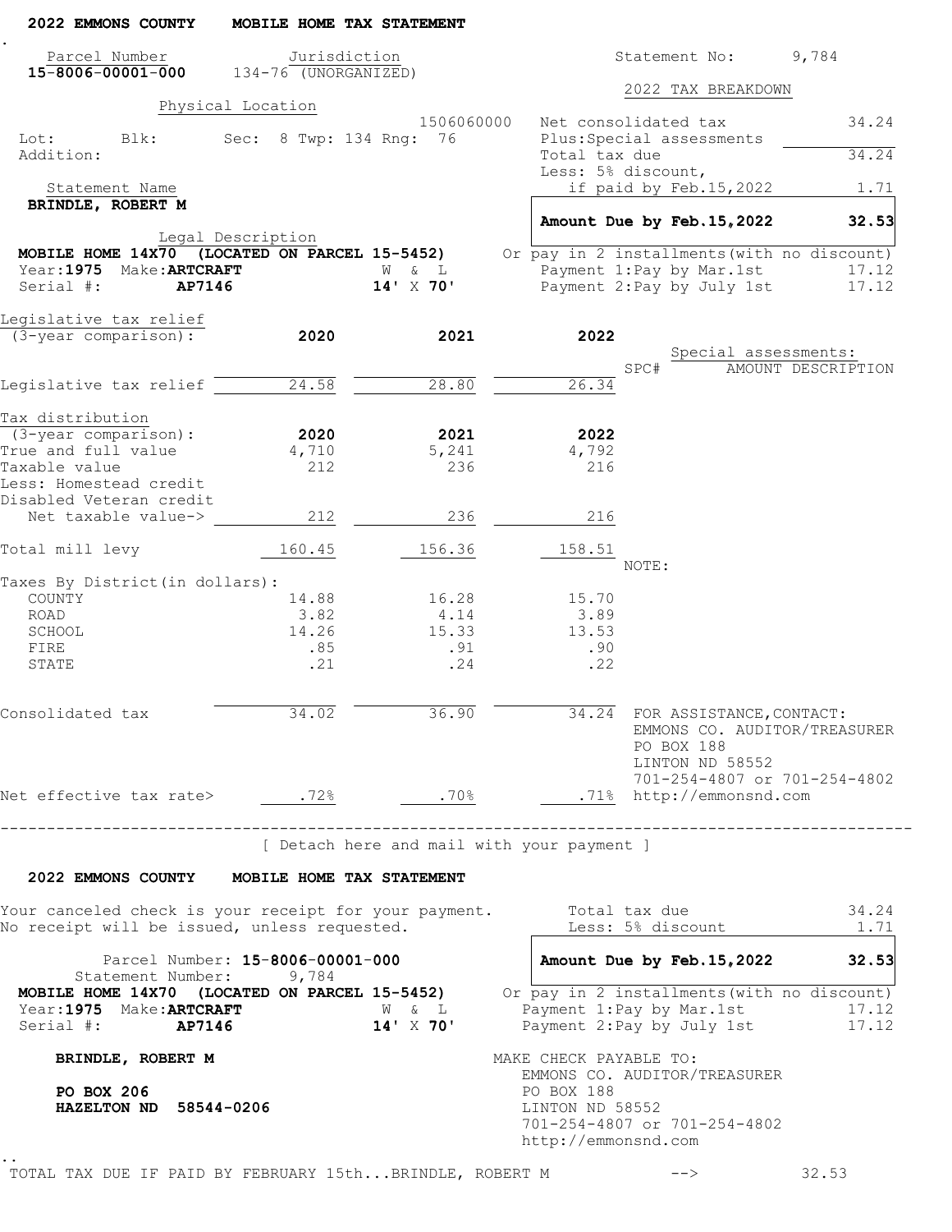## 2022 EMMONS COUNTY MOBILE HOME TAX STATEMENT

| Parcel Number | Jurisdiction | Statement No: |
|---|---|---|
| **15-8006-00001-000** | 134-76 (UNORGANIZED) | 9,784 |

**Physical Location**

1506060000

Lot: Blk: Sec: 8 Twp: 134 Rng: 76

Addition:

**Statement Name**

**BRINDLE, ROBERT M**

**Legal Description**

**MOBILE HOME 14X70 (LOCATED ON PARCEL 15-5452)**

Year: **1975** Make: **ARTCRAFT** W & L

Serial #: **AP7146** **14' X 70'**

### 2022 TAX BREAKDOWN

| | |
|---|---|
| Net consolidated tax | 34.24 |
| Plus: Special assessments | |
| Total tax due | 34.24 |
| Less: 5% discount, if paid by Feb.15,2022 | 1.71 |
| **Amount Due by Feb.15,2022** | **32.53** |

Or pay in 2 installments (with no discount)

| | |
|---|---|
| Payment 1: Pay by Mar.1st | 17.12 |
| Payment 2: Pay by July 1st | 17.12 |

Special assessments:

| SPC# | AMOUNT | DESCRIPTION |
|---|---|---|

| Legislative tax relief (3-year comparison): | 2020 | 2021 | 2022 |
|---|---|---|---|
| Legislative tax relief | 24.58 | 28.80 | 26.34 |

| Tax distribution (3-year comparison): | 2020 | 2021 | 2022 |
|---|---|---|---|
| True and full value | 4,710 | 5,241 | 4,792 |
| Taxable value | 212 | 236 | 216 |
| Less: Homestead credit | | | |
| Disabled Veteran credit | | | |
| Net taxable value-> | 212 | 236 | 216 |
| Total mill levy | 160.45 | 156.36 | 158.51 |
| Taxes By District (in dollars): | | | |
| COUNTY | 14.88 | 16.28 | 15.70 |
| ROAD | 3.82 | 4.14 | 3.89 |
| SCHOOL | 14.26 | 15.33 | 13.53 |
| FIRE | .85 | .91 | .90 |
| STATE | .21 | .24 | .22 |
| Consolidated tax | 34.02 | 36.90 | 34.24 |
| Net effective tax rate> | .72% | .70% | .71% |

NOTE:

FOR ASSISTANCE, CONTACT:
EMMONS CO. AUDITOR/TREASURER
PO BOX 188
LINTON ND 58552
701-254-4807 or 701-254-4802
http://emmonsnd.com

---

[ Detach here and mail with your payment ]

## 2022 EMMONS COUNTY MOBILE HOME TAX STATEMENT

Your canceled check is your receipt for your payment.
No receipt will be issued, unless requested.

| | |
|---|---|
| Total tax due | 34.24 |
| Less: 5% discount | 1.71 |
| **Amount Due by Feb.15,2022** | **32.53** |

Parcel Number: **15-8006-00001-000**
Statement Number: 9,784

**MOBILE HOME 14X70 (LOCATED ON PARCEL 15-5452)**

Year: **1975** Make: **ARTCRAFT** W & L

Serial #: **AP7146** **14' X 70'**

Or pay in 2 installments (with no discount)

| | |
|---|---|
| Payment 1: Pay by Mar.1st | 17.12 |
| Payment 2: Pay by July 1st | 17.12 |

**BRINDLE, ROBERT M**

**PO BOX 206**
**HAZELTON ND 58544-0206**

MAKE CHECK PAYABLE TO:
EMMONS CO. AUDITOR/TREASURER
PO BOX 188
LINTON ND 58552
701-254-4807 or 701-254-4802
http://emmonsnd.com

TOTAL TAX DUE IF PAID BY FEBRUARY 15th...BRINDLE, ROBERT M --> 32.53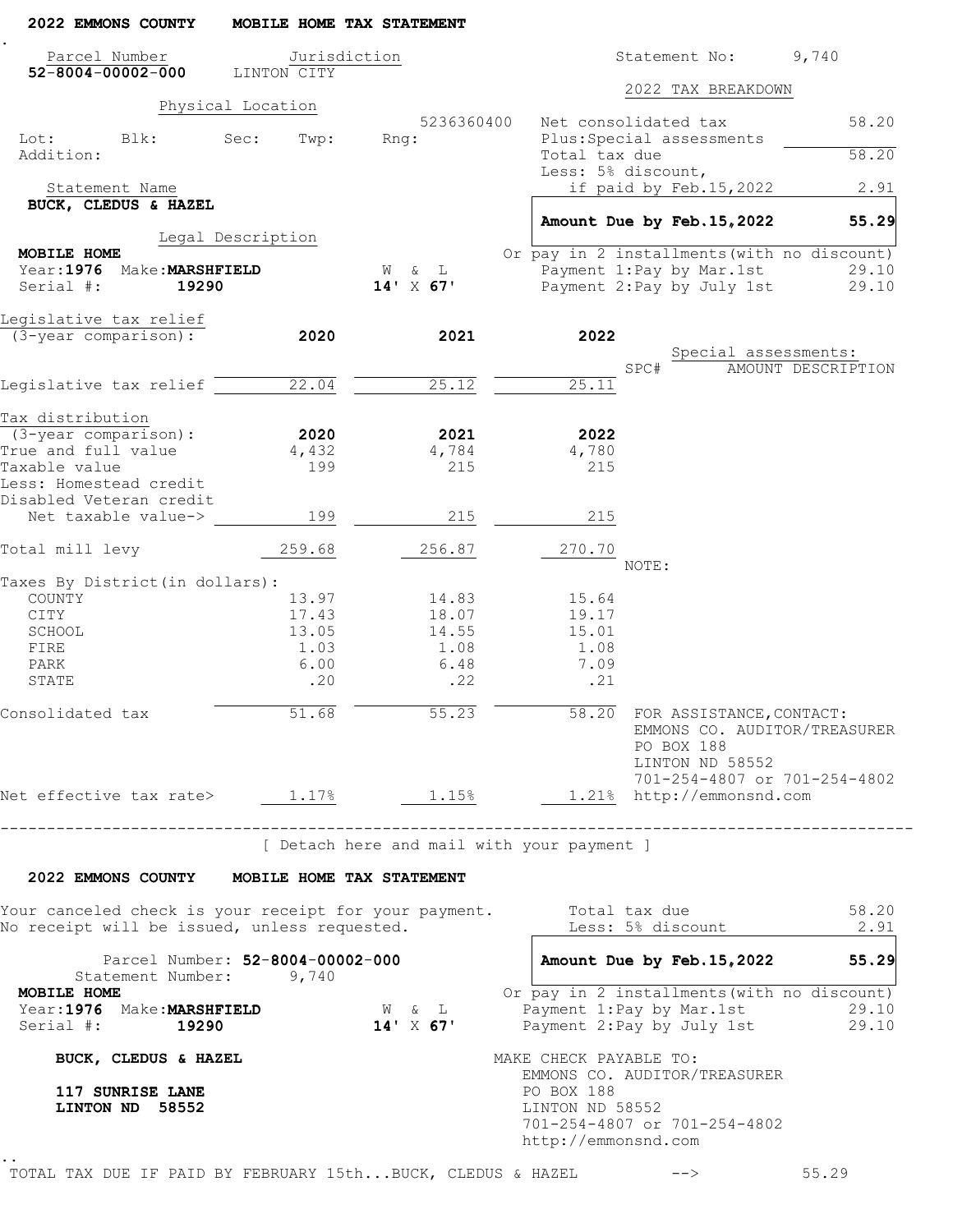## 2022 EMMONS COUNTY MOBILE HOME TAX STATEMENT

| Parcel Number | Jurisdiction | Statement No: |
|---|---|---|
| **52-8004-00002-000** | LINTON CITY | 9,740 |

**Physical Location**

5236360400

Lot: Blk: Sec: Twp: Rng:

Addition:

**Statement Name**

**BUCK, CLEDUS & HAZEL**

**Legal Description**

**MOBILE HOME**

Year: **1976** Make: **MARSHFIELD** W & L **14' X 67'**

Serial #: **19290**

### 2022 TAX BREAKDOWN

| | |
|---|---|
| Net consolidated tax | 58.20 |
| Plus: Special assessments | |
| Total tax due | 58.20 |
| Less: 5% discount, if paid by Feb.15,2022 | 2.91 |
| **Amount Due by Feb.15,2022** | **55.29** |
| Or pay in 2 installments (with no discount) | |
| Payment 1: Pay by Mar.1st | 29.10 |
| Payment 2: Pay by July 1st | 29.10 |

Legislative tax relief (3-year comparison):

| | 2020 | 2021 | 2022 |
|---|---|---|---|
| Legislative tax relief | 22.04 | 25.12 | 25.11 |

Special assessments:

| SPC# | AMOUNT | DESCRIPTION |
|---|---|---|

Tax distribution (3-year comparison):

| | 2020 | 2021 | 2022 |
|---|---|---|---|
| True and full value | 4,432 | 4,784 | 4,780 |
| Taxable value | 199 | 215 | 215 |
| Less: Homestead credit | | | |
| Disabled Veteran credit | | | |
| Net taxable value-> | 199 | 215 | 215 |
| Total mill levy | 259.68 | 256.87 | 270.70 |
| Taxes By District (in dollars): | | | |
| COUNTY | 13.97 | 14.83 | 15.64 |
| CITY | 17.43 | 18.07 | 19.17 |
| SCHOOL | 13.05 | 14.55 | 15.01 |
| FIRE | 1.03 | 1.08 | 1.08 |
| PARK | 6.00 | 6.48 | 7.09 |
| STATE | .20 | .22 | .21 |
| Consolidated tax | 51.68 | 55.23 | 58.20 |
| Net effective tax rate> | 1.17% | 1.15% | 1.21% |

NOTE:

FOR ASSISTANCE, CONTACT:
EMMONS CO. AUDITOR/TREASURER
PO BOX 188
LINTON ND 58552
701-254-4807 or 701-254-4802
http://emmonsnd.com

---

[ Detach here and mail with your payment ]

## 2022 EMMONS COUNTY MOBILE HOME TAX STATEMENT

Your canceled check is your receipt for your payment.
No receipt will be issued, unless requested.

| | |
|---|---|
| Total tax due | 58.20 |
| Less: 5% discount | 2.91 |
| **Amount Due by Feb.15,2022** | **55.29** |
| Or pay in 2 installments (with no discount) | |
| Payment 1: Pay by Mar.1st | 29.10 |
| Payment 2: Pay by July 1st | 29.10 |

Parcel Number: **52-8004-00002-000**
Statement Number: 9,740

**MOBILE HOME**

Year: **1976** Make: **MARSHFIELD** W & L **14' X 67'**

Serial #: **19290**

**BUCK, CLEDUS & HAZEL**

**117 SUNRISE LANE**
**LINTON ND 58552**

MAKE CHECK PAYABLE TO:
EMMONS CO. AUDITOR/TREASURER
PO BOX 188
LINTON ND 58552
701-254-4807 or 701-254-4802
http://emmonsnd.com

TOTAL TAX DUE IF PAID BY FEBRUARY 15th...BUCK, CLEDUS & HAZEL --> 55.29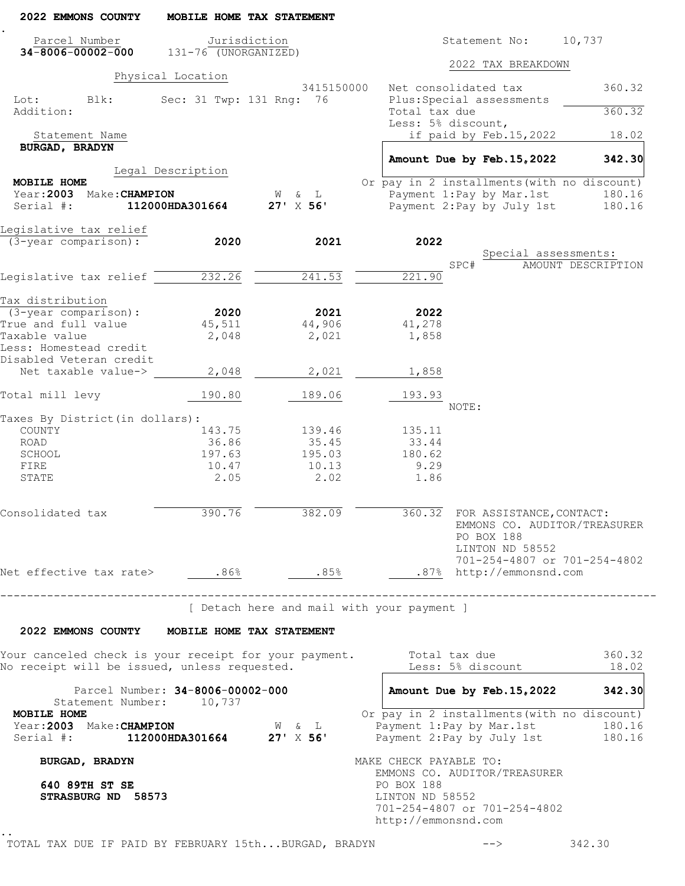## 2022 EMMONS COUNTY MOBILE HOME TAX STATEMENT

**Parcel Number:** 34-8006-00002-000
**Jurisdiction:** 131-76 (UNORGANIZED)
**Statement No:** 10,737

**Physical Location**
3415150000
Lot: Blk: Sec: 31 Twp: 131 Rng: 76
Addition:

**Statement Name**
**BURGAD, BRADYN**

**Legal Description**
**MOBILE HOME**
Year: **2003** Make: **CHAMPION** W & L
Serial #: **112000HDA301664** **27' X 56'**

### 2022 TAX BREAKDOWN

| | |
|---|---|
| Net consolidated tax | 360.32 |
| Plus: Special assessments | |
| Total tax due | 360.32 |
| Less: 5% discount, if paid by Feb.15,2022 | 18.02 |
| **Amount Due by Feb.15,2022** | **342.30** |

Or pay in 2 installments (with no discount)

| | |
|---|---|
| Payment 1: Pay by Mar.1st | 180.16 |
| Payment 2: Pay by July 1st | 180.16 |

| Legislative tax relief (3-year comparison): | 2020 | 2021 | 2022 |
|---|---|---|---|
| Legislative tax relief | 232.26 | 241.53 | 221.90 |

Special assessments:
SPC# AMOUNT DESCRIPTION

| Tax distribution (3-year comparison): | 2020 | 2021 | 2022 |
|---|---|---|---|
| True and full value | 45,511 | 44,906 | 41,278 |
| Taxable value | 2,048 | 2,021 | 1,858 |
| Less: Homestead credit | | | |
| Disabled Veteran credit | | | |
| Net taxable value-> | 2,048 | 2,021 | 1,858 |
| Total mill levy | 190.80 | 189.06 | 193.93 |
| Taxes By District (in dollars): | | | |
| COUNTY | 143.75 | 139.46 | 135.11 |
| ROAD | 36.86 | 35.45 | 33.44 |
| SCHOOL | 197.63 | 195.03 | 180.62 |
| FIRE | 10.47 | 10.13 | 9.29 |
| STATE | 2.05 | 2.02 | 1.86 |
| Consolidated tax | 390.76 | 382.09 | 360.32 |
| Net effective tax rate> | .86% | .85% | .87% |

NOTE:

FOR ASSISTANCE, CONTACT:
EMMONS CO. AUDITOR/TREASURER
PO BOX 188
LINTON ND 58552
701-254-4807 or 701-254-4802
http://emmonsnd.com

---

[ Detach here and mail with your payment ]

## 2022 EMMONS COUNTY MOBILE HOME TAX STATEMENT

Your canceled check is your receipt for your payment.
No receipt will be issued, unless requested.

| | |
|---|---|
| Total tax due | 360.32 |
| Less: 5% discount | 18.02 |
| **Amount Due by Feb.15,2022** | **342.30** |

Or pay in 2 installments (with no discount)

| | |
|---|---|
| Payment 1: Pay by Mar.1st | 180.16 |
| Payment 2: Pay by July 1st | 180.16 |

Parcel Number: **34-8006-00002-000**
Statement Number: 10,737
**MOBILE HOME**
Year: **2003** Make: **CHAMPION** W & L
Serial #: **112000HDA301664** **27' X 56'**

**BURGAD, BRADYN**

**640 89TH ST SE**
**STRASBURG ND 58573**

MAKE CHECK PAYABLE TO:
EMMONS CO. AUDITOR/TREASURER
PO BOX 188
LINTON ND 58552
701-254-4807 or 701-254-4802
http://emmonsnd.com

TOTAL TAX DUE IF PAID BY FEBRUARY 15th...BURGAD, BRADYN --> 342.30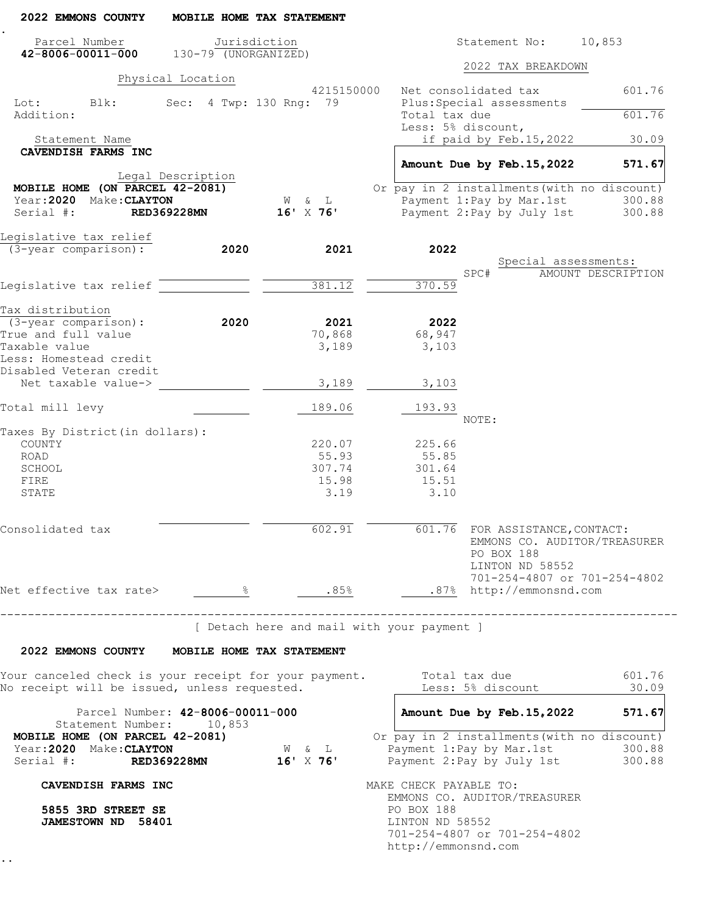## 2022 EMMONS COUNTY MOBILE HOME TAX STATEMENT

| Parcel Number | Jurisdiction |
|---|---|
| **42-8006-00011-000** | 130-79 (UNORGANIZED) |

Statement No: 10,853

Physical Location

4215150000

Lot: Blk: Sec: 4 Twp: 130 Rng: 79

Addition:

Statement Name

**CAVENDISH FARMS INC**

Legal Description

**MOBILE HOME (ON PARCEL 42-2081)**

Year:**2020** Make:**CLAYTON** W & L

Serial #: **RED369228MN** **16' X 76'**

### 2022 TAX BREAKDOWN

| | |
|---|---|
| Net consolidated tax | 601.76 |
| Plus:Special assessments | |
| Total tax due | 601.76 |
| Less: 5% discount, if paid by Feb.15,2022 | 30.09 |
| **Amount Due by Feb.15,2022** | **571.67** |

Or pay in 2 installments(with no discount)

| | |
|---|---|
| Payment 1:Pay by Mar.1st | 300.88 |
| Payment 2:Pay by July 1st | 300.88 |

Special assessments:

| SPC# | AMOUNT DESCRIPTION |
|---|---|

| Legislative tax relief (3-year comparison): | 2020 | 2021 | 2022 |
|---|---|---|---|
| Legislative tax relief | | 381.12 | 370.59 |

| Tax distribution (3-year comparison): | 2020 | 2021 | 2022 |
|---|---|---|---|
| True and full value | | 70,868 | 68,947 |
| Taxable value | | 3,189 | 3,103 |
| Less: Homestead credit | | | |
| Disabled Veteran credit | | | |
| Net taxable value-> | | 3,189 | 3,103 |
| Total mill levy | | 189.06 | 193.93 |
| Taxes By District(in dollars): | | | |
| COUNTY | | 220.07 | 225.66 |
| ROAD | | 55.93 | 55.85 |
| SCHOOL | | 307.74 | 301.64 |
| FIRE | | 15.98 | 15.51 |
| STATE | | 3.19 | 3.10 |
| Consolidated tax | | 602.91 | 601.76 |
| Net effective tax rate> | % | .85% | .87% |

NOTE:

FOR ASSISTANCE,CONTACT:
EMMONS CO. AUDITOR/TREASURER
PO BOX 188
LINTON ND 58552
701-254-4807 or 701-254-4802
http://emmonsnd.com

---

[ Detach here and mail with your payment ]

## 2022 EMMONS COUNTY MOBILE HOME TAX STATEMENT

Your canceled check is your receipt for your payment.
No receipt will be issued, unless requested.

| | |
|---|---|
| Total tax due | 601.76 |
| Less: 5% discount | 30.09 |
| **Amount Due by Feb.15,2022** | **571.67** |

Parcel Number: **42-8006-00011-000**

Statement Number: 10,853

**MOBILE HOME (ON PARCEL 42-2081)**

Year:**2020** Make:**CLAYTON** W & L

Serial #: **RED369228MN** **16' X 76'**

Or pay in 2 installments(with no discount)

| | |
|---|---|
| Payment 1:Pay by Mar.1st | 300.88 |
| Payment 2:Pay by July 1st | 300.88 |

**CAVENDISH FARMS INC**

**5855 3RD STREET SE**
**JAMESTOWN ND 58401**

MAKE CHECK PAYABLE TO:
EMMONS CO. AUDITOR/TREASURER
PO BOX 188
LINTON ND 58552
701-254-4807 or 701-254-4802
http://emmonsnd.com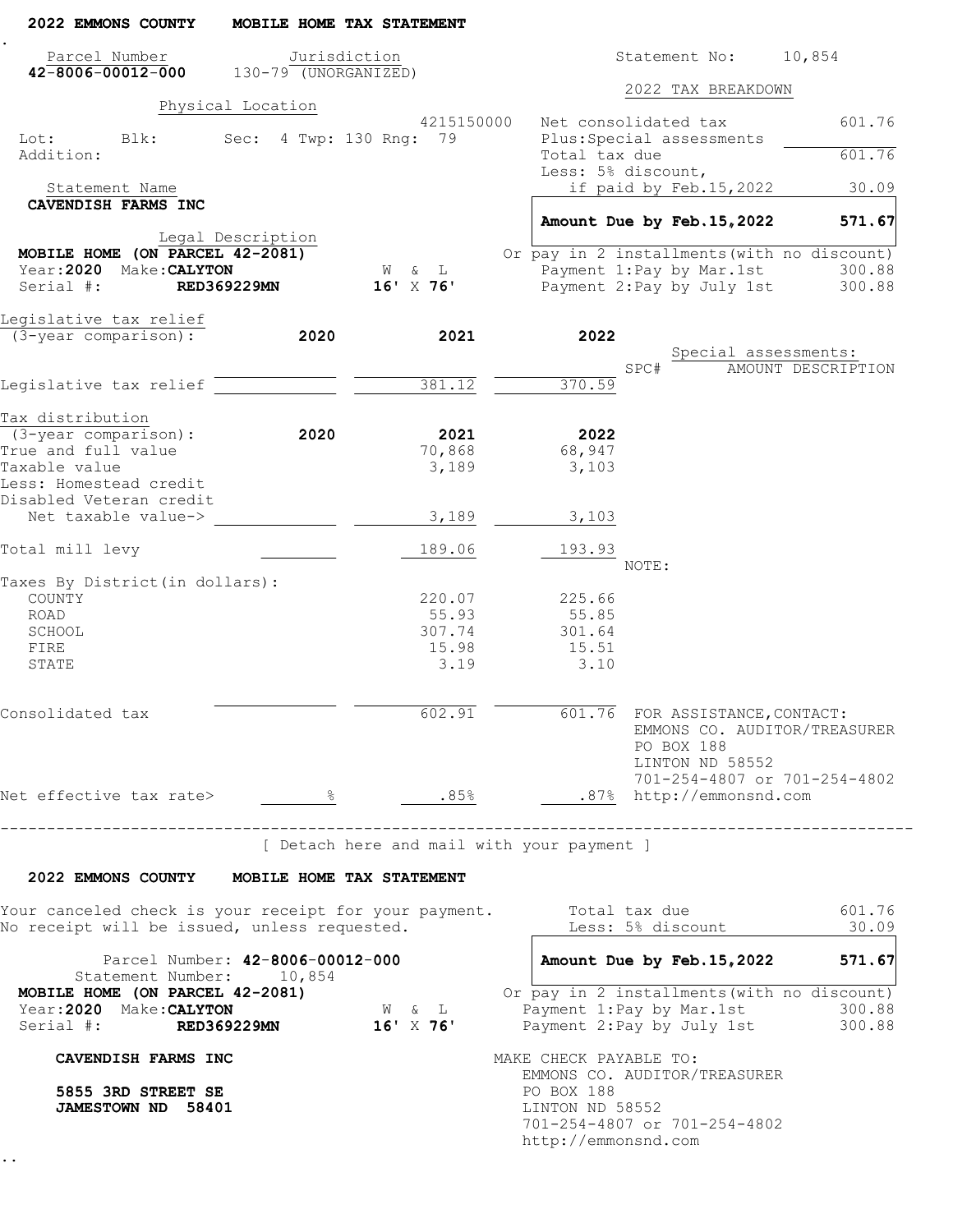**2022 EMMONS COUNTY MOBILE HOME TAX STATEMENT**

| Parcel Number | Jurisdiction |
|---|---|
| **42-8006-00012-000** | 130-79 (UNORGANIZED) |

Statement No: 10,854

Physical Location

4215150000

Lot: Blk: Sec: 4 Twp: 130 Rng: 79

Addition:

Statement Name

**CAVENDISH FARMS INC**

Legal Description

**MOBILE HOME (ON PARCEL 42-2081)**

Year: **2020** Make: **CALYTON** W & L **16'** X **76'**

Serial #: **RED369229MN**

**2022 TAX BREAKDOWN**

| | |
|---|---|
| Net consolidated tax | 601.76 |
| Plus: Special assessments | |
| Total tax due | 601.76 |
| Less: 5% discount, if paid by Feb.15,2022 | 30.09 |
| **Amount Due by Feb.15,2022** | **571.67** |

Or pay in 2 installments (with no discount)

| | |
|---|---|
| Payment 1: Pay by Mar.1st | 300.88 |
| Payment 2: Pay by July 1st | 300.88 |

| Legislative tax relief (3-year comparison): | 2020 | 2021 | 2022 |
|---|---|---|---|
| Legislative tax relief | | 381.12 | 370.59 |

Special assessments:

| SPC# | AMOUNT | DESCRIPTION |
|---|---|---|

| Tax distribution (3-year comparison): | 2020 | 2021 | 2022 |
|---|---|---|---|
| True and full value | | 70,868 | 68,947 |
| Taxable value | | 3,189 | 3,103 |
| Less: Homestead credit | | | |
| Disabled Veteran credit | | | |
| Net taxable value-> | | 3,189 | 3,103 |
| Total mill levy | | 189.06 | 193.93 |
| Taxes By District (in dollars): | | | |
| COUNTY | | 220.07 | 225.66 |
| ROAD | | 55.93 | 55.85 |
| SCHOOL | | 307.74 | 301.64 |
| FIRE | | 15.98 | 15.51 |
| STATE | | 3.19 | 3.10 |
| Consolidated tax | | 602.91 | 601.76 |
| Net effective tax rate> | % | .85% | .87% |

NOTE:

FOR ASSISTANCE, CONTACT:
EMMONS CO. AUDITOR/TREASURER
PO BOX 188
LINTON ND 58552
701-254-4807 or 701-254-4802
http://emmonsnd.com

---

[ Detach here and mail with your payment ]

**2022 EMMONS COUNTY MOBILE HOME TAX STATEMENT**

Your canceled check is your receipt for your payment.
No receipt will be issued, unless requested.

| | |
|---|---|
| Total tax due | 601.76 |
| Less: 5% discount | 30.09 |
| **Amount Due by Feb.15,2022** | **571.67** |

Parcel Number: **42-8006-00012-000**
Statement Number: 10,854

**MOBILE HOME (ON PARCEL 42-2081)**

Year: **2020** Make: **CALYTON** W & L **16'** X **76'**

Serial #: **RED369229MN**

Or pay in 2 installments (with no discount)

| | |
|---|---|
| Payment 1: Pay by Mar.1st | 300.88 |
| Payment 2: Pay by July 1st | 300.88 |

**CAVENDISH FARMS INC**

**5855 3RD STREET SE**
**JAMESTOWN ND 58401**

MAKE CHECK PAYABLE TO:
EMMONS CO. AUDITOR/TREASURER
PO BOX 188
LINTON ND 58552
701-254-4807 or 701-254-4802
http://emmonsnd.com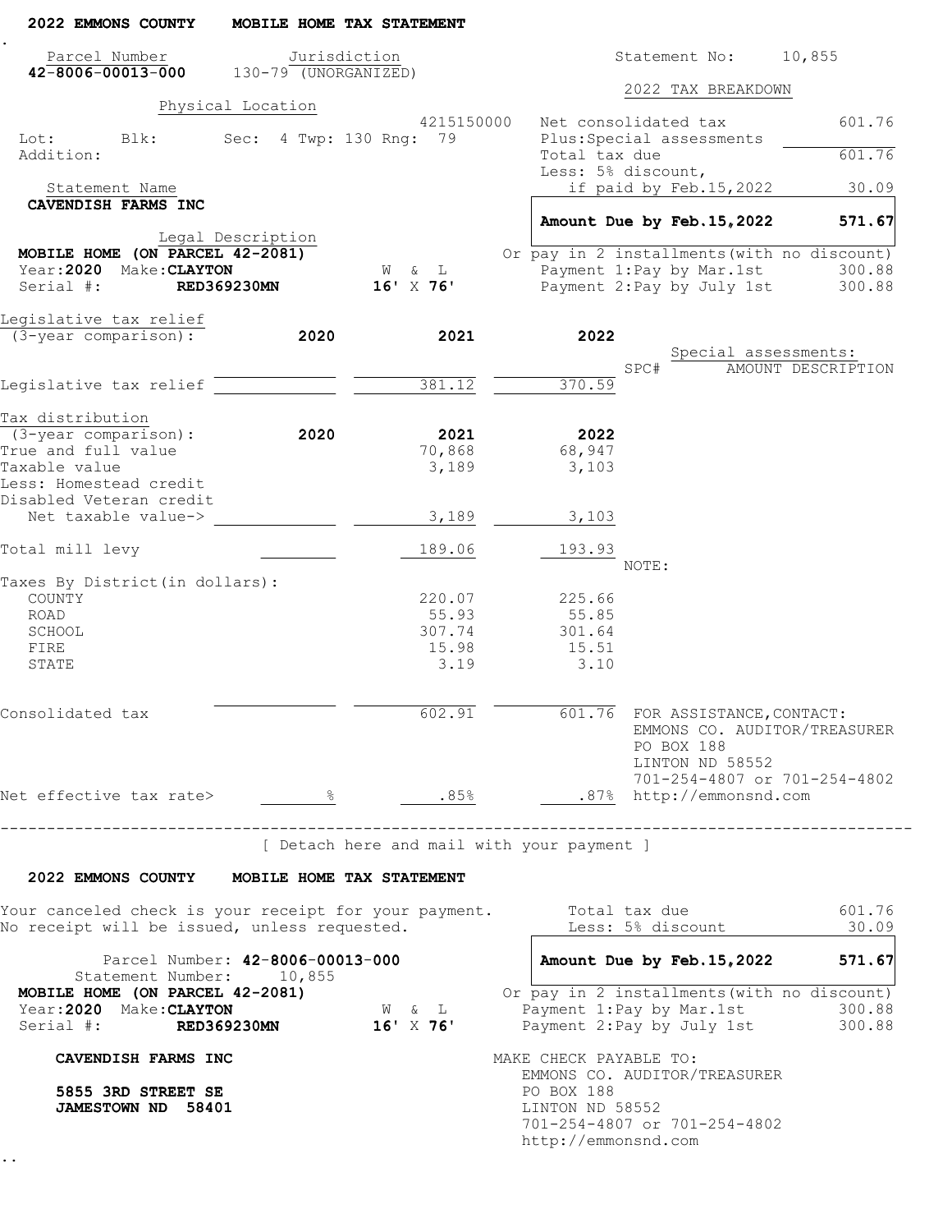## 2022 EMMONS COUNTY MOBILE HOME TAX STATEMENT

| Parcel Number | Jurisdiction |
|---|---|
| **42-8006-00013-000** | 130-79 (UNORGANIZED) |

Statement No: 10,855

**Physical Location**

4215150000

Lot: Blk: Sec: 4 Twp: 130 Rng: 79

Addition:

**Statement Name**

**CAVENDISH FARMS INC**

**Legal Description**

**MOBILE HOME (ON PARCEL 42-2081)**

Year: **2020** Make: **CLAYTON** W & L **16'** X **76'**

Serial #: **RED369230MN**

### 2022 TAX BREAKDOWN

| | |
|---|---|
| Net consolidated tax | 601.76 |
| Plus: Special assessments | |
| Total tax due | 601.76 |
| Less: 5% discount, if paid by Feb.15,2022 | 30.09 |
| **Amount Due by Feb.15,2022** | **571.67** |

Or pay in 2 installments (with no discount)

| | |
|---|---|
| Payment 1: Pay by Mar.1st | 300.88 |
| Payment 2: Pay by July 1st | 300.88 |

| Legislative tax relief (3-year comparison): | 2020 | 2021 | 2022 |
|---|---|---|---|
| Legislative tax relief | | 381.12 | 370.59 |

Special assessments:

| SPC# | AMOUNT | DESCRIPTION |
|---|---|---|

| Tax distribution (3-year comparison): | 2020 | 2021 | 2022 |
|---|---|---|---|
| True and full value | | 70,868 | 68,947 |
| Taxable value | | 3,189 | 3,103 |
| Less: Homestead credit | | | |
| Disabled Veteran credit | | | |
| Net taxable value-> | | 3,189 | 3,103 |
| Total mill levy | | 189.06 | 193.93 |
| Taxes By District (in dollars): | | | |
| COUNTY | | 220.07 | 225.66 |
| ROAD | | 55.93 | 55.85 |
| SCHOOL | | 307.74 | 301.64 |
| FIRE | | 15.98 | 15.51 |
| STATE | | 3.19 | 3.10 |
| Consolidated tax | | 602.91 | 601.76 |
| Net effective tax rate> | % | .85% | .87% |

NOTE:

FOR ASSISTANCE, CONTACT:
EMMONS CO. AUDITOR/TREASURER
PO BOX 188
LINTON ND 58552
701-254-4807 or 701-254-4802
http://emmonsnd.com

---

[ Detach here and mail with your payment ]

## 2022 EMMONS COUNTY MOBILE HOME TAX STATEMENT

Your canceled check is your receipt for your payment.
No receipt will be issued, unless requested.

| | |
|---|---|
| Total tax due | 601.76 |
| Less: 5% discount | 30.09 |
| **Amount Due by Feb.15,2022** | **571.67** |

Or pay in 2 installments (with no discount)

| | |
|---|---|
| Payment 1: Pay by Mar.1st | 300.88 |
| Payment 2: Pay by July 1st | 300.88 |

Parcel Number: **42-8006-00013-000**
Statement Number: 10,855

**MOBILE HOME (ON PARCEL 42-2081)**

Year: **2020** Make: **CLAYTON** W & L **16'** X **76'**

Serial #: **RED369230MN**

**CAVENDISH FARMS INC**

**5855 3RD STREET SE**
**JAMESTOWN ND 58401**

MAKE CHECK PAYABLE TO:
EMMONS CO. AUDITOR/TREASURER
PO BOX 188
LINTON ND 58552
701-254-4807 or 701-254-4802
http://emmonsnd.com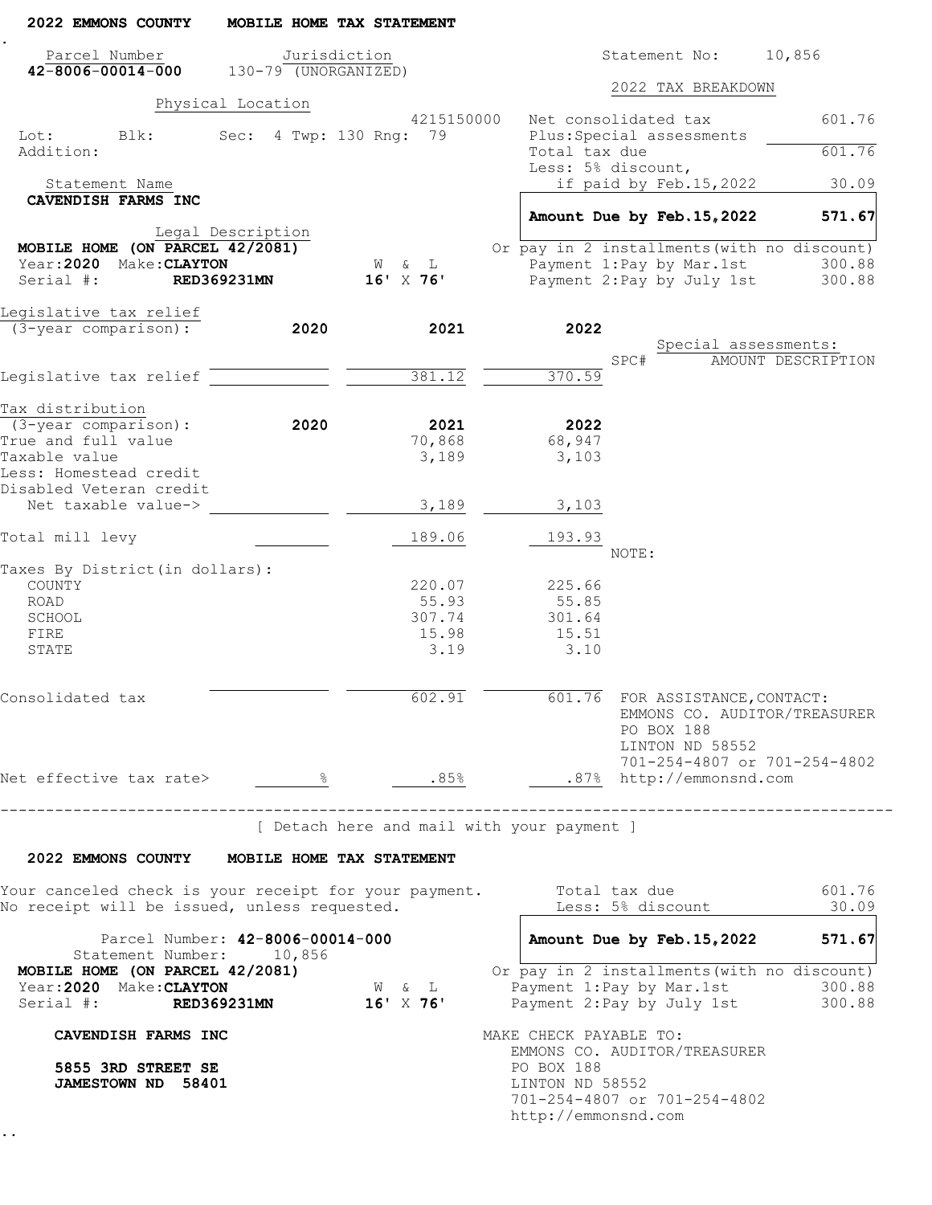## 2022 EMMONS COUNTY MOBILE HOME TAX STATEMENT

| Parcel Number | Jurisdiction |
|---|---|
| **42-8006-00014-000** | 130-79 (UNORGANIZED) |

Statement No: 10,856

**Physical Location**

4215150000

Lot: Blk: Sec: 4 Twp: 130 Rng: 79

Addition:

**Statement Name**

**CAVENDISH FARMS INC**

**Legal Description**

**MOBILE HOME (ON PARCEL 42/2081)**

Year: **2020** Make: **CLAYTON** W & L

Serial #: **RED369231MN** **16' X 76'**

### 2022 TAX BREAKDOWN

| | |
|---|---|
| Net consolidated tax | 601.76 |
| Plus: Special assessments | |
| Total tax due | 601.76 |
| Less: 5% discount, if paid by Feb.15,2022 | 30.09 |
| **Amount Due by Feb.15,2022** | **571.67** |

Or pay in 2 installments (with no discount)

| | |
|---|---|
| Payment 1: Pay by Mar.1st | 300.88 |
| Payment 2: Pay by July 1st | 300.88 |

| Legislative tax relief (3-year comparison): | 2020 | 2021 | 2022 |
|---|---|---|---|
| Legislative tax relief | | 381.12 | 370.59 |

Special assessments:

| SPC# | AMOUNT | DESCRIPTION |
|---|---|---|

| Tax distribution (3-year comparison): | 2020 | 2021 | 2022 |
|---|---|---|---|
| True and full value | | 70,868 | 68,947 |
| Taxable value | | 3,189 | 3,103 |
| Less: Homestead credit | | | |
| Disabled Veteran credit | | | |
| Net taxable value-> | | 3,189 | 3,103 |
| Total mill levy | | 189.06 | 193.93 |
| Taxes By District (in dollars): | | | |
| COUNTY | | 220.07 | 225.66 |
| ROAD | | 55.93 | 55.85 |
| SCHOOL | | 307.74 | 301.64 |
| FIRE | | 15.98 | 15.51 |
| STATE | | 3.19 | 3.10 |
| Consolidated tax | | 602.91 | 601.76 |
| Net effective tax rate> | % | .85% | .87% |

NOTE:

FOR ASSISTANCE, CONTACT:
EMMONS CO. AUDITOR/TREASURER
PO BOX 188
LINTON ND 58552
701-254-4807 or 701-254-4802
http://emmonsnd.com

---

[ Detach here and mail with your payment ]

## 2022 EMMONS COUNTY MOBILE HOME TAX STATEMENT

Your canceled check is your receipt for your payment.
No receipt will be issued, unless requested.

| | |
|---|---|
| Total tax due | 601.76 |
| Less: 5% discount | 30.09 |
| **Amount Due by Feb.15,2022** | **571.67** |

Or pay in 2 installments (with no discount)

| | |
|---|---|
| Payment 1: Pay by Mar.1st | 300.88 |
| Payment 2: Pay by July 1st | 300.88 |

Parcel Number: **42-8006-00014-000**
Statement Number: 10,856

**MOBILE HOME (ON PARCEL 42/2081)**

Year: **2020** Make: **CLAYTON** W & L

Serial #: **RED369231MN** **16' X 76'**

**CAVENDISH FARMS INC**

**5855 3RD STREET SE**
**JAMESTOWN ND 58401**

MAKE CHECK PAYABLE TO:
EMMONS CO. AUDITOR/TREASURER
PO BOX 188
LINTON ND 58552
701-254-4807 or 701-254-4802
http://emmonsnd.com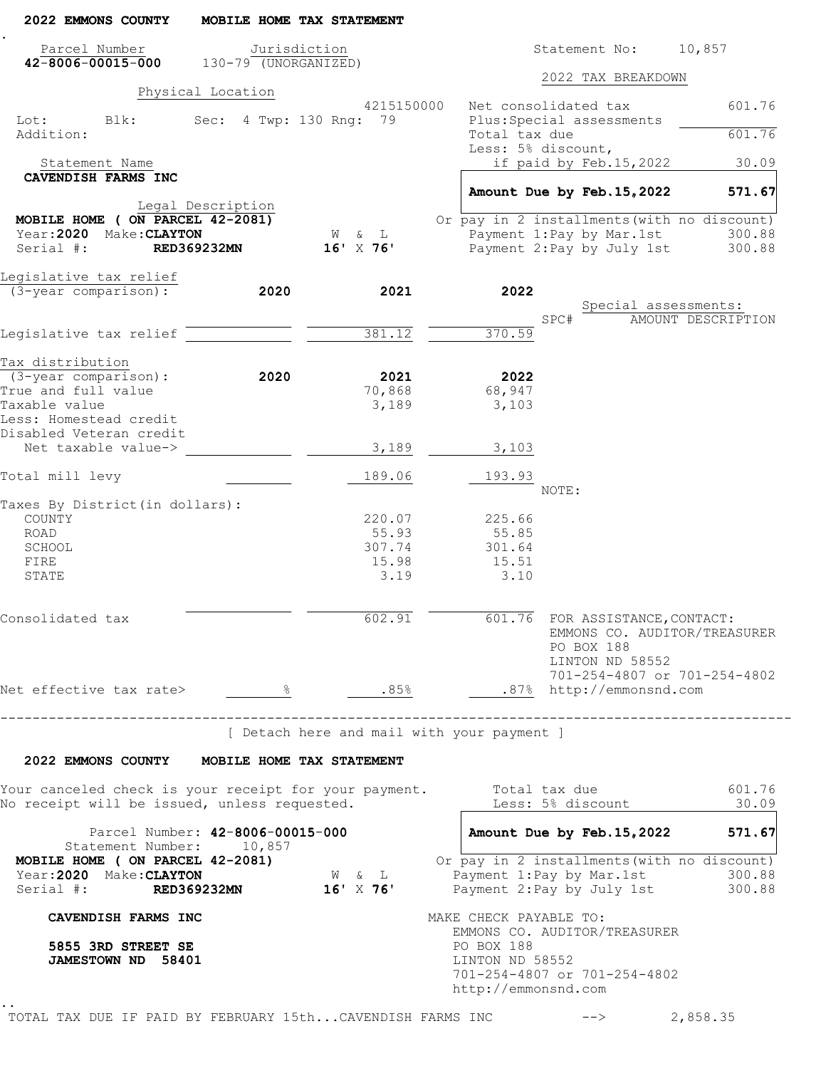## 2022 EMMONS COUNTY MOBILE HOME TAX STATEMENT

| Parcel Number | Jurisdiction |
|---|---|
| **42-8006-00015-000** | 130-79 (UNORGANIZED) |

Statement No: 10,857

**Physical Location**

4215150000

Lot: Blk: Sec: 4 Twp: 130 Rng: 79

Addition:

**Statement Name**

**CAVENDISH FARMS INC**

**Legal Description**

**MOBILE HOME ( ON PARCEL 42-2081)**

Year: **2020** Make: **CLAYTON** W & L **16' X 76'**

Serial #: **RED369232MN**

### 2022 TAX BREAKDOWN

| | |
|---|---|
| Net consolidated tax | 601.76 |
| Plus: Special assessments | |
| Total tax due | 601.76 |
| Less: 5% discount, if paid by Feb.15,2022 | 30.09 |
| **Amount Due by Feb.15,2022** | **571.67** |

Or pay in 2 installments (with no discount)

| | |
|---|---|
| Payment 1: Pay by Mar.1st | 300.88 |
| Payment 2: Pay by July 1st | 300.88 |

| Legislative tax relief (3-year comparison): | 2020 | 2021 | 2022 |
|---|---|---|---|
| Legislative tax relief | | 381.12 | 370.59 |

Special assessments:

| SPC# | AMOUNT | DESCRIPTION |
|---|---|---|

| Tax distribution (3-year comparison): | 2020 | 2021 | 2022 |
|---|---|---|---|
| True and full value | | 70,868 | 68,947 |
| Taxable value | | 3,189 | 3,103 |
| Less: Homestead credit | | | |
| Disabled Veteran credit | | | |
| Net taxable value-> | | 3,189 | 3,103 |
| Total mill levy | | 189.06 | 193.93 |
| Taxes By District (in dollars): | | | |
| COUNTY | | 220.07 | 225.66 |
| ROAD | | 55.93 | 55.85 |
| SCHOOL | | 307.74 | 301.64 |
| FIRE | | 15.98 | 15.51 |
| STATE | | 3.19 | 3.10 |
| Consolidated tax | | 602.91 | 601.76 |
| Net effective tax rate> | % | .85% | .87% |

NOTE:

FOR ASSISTANCE, CONTACT:
EMMONS CO. AUDITOR/TREASURER
PO BOX 188
LINTON ND 58552
701-254-4807 or 701-254-4802
http://emmonsnd.com

---

[ Detach here and mail with your payment ]

## 2022 EMMONS COUNTY MOBILE HOME TAX STATEMENT

Your canceled check is your receipt for your payment.
No receipt will be issued, unless requested.

| | |
|---|---|
| Total tax due | 601.76 |
| Less: 5% discount | 30.09 |
| **Amount Due by Feb.15,2022** | **571.67** |

Parcel Number: **42-8006-00015-000**
Statement Number: 10,857

**MOBILE HOME ( ON PARCEL 42-2081)**

Year: **2020** Make: **CLAYTON** W & L **16' X 76'**

Serial #: **RED369232MN**

Or pay in 2 installments (with no discount)

| | |
|---|---|
| Payment 1: Pay by Mar.1st | 300.88 |
| Payment 2: Pay by July 1st | 300.88 |

**CAVENDISH FARMS INC**

**5855 3RD STREET SE**
**JAMESTOWN ND 58401**

MAKE CHECK PAYABLE TO:
EMMONS CO. AUDITOR/TREASURER
PO BOX 188
LINTON ND 58552
701-254-4807 or 701-254-4802
http://emmonsnd.com

TOTAL TAX DUE IF PAID BY FEBRUARY 15th...CAVENDISH FARMS INC --> 2,858.35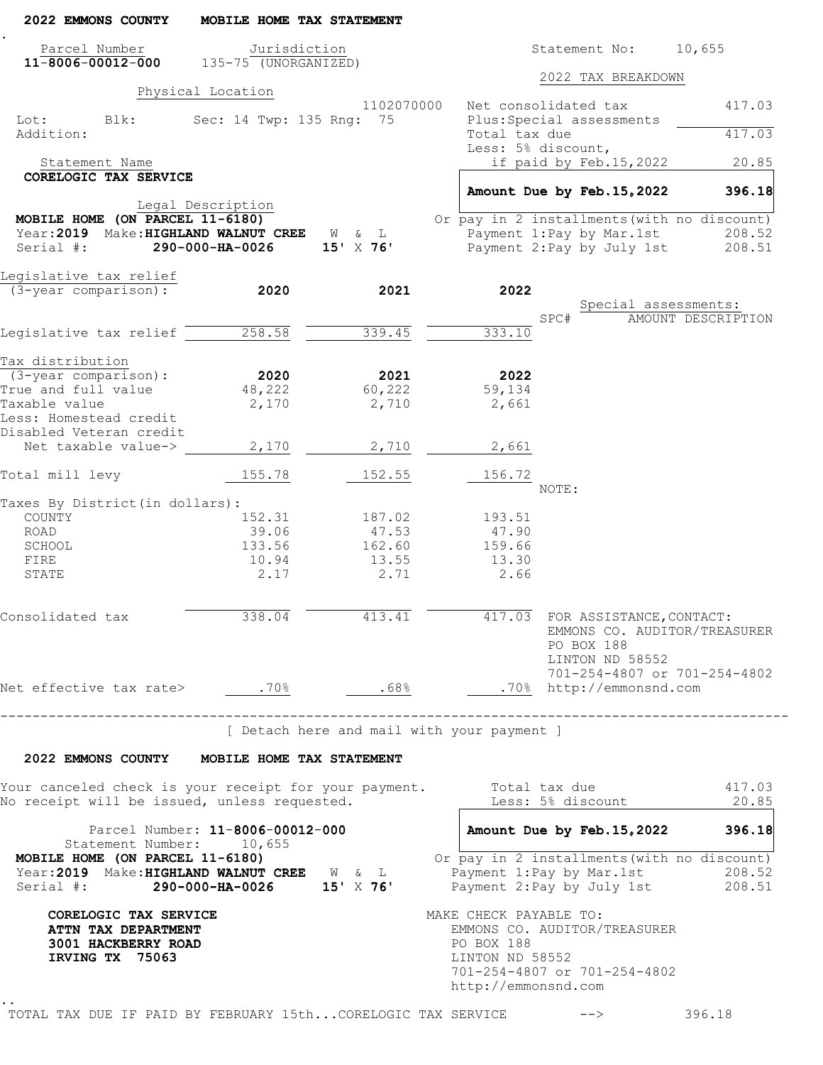**2022 EMMONS COUNTY MOBILE HOME TAX STATEMENT**

| Parcel Number | Jurisdiction |
|---|---|
| **11-8006-00012-000** | 135-75 (UNORGANIZED) |

Statement No: 10,655

Physical Location

1102070000

Lot: Blk: Sec: 14 Twp: 135 Rng: 75
Addition:

Statement Name
**CORELOGIC TAX SERVICE**

Legal Description
**MOBILE HOME (ON PARCEL 11-6180)**
Year:**2019** Make:**HIGHLAND WALNUT CREE** W & L
Serial #: **290-000-HA-0026** **15' X 76'**

**2022 TAX BREAKDOWN**

| | |
|---|---|
| Net consolidated tax | 417.03 |
| Plus:Special assessments | |
| Total tax due | 417.03 |
| Less: 5% discount, if paid by Feb.15,2022 | 20.85 |
| **Amount Due by Feb.15,2022** | **396.18** |

Or pay in 2 installments(with no discount)

| | |
|---|---|
| Payment 1:Pay by Mar.1st | 208.52 |
| Payment 2:Pay by July 1st | 208.51 |

| Legislative tax relief (3-year comparison): | 2020 | 2021 | 2022 |
|---|---|---|---|
| Legislative tax relief | 258.58 | 339.45 | 333.10 |

| Tax distribution (3-year comparison): | 2020 | 2021 | 2022 |
|---|---|---|---|
| True and full value | 48,222 | 60,222 | 59,134 |
| Taxable value | 2,170 | 2,710 | 2,661 |
| Less: Homestead credit | | | |
| Disabled Veteran credit | | | |
| Net taxable value-> | 2,170 | 2,710 | 2,661 |
| Total mill levy | 155.78 | 152.55 | 156.72 |
| Taxes By District(in dollars): | | | |
| COUNTY | 152.31 | 187.02 | 193.51 |
| ROAD | 39.06 | 47.53 | 47.90 |
| SCHOOL | 133.56 | 162.60 | 159.66 |
| FIRE | 10.94 | 13.55 | 13.30 |
| STATE | 2.17 | 2.71 | 2.66 |
| Consolidated tax | 338.04 | 413.41 | 417.03 |
| Net effective tax rate> | .70% | .68% | .70% |

Special assessments:

| SPC# | AMOUNT | DESCRIPTION |
|---|---|---|

NOTE:

FOR ASSISTANCE,CONTACT:
EMMONS CO. AUDITOR/TREASURER
PO BOX 188
LINTON ND 58552
701-254-4807 or 701-254-4802
http://emmonsnd.com

---

[ Detach here and mail with your payment ]

**2022 EMMONS COUNTY MOBILE HOME TAX STATEMENT**

Your canceled check is your receipt for your payment.
No receipt will be issued, unless requested.

| | |
|---|---|
| Total tax due | 417.03 |
| Less: 5% discount | 20.85 |
| **Amount Due by Feb.15,2022** | **396.18** |

Parcel Number: **11-8006-00012-000**
Statement Number: 10,655
**MOBILE HOME (ON PARCEL 11-6180)**
Year:**2019** Make:**HIGHLAND WALNUT CREE** W & L
Serial #: **290-000-HA-0026** **15' X 76'**

Or pay in 2 installments(with no discount)

| | |
|---|---|
| Payment 1:Pay by Mar.1st | 208.52 |
| Payment 2:Pay by July 1st | 208.51 |

**CORELOGIC TAX SERVICE**
**ATTN TAX DEPARTMENT**
**3001 HACKBERRY ROAD**
**IRVING TX 75063**

MAKE CHECK PAYABLE TO:
EMMONS CO. AUDITOR/TREASURER
PO BOX 188
LINTON ND 58552
701-254-4807 or 701-254-4802
http://emmonsnd.com

TOTAL TAX DUE IF PAID BY FEBRUARY 15th...CORELOGIC TAX SERVICE --> 396.18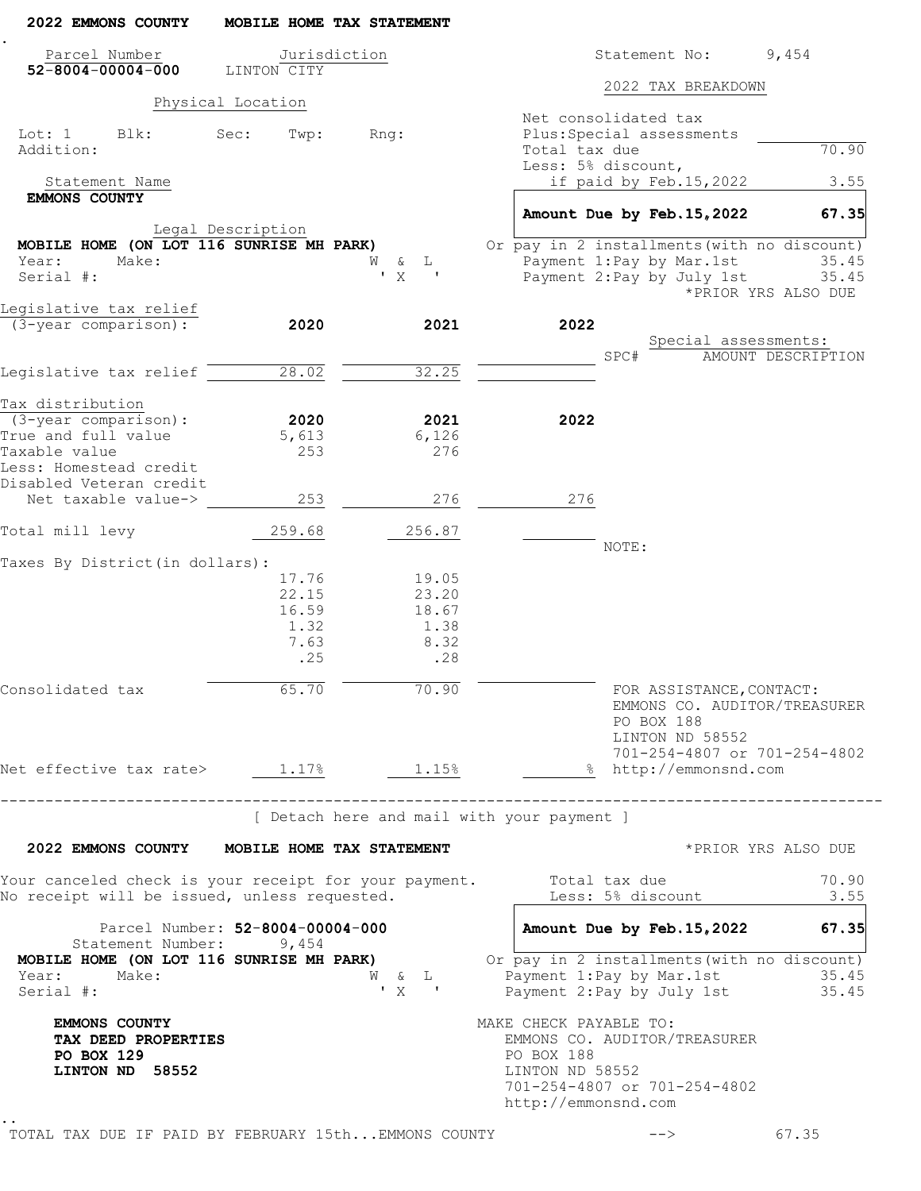**2022 EMMONS COUNTY MOBILE HOME TAX STATEMENT**

| Parcel Number | Jurisdiction |
|---|---|
| **52-8004-00004-000** | LINTON CITY |

Statement No: 9,454

**Physical Location**

Lot: 1 Blk: Sec: Twp: Rng:
Addition:

**Statement Name**
**EMMONS COUNTY**

**Legal Description**
**MOBILE HOME (ON LOT 116 SUNRISE MH PARK)**
Year: Make: W & L
Serial #: ' X '

**2022 TAX BREAKDOWN**

| | |
|---|---|
| Net consolidated tax | |
| Plus: Special assessments | |
| Total tax due | 70.90 |
| Less: 5% discount, if paid by Feb.15,2022 | 3.55 |
| **Amount Due by Feb.15,2022** | **67.35** |

Or pay in 2 installments (with no discount)

| | |
|---|---|
| Payment 1: Pay by Mar.1st | 35.45 |
| Payment 2: Pay by July 1st | 35.45 |

*PRIOR YRS ALSO DUE

| Legislative tax relief (3-year comparison): | 2020 | 2021 | 2022 |
|---|---|---|---|
| Legislative tax relief | 28.02 | 32.25 | |

Special assessments:
SPC# AMOUNT DESCRIPTION

| Tax distribution (3-year comparison): | 2020 | 2021 | 2022 |
|---|---|---|---|
| True and full value | 5,613 | 6,126 | |
| Taxable value | 253 | 276 | |
| Less: Homestead credit | | | |
| Disabled Veteran credit | | | |
| Net taxable value-> | 253 | 276 | 276 |
| Total mill levy | 259.68 | 256.87 | |
| Taxes By District (in dollars): | | | |
| | 17.76 | 19.05 | |
| | 22.15 | 23.20 | |
| | 16.59 | 18.67 | |
| | 1.32 | 1.38 | |
| | 7.63 | 8.32 | |
| | .25 | .28 | |
| Consolidated tax | 65.70 | 70.90 | |
| Net effective tax rate> | 1.17% | 1.15% | % |

NOTE:

FOR ASSISTANCE, CONTACT:
EMMONS CO. AUDITOR/TREASURER
PO BOX 188
LINTON ND 58552
701-254-4807 or 701-254-4802
http://emmonsnd.com

---

[ Detach here and mail with your payment ]

**2022 EMMONS COUNTY MOBILE HOME TAX STATEMENT** *PRIOR YRS ALSO DUE

Your canceled check is your receipt for your payment.
No receipt will be issued, unless requested.

| | |
|---|---|
| Total tax due | 70.90 |
| Less: 5% discount | 3.55 |
| **Amount Due by Feb.15,2022** | **67.35** |

Parcel Number: **52-8004-00004-000**
Statement Number: 9,454
**MOBILE HOME (ON LOT 116 SUNRISE MH PARK)**
Year: Make: W & L
Serial #: ' X '

Or pay in 2 installments (with no discount)

| | |
|---|---|
| Payment 1: Pay by Mar.1st | 35.45 |
| Payment 2: Pay by July 1st | 35.45 |

**EMMONS COUNTY**
**TAX DEED PROPERTIES**
**PO BOX 129**
**LINTON ND 58552**

MAKE CHECK PAYABLE TO:
EMMONS CO. AUDITOR/TREASURER
PO BOX 188
LINTON ND 58552
701-254-4807 or 701-254-4802
http://emmonsnd.com

TOTAL TAX DUE IF PAID BY FEBRUARY 15th...EMMONS COUNTY --> 67.35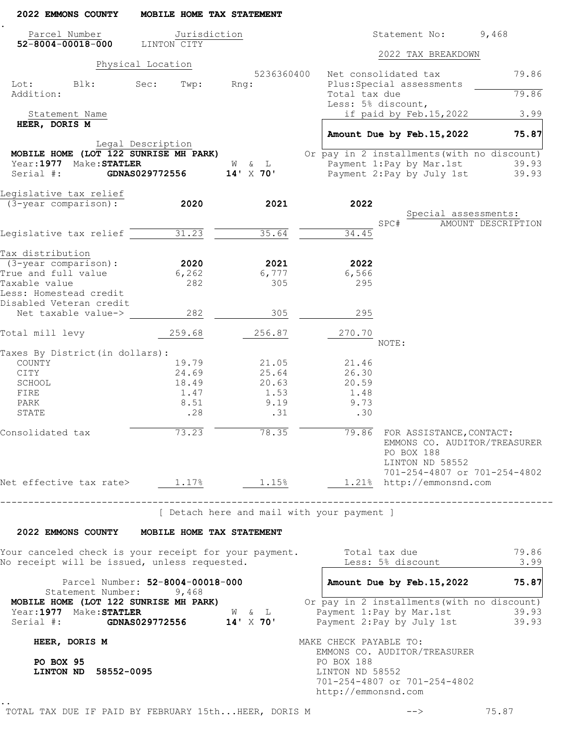**2022 EMMONS COUNTY MOBILE HOME TAX STATEMENT**

| Parcel Number | Jurisdiction |
|---|---|
| **52-8004-00018-000** | LINTON CITY |

Statement No: 9,468

Physical Location

5236360400

Lot: Blk: Sec: Twp: Rng:

Addition:

Statement Name

**HEER, DORIS M**

Legal Description

**MOBILE HOME (LOT 122 SUNRISE MH PARK)**

Year:**1977** Make:**STATLER** W & L

Serial #: **GDNAS029772556** **14'** X **70'**

**2022 TAX BREAKDOWN**

| | |
|---|---|
| Net consolidated tax | 79.86 |
| Plus:Special assessments | |
| Total tax due | 79.86 |
| Less: 5% discount, if paid by Feb.15,2022 | 3.99 |
| **Amount Due by Feb.15,2022** | **75.87** |
| Or pay in 2 installments(with no discount) | |
| Payment 1:Pay by Mar.1st | 39.93 |
| Payment 2:Pay by July 1st | 39.93 |

| Legislative tax relief (3-year comparison): | 2020 | 2021 | 2022 |
|---|---|---|---|
| Legislative tax relief | 31.23 | 35.64 | 34.45 |

Special assessments:

| SPC# | AMOUNT | DESCRIPTION |
|---|---|---|

| Tax distribution (3-year comparison): | 2020 | 2021 | 2022 |
|---|---|---|---|
| True and full value | 6,262 | 6,777 | 6,566 |
| Taxable value | 282 | 305 | 295 |
| Less: Homestead credit | | | |
| Disabled Veteran credit | | | |
| Net taxable value-> | 282 | 305 | 295 |
| Total mill levy | 259.68 | 256.87 | 270.70 |
| Taxes By District(in dollars): | | | |
| COUNTY | 19.79 | 21.05 | 21.46 |
| CITY | 24.69 | 25.64 | 26.30 |
| SCHOOL | 18.49 | 20.63 | 20.59 |
| FIRE | 1.47 | 1.53 | 1.48 |
| PARK | 8.51 | 9.19 | 9.73 |
| STATE | .28 | .31 | .30 |
| Consolidated tax | 73.23 | 78.35 | 79.86 |
| Net effective tax rate> | 1.17% | 1.15% | 1.21% |

NOTE:

FOR ASSISTANCE,CONTACT:
EMMONS CO. AUDITOR/TREASURER
PO BOX 188
LINTON ND 58552
701-254-4807 or 701-254-4802
http://emmonsnd.com

---

[ Detach here and mail with your payment ]

**2022 EMMONS COUNTY MOBILE HOME TAX STATEMENT**

Your canceled check is your receipt for your payment.
No receipt will be issued, unless requested.

| | |
|---|---|
| Total tax due | 79.86 |
| Less: 5% discount | 3.99 |
| **Amount Due by Feb.15,2022** | **75.87** |
| Or pay in 2 installments(with no discount) | |
| Payment 1:Pay by Mar.1st | 39.93 |
| Payment 2:Pay by July 1st | 39.93 |

Parcel Number: **52-8004-00018-000**
Statement Number: 9,468

**MOBILE HOME (LOT 122 SUNRISE MH PARK)**

Year:**1977** Make:**STATLER** W & L

Serial #: **GDNAS029772556** **14'** X **70'**

**HEER, DORIS M**

**PO BOX 95**
**LINTON ND 58552-0095**

MAKE CHECK PAYABLE TO:
EMMONS CO. AUDITOR/TREASURER
PO BOX 188
LINTON ND 58552
701-254-4807 or 701-254-4802
http://emmonsnd.com

TOTAL TAX DUE IF PAID BY FEBRUARY 15th...HEER, DORIS M --> 75.87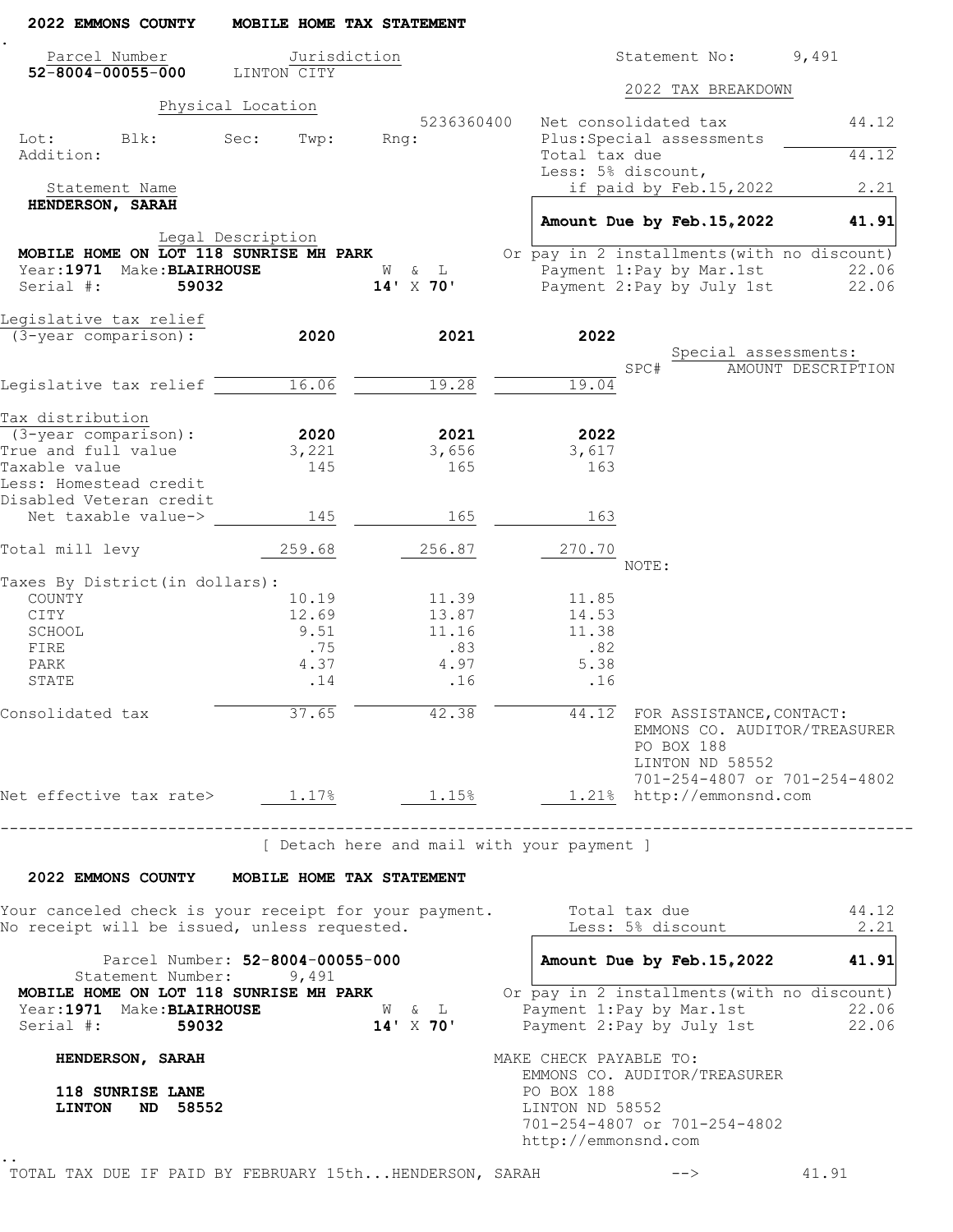**2022 EMMONS COUNTY MOBILE HOME TAX STATEMENT**

.

| Parcel Number | Jurisdiction | Statement No: | 9,491 |
|---|---|---|---|
| **52-8004-00055-000** | LINTON CITY | | |

**2022 TAX BREAKDOWN**

Physical Location

5236360400

Lot: Blk: Sec: Twp: Rng:

Addition:

| | |
|---|---|
| Net consolidated tax | 44.12 |
| Plus:Special assessments | |
| Total tax due | 44.12 |
| Less: 5% discount, if paid by Feb.15,2022 | 2.21 |
| **Amount Due by Feb.15,2022** | **41.91** |

Or pay in 2 installments(with no discount)

| | |
|---|---|
| Payment 1:Pay by Mar.1st | 22.06 |
| Payment 2:Pay by July 1st | 22.06 |

Statement Name

**HENDERSON, SARAH**

Legal Description

**MOBILE HOME ON LOT 118 SUNRISE MH PARK**

Year:**1971** Make:**BLAIRHOUSE** W & L

Serial #: **59032** **14'** X **70'**

| Legislative tax relief (3-year comparison): | **2020** | **2021** | **2022** |
|---|---|---|---|
| Legislative tax relief | 16.06 | 19.28 | 19.04 |

Special assessments:

| SPC# | AMOUNT | DESCRIPTION |
|---|---|---|

| Tax distribution (3-year comparison): | **2020** | **2021** | **2022** |
|---|---|---|---|
| True and full value | 3,221 | 3,656 | 3,617 |
| Taxable value | 145 | 165 | 163 |
| Less: Homestead credit | | | |
| Disabled Veteran credit | | | |
| Net taxable value-> | 145 | 165 | 163 |
| Total mill levy | 259.68 | 256.87 | 270.70 |
| Taxes By District(in dollars): | | | |
| COUNTY | 10.19 | 11.39 | 11.85 |
| CITY | 12.69 | 13.87 | 14.53 |
| SCHOOL | 9.51 | 11.16 | 11.38 |
| FIRE | .75 | .83 | .82 |
| PARK | 4.37 | 4.97 | 5.38 |
| STATE | .14 | .16 | .16 |
| Consolidated tax | 37.65 | 42.38 | 44.12 |
| Net effective tax rate> | 1.17% | 1.15% | 1.21% |

NOTE:

FOR ASSISTANCE,CONTACT:
EMMONS CO. AUDITOR/TREASURER
PO BOX 188
LINTON ND 58552
701-254-4807 or 701-254-4802
http://emmonsnd.com

---

[ Detach here and mail with your payment ]

**2022 EMMONS COUNTY MOBILE HOME TAX STATEMENT**

Your canceled check is your receipt for your payment.
No receipt will be issued, unless requested.

| | |
|---|---|
| Total tax due | 44.12 |
| Less: 5% discount | 2.21 |
| **Amount Due by Feb.15,2022** | **41.91** |

Parcel Number: **52-8004-00055-000**
Statement Number: 9,491

**MOBILE HOME ON LOT 118 SUNRISE MH PARK**

Year:**1971** Make:**BLAIRHOUSE** W & L

Serial #: **59032** **14'** X **70'**

Or pay in 2 installments(with no discount)

| | |
|---|---|
| Payment 1:Pay by Mar.1st | 22.06 |
| Payment 2:Pay by July 1st | 22.06 |

**HENDERSON, SARAH**

**118 SUNRISE LANE**
**LINTON ND 58552**

MAKE CHECK PAYABLE TO:
EMMONS CO. AUDITOR/TREASURER
PO BOX 188
LINTON ND 58552
701-254-4807 or 701-254-4802
http://emmonsnd.com

..

TOTAL TAX DUE IF PAID BY FEBRUARY 15th...HENDERSON, SARAH --> 41.91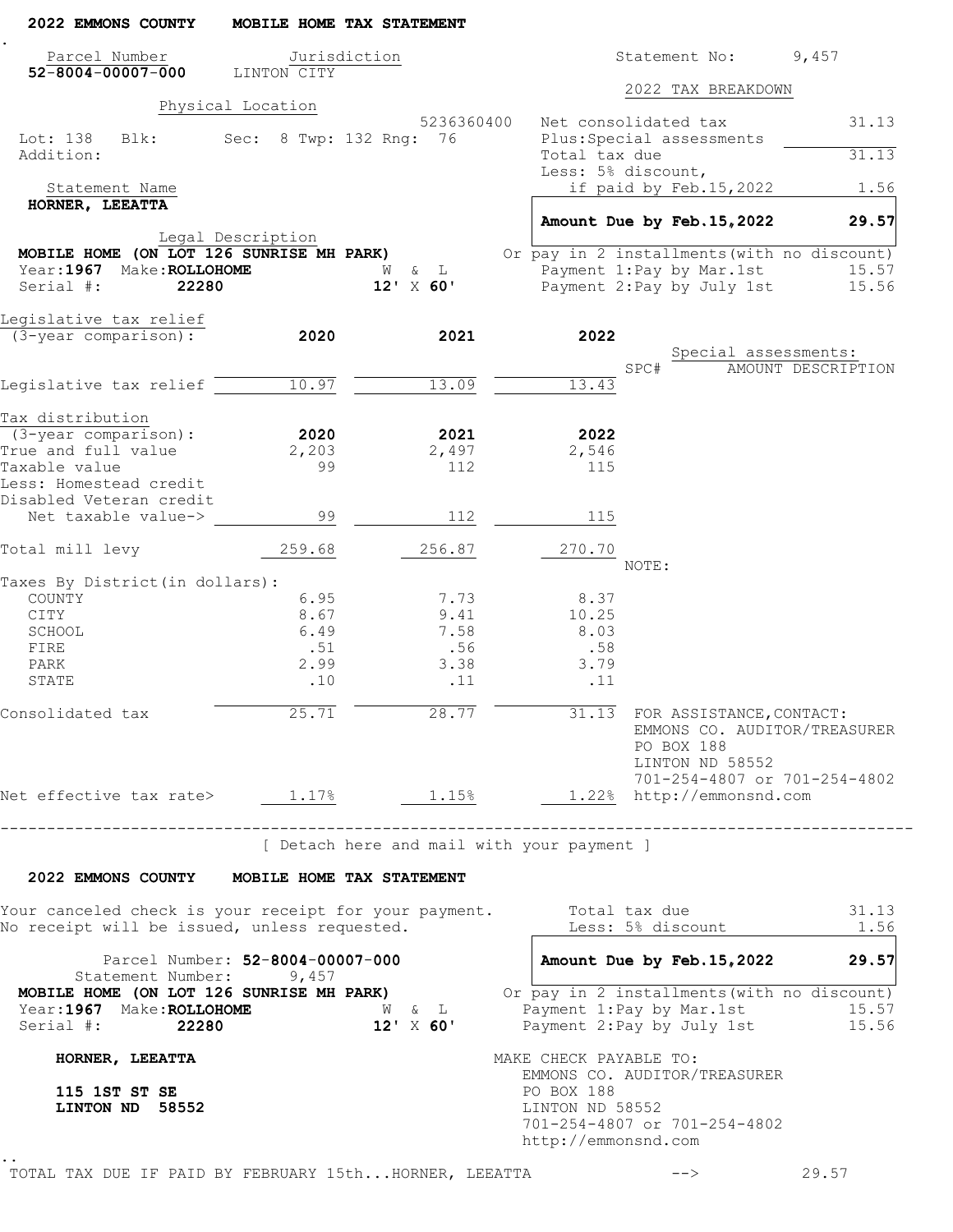**2022 EMMONS COUNTY MOBILE HOME TAX STATEMENT**

| Parcel Number | Jurisdiction |
|---|---|
| **52-8004-00007-000** | LINTON CITY |

Statement No: 9,457

**Physical Location**

5236360400

Lot: 138 Blk: Sec: 8 Twp: 132 Rng: 76

Addition:

**Statement Name**

**HORNER, LEEATTA**

**Legal Description**

**MOBILE HOME (ON LOT 126 SUNRISE MH PARK)**

Year: **1967** Make: **ROLLOHOME** W & L **12' X 60'**

Serial #: **22280**

**2022 TAX BREAKDOWN**

| | |
|---|---|
| Net consolidated tax | 31.13 |
| Plus: Special assessments | |
| Total tax due | 31.13 |
| Less: 5% discount, if paid by Feb.15,2022 | 1.56 |
| **Amount Due by Feb.15,2022** | **29.57** |

Or pay in 2 installments (with no discount)

| | |
|---|---|
| Payment 1: Pay by Mar.1st | 15.57 |
| Payment 2: Pay by July 1st | 15.56 |

**Legislative tax relief (3-year comparison):**

| | 2020 | 2021 | 2022 |
|---|---|---|---|
| Legislative tax relief | 10.97 | 13.09 | 13.43 |

Special assessments:

| SPC# | AMOUNT | DESCRIPTION |
|---|---|---|

**Tax distribution (3-year comparison):**

| | 2020 | 2021 | 2022 |
|---|---|---|---|
| True and full value | 2,203 | 2,497 | 2,546 |
| Taxable value | 99 | 112 | 115 |
| Less: Homestead credit | | | |
| Disabled Veteran credit | | | |
| Net taxable value-> | 99 | 112 | 115 |
| Total mill levy | 259.68 | 256.87 | 270.70 |
| **Taxes By District (in dollars):** | | | |
| COUNTY | 6.95 | 7.73 | 8.37 |
| CITY | 8.67 | 9.41 | 10.25 |
| SCHOOL | 6.49 | 7.58 | 8.03 |
| FIRE | .51 | .56 | .58 |
| PARK | 2.99 | 3.38 | 3.79 |
| STATE | .10 | .11 | .11 |
| Consolidated tax | 25.71 | 28.77 | 31.13 |
| Net effective tax rate> | 1.17% | 1.15% | 1.22% |

NOTE:

FOR ASSISTANCE, CONTACT:
EMMONS CO. AUDITOR/TREASURER
PO BOX 188
LINTON ND 58552
701-254-4807 or 701-254-4802
http://emmonsnd.com

---

[ Detach here and mail with your payment ]

**2022 EMMONS COUNTY MOBILE HOME TAX STATEMENT**

Your canceled check is your receipt for your payment.
No receipt will be issued, unless requested.

| | |
|---|---|
| Total tax due | 31.13 |
| Less: 5% discount | 1.56 |
| **Amount Due by Feb.15,2022** | **29.57** |

Or pay in 2 installments (with no discount)

| | |
|---|---|
| Payment 1: Pay by Mar.1st | 15.57 |
| Payment 2: Pay by July 1st | 15.56 |

Parcel Number: **52-8004-00007-000**
Statement Number: 9,457

**MOBILE HOME (ON LOT 126 SUNRISE MH PARK)**

Year: **1967** Make: **ROLLOHOME** W & L **12' X 60'**

Serial #: **22280**

**HORNER, LEEATTA**

**115 1ST ST SE**
**LINTON ND 58552**

MAKE CHECK PAYABLE TO:
EMMONS CO. AUDITOR/TREASURER
PO BOX 188
LINTON ND 58552
701-254-4807 or 701-254-4802
http://emmonsnd.com

TOTAL TAX DUE IF PAID BY FEBRUARY 15th...HORNER, LEEATTA --> 29.57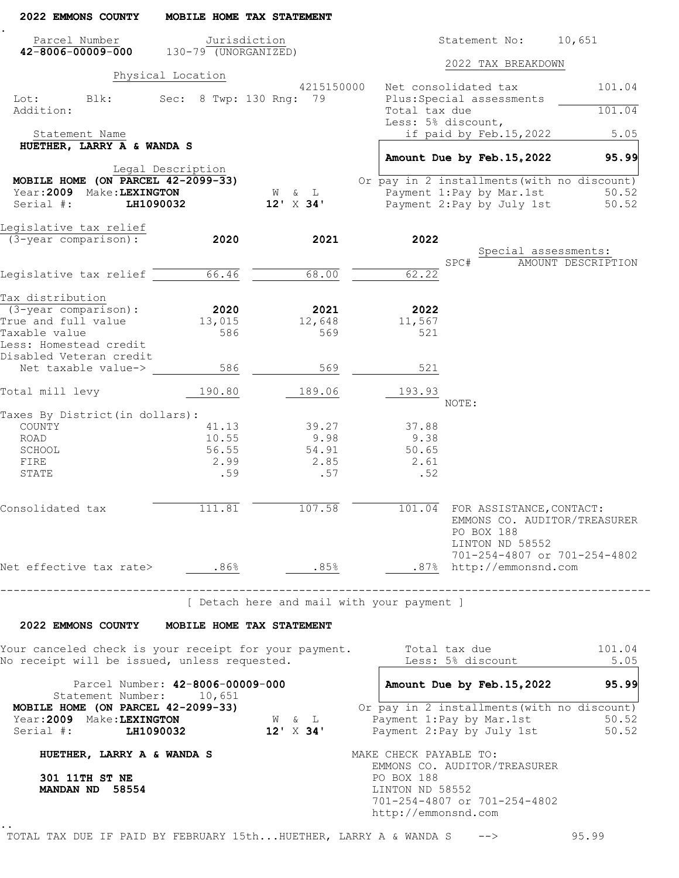## 2022 EMMONS COUNTY MOBILE HOME TAX STATEMENT

| Parcel Number | Jurisdiction | Statement No: |
|---|---|---|
| **42-8006-00009-000** | 130-79 (UNORGANIZED) | 10,651 |

Physical Location

4215150000

Lot: Blk: Sec: 8 Twp: 130 Rng: 79

Addition:

Statement Name

**HUETHER, LARRY A & WANDA S**

Legal Description

**MOBILE HOME (ON PARCEL 42-2099-33)**

Year: **2009** Make: **LEXINGTON** W & L

Serial #: **LH1090032** **12'** X **34'**

### 2022 TAX BREAKDOWN

| | |
|---|---|
| Net consolidated tax | 101.04 |
| Plus: Special assessments | |
| Total tax due | 101.04 |
| Less: 5% discount, if paid by Feb.15,2022 | 5.05 |
| **Amount Due by Feb.15,2022** | **95.99** |

Or pay in 2 installments (with no discount)

| | |
|---|---|
| Payment 1: Pay by Mar.1st | 50.52 |
| Payment 2: Pay by July 1st | 50.52 |

| Legislative tax relief (3-year comparison): | 2020 | 2021 | 2022 |
|---|---|---|---|
| Legislative tax relief | 66.46 | 68.00 | 62.22 |

Special assessments:

| SPC# | AMOUNT | DESCRIPTION |
|---|---|---|

| Tax distribution (3-year comparison): | 2020 | 2021 | 2022 |
|---|---|---|---|
| True and full value | 13,015 | 12,648 | 11,567 |
| Taxable value | 586 | 569 | 521 |
| Less: Homestead credit | | | |
| Disabled Veteran credit | | | |
| Net taxable value-> | 586 | 569 | 521 |
| Total mill levy | 190.80 | 189.06 | 193.93 |
| Taxes By District (in dollars): | | | |
| COUNTY | 41.13 | 39.27 | 37.88 |
| ROAD | 10.55 | 9.98 | 9.38 |
| SCHOOL | 56.55 | 54.91 | 50.65 |
| FIRE | 2.99 | 2.85 | 2.61 |
| STATE | .59 | .57 | .52 |
| Consolidated tax | 111.81 | 107.58 | 101.04 |
| Net effective tax rate> | .86% | .85% | .87% |

NOTE:

FOR ASSISTANCE, CONTACT:
EMMONS CO. AUDITOR/TREASURER
PO BOX 188
LINTON ND 58552
701-254-4807 or 701-254-4802
http://emmonsnd.com

---

[ Detach here and mail with your payment ]

## 2022 EMMONS COUNTY MOBILE HOME TAX STATEMENT

Your canceled check is your receipt for your payment.
No receipt will be issued, unless requested.

| | |
|---|---|
| Total tax due | 101.04 |
| Less: 5% discount | 5.05 |
| **Amount Due by Feb.15,2022** | **95.99** |

Parcel Number: **42-8006-00009-000**
Statement Number: 10,651
**MOBILE HOME (ON PARCEL 42-2099-33)**
Year: **2009** Make: **LEXINGTON** W & L
Serial #: **LH1090032** **12'** X **34'**

Or pay in 2 installments (with no discount)

| | |
|---|---|
| Payment 1: Pay by Mar.1st | 50.52 |
| Payment 2: Pay by July 1st | 50.52 |

**HUETHER, LARRY A & WANDA S**

**301 11TH ST NE**
**MANDAN ND 58554**

MAKE CHECK PAYABLE TO:
EMMONS CO. AUDITOR/TREASURER
PO BOX 188
LINTON ND 58552
701-254-4807 or 701-254-4802
http://emmonsnd.com

TOTAL TAX DUE IF PAID BY FEBRUARY 15th...HUETHER, LARRY A & WANDA S --> 95.99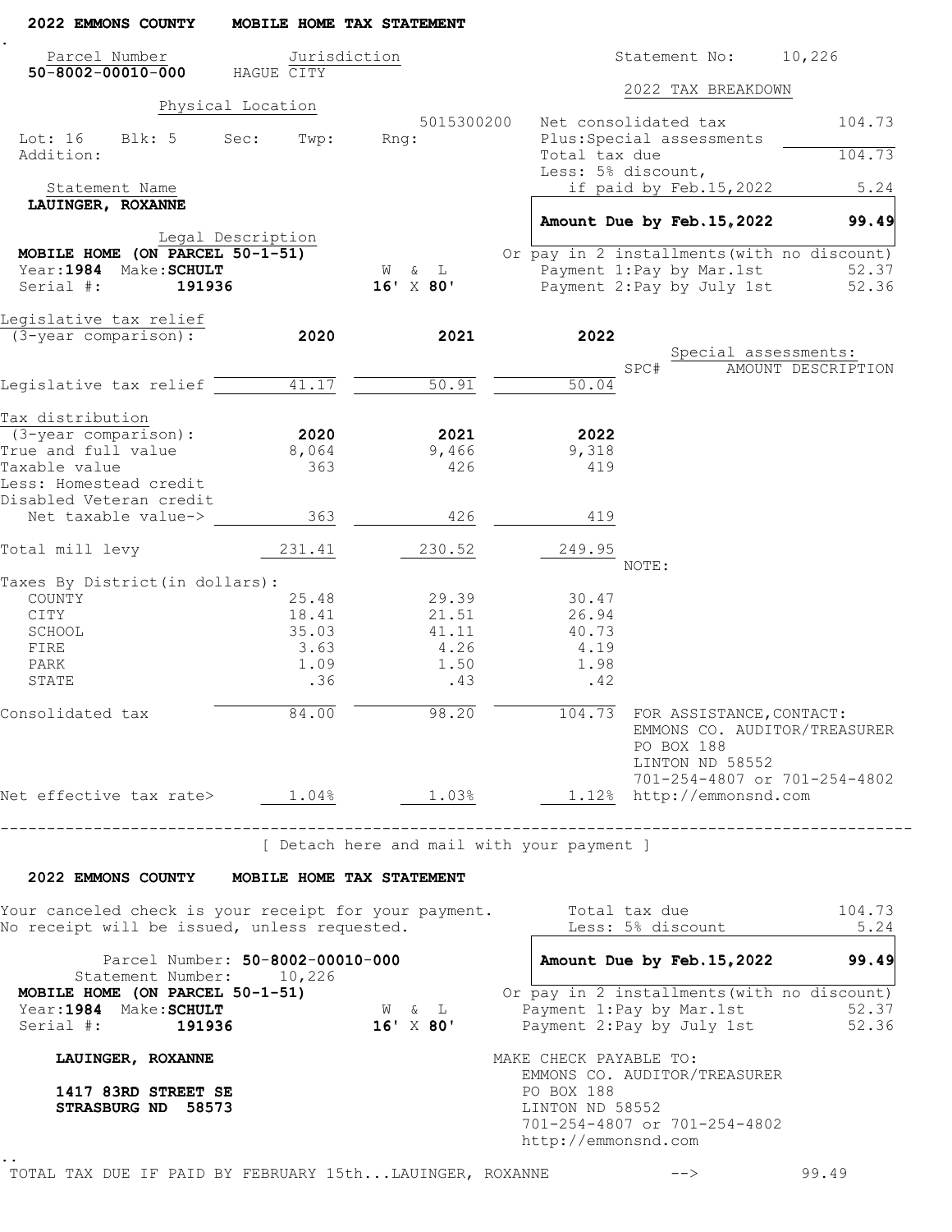**2022 EMMONS COUNTY MOBILE HOME TAX STATEMENT**

| Parcel Number | Jurisdiction | Statement No: |
|---|---|---|
| **50-8002-00010-000** | HAGUE CITY | 10,226 |

Physical Location

5015300200

Lot: 16 Blk: 5 Sec: Twp: Rng:

Addition:

Statement Name

**LAUINGER, ROXANNE**

Legal Description

**MOBILE HOME (ON PARCEL 50-1-51)**

Year: **1984** Make: **SCHULT** W & L **16' X 80'**

Serial #: **191936**

**2022 TAX BREAKDOWN**

| | |
|---|---|
| Net consolidated tax | 104.73 |
| Plus: Special assessments | |
| Total tax due | 104.73 |
| Less: 5% discount, if paid by Feb.15,2022 | 5.24 |
| **Amount Due by Feb.15,2022** | **99.49** |

Or pay in 2 installments (with no discount)

| | |
|---|---|
| Payment 1: Pay by Mar.1st | 52.37 |
| Payment 2: Pay by July 1st | 52.36 |

Legislative tax relief (3-year comparison):

| | 2020 | 2021 | 2022 |
|---|---|---|---|
| Legislative tax relief | 41.17 | 50.91 | 50.04 |

Special assessments:

| SPC# | AMOUNT | DESCRIPTION |
|---|---|---|

Tax distribution (3-year comparison):

| | 2020 | 2021 | 2022 |
|---|---|---|---|
| True and full value | 8,064 | 9,466 | 9,318 |
| Taxable value | 363 | 426 | 419 |
| Less: Homestead credit | | | |
| Disabled Veteran credit | | | |
| Net taxable value-> | 363 | 426 | 419 |
| Total mill levy | 231.41 | 230.52 | 249.95 |
| Taxes By District (in dollars): | | | |
| COUNTY | 25.48 | 29.39 | 30.47 |
| CITY | 18.41 | 21.51 | 26.94 |
| SCHOOL | 35.03 | 41.11 | 40.73 |
| FIRE | 3.63 | 4.26 | 4.19 |
| PARK | 1.09 | 1.50 | 1.98 |
| STATE | .36 | .43 | .42 |
| Consolidated tax | 84.00 | 98.20 | 104.73 |
| Net effective tax rate> | 1.04% | 1.03% | 1.12% |

NOTE:

FOR ASSISTANCE, CONTACT:
EMMONS CO. AUDITOR/TREASURER
PO BOX 188
LINTON ND 58552
701-254-4807 or 701-254-4802
http://emmonsnd.com

---

[ Detach here and mail with your payment ]

**2022 EMMONS COUNTY MOBILE HOME TAX STATEMENT**

Your canceled check is your receipt for your payment.
No receipt will be issued, unless requested.

| | |
|---|---|
| Total tax due | 104.73 |
| Less: 5% discount | 5.24 |
| **Amount Due by Feb.15,2022** | **99.49** |

Parcel Number: **50-8002-00010-000**
Statement Number: 10,226

**MOBILE HOME (ON PARCEL 50-1-51)**
Year: **1984** Make: **SCHULT** W & L **16' X 80'**
Serial #: **191936**

Or pay in 2 installments (with no discount)

| | |
|---|---|
| Payment 1: Pay by Mar.1st | 52.37 |
| Payment 2: Pay by July 1st | 52.36 |

**LAUINGER, ROXANNE**

**1417 83RD STREET SE**
**STRASBURG ND 58573**

MAKE CHECK PAYABLE TO:
EMMONS CO. AUDITOR/TREASURER
PO BOX 188
LINTON ND 58552
701-254-4807 or 701-254-4802
http://emmonsnd.com

TOTAL TAX DUE IF PAID BY FEBRUARY 15th...LAUINGER, ROXANNE --> 99.49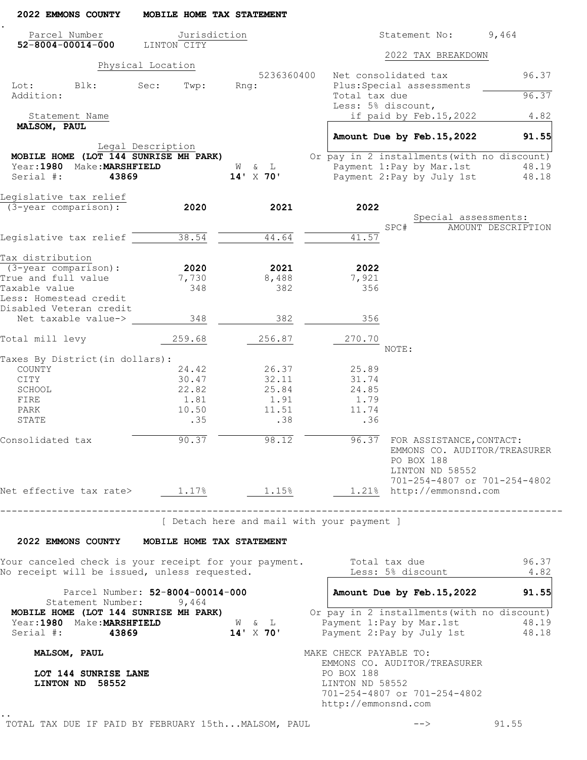**2022 EMMONS COUNTY MOBILE HOME TAX STATEMENT**

| Parcel Number | Jurisdiction |
|---|---|
| **52-8004-00014-000** | LINTON CITY |

Statement No: 9,464

Physical Location

5236360400

Lot: Blk: Sec: Twp: Rng:

Addition:

Statement Name

**MALSOM, PAUL**

Legal Description

**MOBILE HOME (LOT 144 SUNRISE MH PARK)**

Year:**1980** Make:**MARSHFIELD** W & L **14'** X **70'**

Serial #: **43869**

**2022 TAX BREAKDOWN**

| | |
|---|---|
| Net consolidated tax | 96.37 |
| Plus:Special assessments | |
| Total tax due | 96.37 |
| Less: 5% discount, if paid by Feb.15,2022 | 4.82 |
| **Amount Due by Feb.15,2022** | **91.55** |
| Or pay in 2 installments(with no discount) | |
| Payment 1:Pay by Mar.1st | 48.19 |
| Payment 2:Pay by July 1st | 48.18 |

| Legislative tax relief (3-year comparison): | 2020 | 2021 | 2022 |
|---|---|---|---|
| Legislative tax relief | 38.54 | 44.64 | 41.57 |

Special assessments:

| SPC# | AMOUNT | DESCRIPTION |
|---|---|---|

| Tax distribution (3-year comparison): | 2020 | 2021 | 2022 |
|---|---|---|---|
| True and full value | 7,730 | 8,488 | 7,921 |
| Taxable value | 348 | 382 | 356 |
| Less: Homestead credit | | | |
| Disabled Veteran credit | | | |
| Net taxable value-> | 348 | 382 | 356 |
| Total mill levy | 259.68 | 256.87 | 270.70 |
| Taxes By District(in dollars): | | | |
| COUNTY | 24.42 | 26.37 | 25.89 |
| CITY | 30.47 | 32.11 | 31.74 |
| SCHOOL | 22.82 | 25.84 | 24.85 |
| FIRE | 1.81 | 1.91 | 1.79 |
| PARK | 10.50 | 11.51 | 11.74 |
| STATE | .35 | .38 | .36 |
| Consolidated tax | 90.37 | 98.12 | 96.37 |
| Net effective tax rate> | 1.17% | 1.15% | 1.21% |

NOTE:

FOR ASSISTANCE,CONTACT:
EMMONS CO. AUDITOR/TREASURER
PO BOX 188
LINTON ND 58552
701-254-4807 or 701-254-4802
http://emmonsnd.com

---

[ Detach here and mail with your payment ]

**2022 EMMONS COUNTY MOBILE HOME TAX STATEMENT**

Your canceled check is your receipt for your payment.
No receipt will be issued, unless requested.

| | |
|---|---|
| Total tax due | 96.37 |
| Less: 5% discount | 4.82 |
| **Amount Due by Feb.15,2022** | **91.55** |
| Or pay in 2 installments(with no discount) | |
| Payment 1:Pay by Mar.1st | 48.19 |
| Payment 2:Pay by July 1st | 48.18 |

Parcel Number: **52-8004-00014-000**
Statement Number: 9,464
**MOBILE HOME (LOT 144 SUNRISE MH PARK)**
Year:**1980** Make:**MARSHFIELD** W & L **14'** X **70'**
Serial #: **43869**

**MALSOM, PAUL**

**LOT 144 SUNRISE LANE**
**LINTON ND 58552**

MAKE CHECK PAYABLE TO:
EMMONS CO. AUDITOR/TREASURER
PO BOX 188
LINTON ND 58552
701-254-4807 or 701-254-4802
http://emmonsnd.com

TOTAL TAX DUE IF PAID BY FEBRUARY 15th...MALSOM, PAUL --> 91.55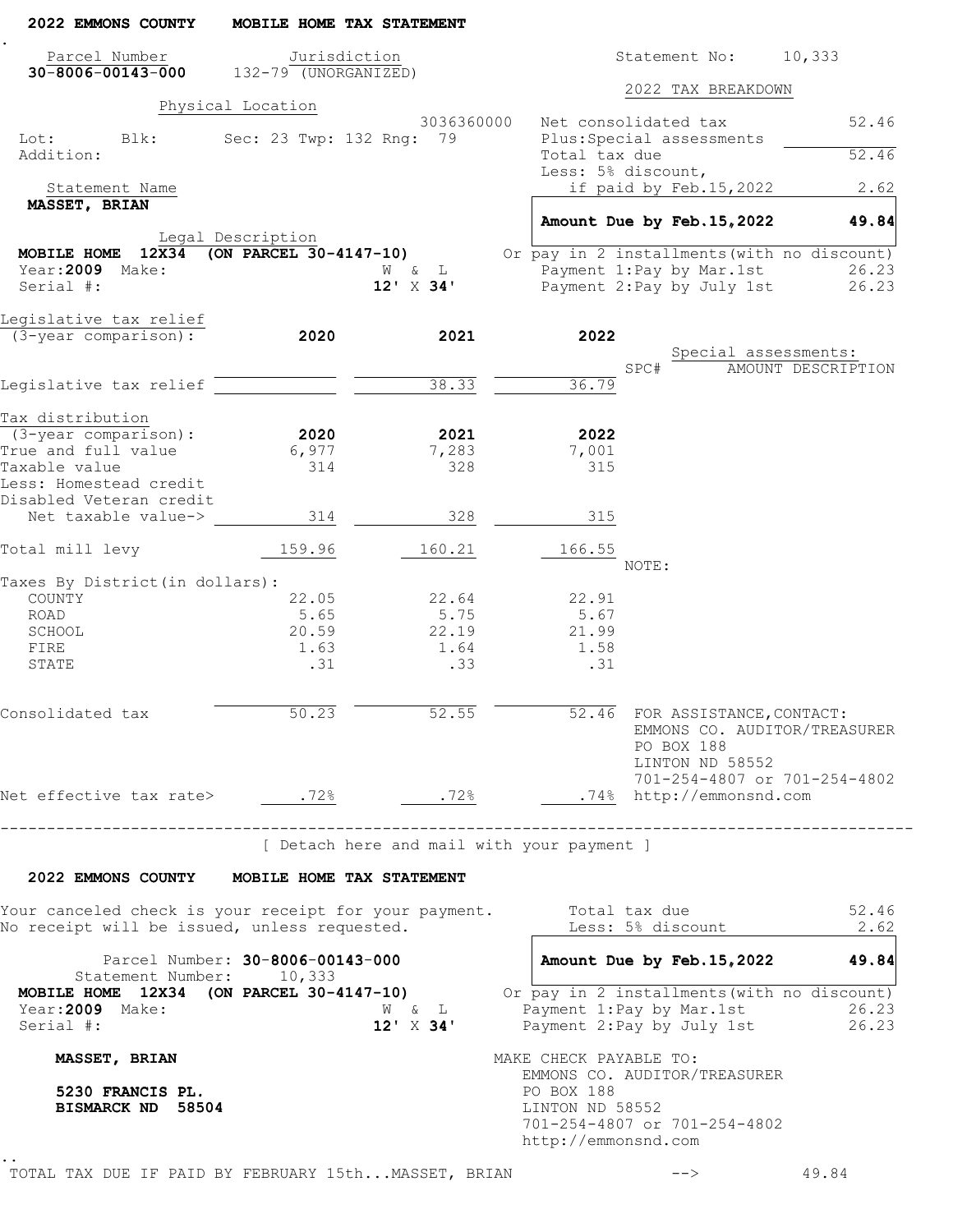## 2022 EMMONS COUNTY MOBILE HOME TAX STATEMENT

| Parcel Number | Jurisdiction | Statement No: |
|---|---|---|
| **30-8006-00143-000** | 132-79 (UNORGANIZED) | 10,333 |

**Physical Location**

3036360000

Lot: Blk: Sec: 23 Twp: 132 Rng: 79

Addition:

**Statement Name**

**MASSET, BRIAN**

**Legal Description**

**MOBILE HOME 12X34 (ON PARCEL 30-4147-10)**

Year: **2009** Make: W & L

Serial #: **12'** X **34'**

### 2022 TAX BREAKDOWN

| | |
|---|---|
| Net consolidated tax | 52.46 |
| Plus: Special assessments | |
| Total tax due | 52.46 |
| Less: 5% discount, if paid by Feb.15,2022 | 2.62 |
| **Amount Due by Feb.15,2022** | **49.84** |

Or pay in 2 installments (with no discount)

| | |
|---|---|
| Payment 1: Pay by Mar.1st | 26.23 |
| Payment 2: Pay by July 1st | 26.23 |

Special assessments:

| SPC# | AMOUNT | DESCRIPTION |
|---|---|---|

| Legislative tax relief (3-year comparison): | 2020 | 2021 | 2022 |
|---|---|---|---|
| Legislative tax relief | | 38.33 | 36.79 |

| Tax distribution (3-year comparison): | 2020 | 2021 | 2022 |
|---|---|---|---|
| True and full value | 6,977 | 7,283 | 7,001 |
| Taxable value | 314 | 328 | 315 |
| Less: Homestead credit | | | |
| Disabled Veteran credit | | | |
| Net taxable value-> | 314 | 328 | 315 |
| Total mill levy | 159.96 | 160.21 | 166.55 |
| Taxes By District (in dollars): | | | |
| COUNTY | 22.05 | 22.64 | 22.91 |
| ROAD | 5.65 | 5.75 | 5.67 |
| SCHOOL | 20.59 | 22.19 | 21.99 |
| FIRE | 1.63 | 1.64 | 1.58 |
| STATE | .31 | .33 | .31 |
| Consolidated tax | 50.23 | 52.55 | 52.46 |
| Net effective tax rate> | .72% | .72% | .74% |

NOTE:

FOR ASSISTANCE, CONTACT:
EMMONS CO. AUDITOR/TREASURER
PO BOX 188
LINTON ND 58552
701-254-4807 or 701-254-4802
http://emmonsnd.com

---

[ Detach here and mail with your payment ]

## 2022 EMMONS COUNTY MOBILE HOME TAX STATEMENT

Your canceled check is your receipt for your payment.
No receipt will be issued, unless requested.

| | |
|---|---|
| Total tax due | 52.46 |
| Less: 5% discount | 2.62 |
| **Amount Due by Feb.15,2022** | **49.84** |

Parcel Number: **30-8006-00143-000**
Statement Number: 10,333

**MOBILE HOME 12X34 (ON PARCEL 30-4147-10)**

Year: **2009** Make: W & L

Serial #: **12'** X **34'**

Or pay in 2 installments (with no discount)

| | |
|---|---|
| Payment 1: Pay by Mar.1st | 26.23 |
| Payment 2: Pay by July 1st | 26.23 |

**MASSET, BRIAN**

**5230 FRANCIS PL.**
**BISMARCK ND 58504**

MAKE CHECK PAYABLE TO:
EMMONS CO. AUDITOR/TREASURER
PO BOX 188
LINTON ND 58552
701-254-4807 or 701-254-4802
http://emmonsnd.com

TOTAL TAX DUE IF PAID BY FEBRUARY 15th...MASSET, BRIAN --> 49.84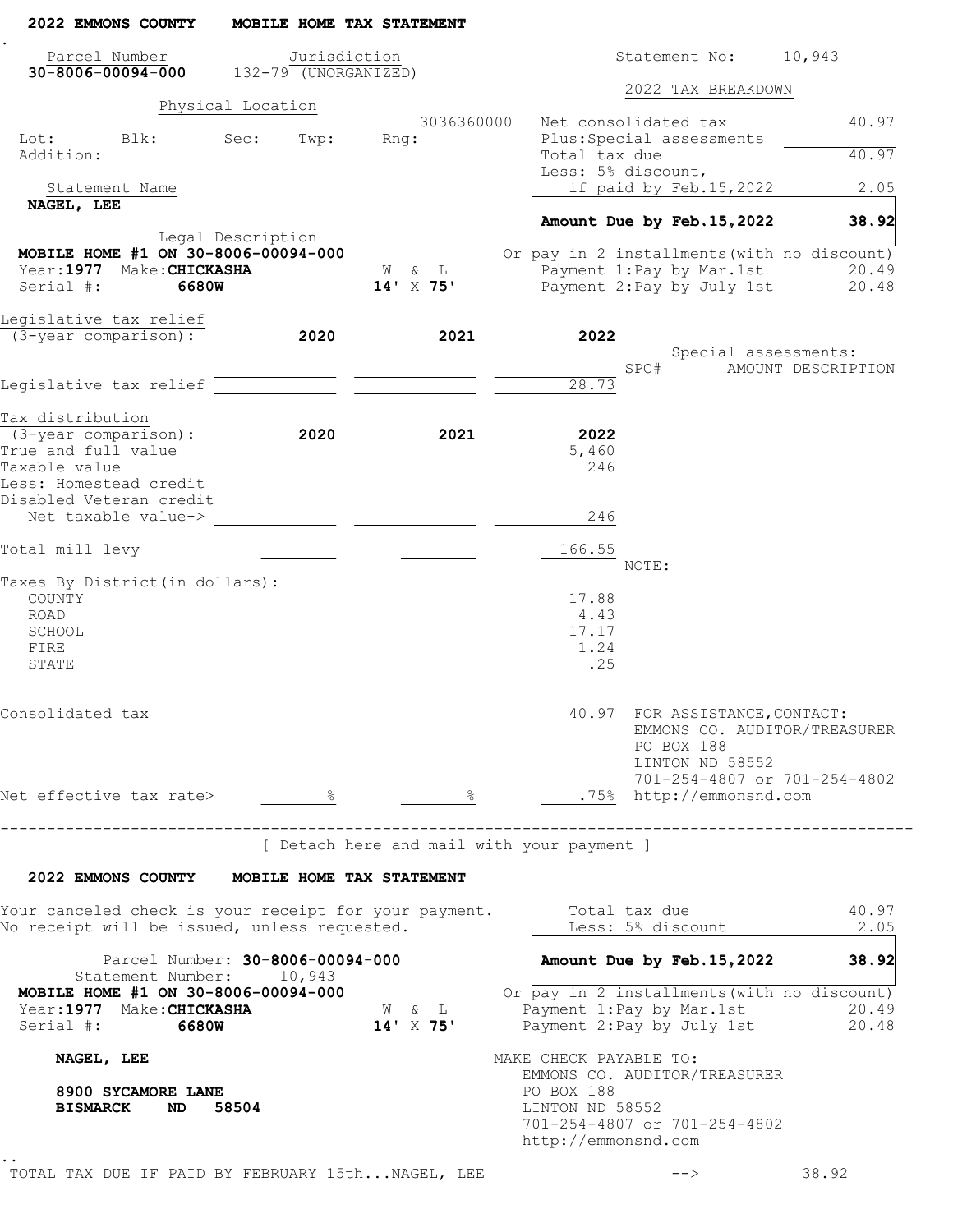**2022 EMMONS COUNTY MOBILE HOME TAX STATEMENT**

| Parcel Number | Jurisdiction |
|---|---|
| **30-8006-00094-000** | 132-79 (UNORGANIZED) |

Statement No: 10,943

**Physical Location**

3036360000

Lot: Blk: Sec: Twp: Rng:

Addition:

**Statement Name**

**NAGEL, LEE**

**Legal Description**

**MOBILE HOME #1 ON 30-8006-00094-000**

Year: **1977** Make: **CHICKASHA** W & L **14' X 75'**

Serial #: **6680W**

**2022 TAX BREAKDOWN**

| | |
|---|---|
| Net consolidated tax | 40.97 |
| Plus: Special assessments | |
| Total tax due | 40.97 |
| Less: 5% discount, if paid by Feb.15,2022 | 2.05 |
| **Amount Due by Feb.15,2022** | **38.92** |
| Or pay in 2 installments (with no discount) | |
| Payment 1: Pay by Mar.1st | 20.49 |
| Payment 2: Pay by July 1st | 20.48 |

Legislative tax relief (3-year comparison):

| | 2020 | 2021 | 2022 |
|---|---|---|---|
| Legislative tax relief | | | 28.73 |

Special assessments:

| SPC# | AMOUNT DESCRIPTION |
|---|---|

Tax distribution (3-year comparison):

| | 2020 | 2021 | 2022 |
|---|---|---|---|
| True and full value | | | 5,460 |
| Taxable value | | | 246 |
| Less: Homestead credit | | | |
| Disabled Veteran credit | | | |
| Net taxable value-> | | | 246 |
| Total mill levy | | | 166.55 |
| Taxes By District (in dollars): | | | |
| COUNTY | | | 17.88 |
| ROAD | | | 4.43 |
| SCHOOL | | | 17.17 |
| FIRE | | | 1.24 |
| STATE | | | .25 |
| Consolidated tax | | | 40.97 |
| Net effective tax rate> | % | % | .75% |

NOTE:

FOR ASSISTANCE, CONTACT:
EMMONS CO. AUDITOR/TREASURER
PO BOX 188
LINTON ND 58552
701-254-4807 or 701-254-4802
http://emmonsnd.com

---

[ Detach here and mail with your payment ]

**2022 EMMONS COUNTY MOBILE HOME TAX STATEMENT**

Your canceled check is your receipt for your payment.
No receipt will be issued, unless requested.

Parcel Number: **30-8006-00094-000**
Statement Number: 10,943
**MOBILE HOME #1 ON 30-8006-00094-000**
Year: **1977** Make: **CHICKASHA** W & L **14' X 75'**
Serial #: **6680W**

| | |
|---|---|
| Total tax due | 40.97 |
| Less: 5% discount | 2.05 |
| **Amount Due by Feb.15,2022** | **38.92** |
| Or pay in 2 installments (with no discount) | |
| Payment 1: Pay by Mar.1st | 20.49 |
| Payment 2: Pay by July 1st | 20.48 |

**NAGEL, LEE**

**8900 SYCAMORE LANE**
**BISMARCK ND 58504**

MAKE CHECK PAYABLE TO:
EMMONS CO. AUDITOR/TREASURER
PO BOX 188
LINTON ND 58552
701-254-4807 or 701-254-4802
http://emmonsnd.com

TOTAL TAX DUE IF PAID BY FEBRUARY 15th...NAGEL, LEE --> 38.92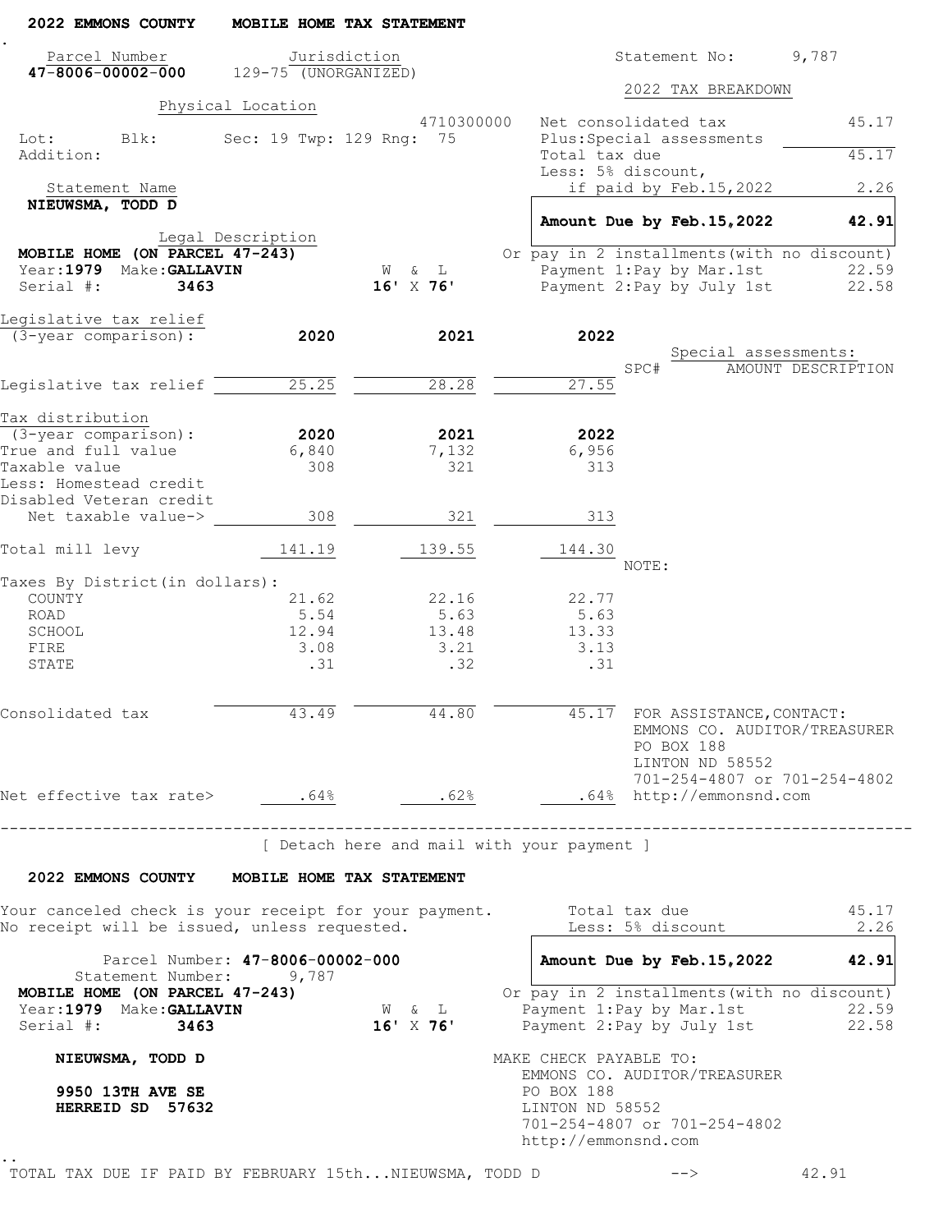## 2022 EMMONS COUNTY MOBILE HOME TAX STATEMENT

| Parcel Number | Jurisdiction | Statement No: | 9,787 |
|---|---|---|---|
| **47-8006-00002-000** | 129-75 (UNORGANIZED) | | |

**Physical Location**

4710300000

Lot: Blk: Sec: 19 Twp: 129 Rng: 75

Addition:

**Statement Name**

**NIEUWSMA, TODD D**

**Legal Description**

**MOBILE HOME (ON PARCEL 47-243)**

Year: **1979** Make: **GALLAVIN** W & L **16' X 76'**

Serial #: **3463**

### 2022 TAX BREAKDOWN

| | |
|---|---|
| Net consolidated tax | 45.17 |
| Plus: Special assessments | |
| Total tax due | 45.17 |
| Less: 5% discount, if paid by Feb.15,2022 | 2.26 |
| **Amount Due by Feb.15,2022** | **42.91** |

Or pay in 2 installments (with no discount)

| | |
|---|---|
| Payment 1: Pay by Mar.1st | 22.59 |
| Payment 2: Pay by July 1st | 22.58 |

Legislative tax relief (3-year comparison):

| | 2020 | 2021 | 2022 |
|---|---|---|---|
| Legislative tax relief | 25.25 | 28.28 | 27.55 |

Special assessments:

| SPC# | AMOUNT DESCRIPTION |
|---|---|

Tax distribution (3-year comparison):

| | 2020 | 2021 | 2022 |
|---|---|---|---|
| True and full value | 6,840 | 7,132 | 6,956 |
| Taxable value | 308 | 321 | 313 |
| Less: Homestead credit | | | |
| Disabled Veteran credit | | | |
| Net taxable value-> | 308 | 321 | 313 |
| Total mill levy | 141.19 | 139.55 | 144.30 |
| Taxes By District (in dollars): | | | |
| COUNTY | 21.62 | 22.16 | 22.77 |
| ROAD | 5.54 | 5.63 | 5.63 |
| SCHOOL | 12.94 | 13.48 | 13.33 |
| FIRE | 3.08 | 3.21 | 3.13 |
| STATE | .31 | .32 | .31 |
| Consolidated tax | 43.49 | 44.80 | 45.17 |
| Net effective tax rate> | .64% | .62% | .64% |

NOTE:

FOR ASSISTANCE, CONTACT:
EMMONS CO. AUDITOR/TREASURER
PO BOX 188
LINTON ND 58552
701-254-4807 or 701-254-4802
http://emmonsnd.com

---

[ Detach here and mail with your payment ]

## 2022 EMMONS COUNTY MOBILE HOME TAX STATEMENT

Your canceled check is your receipt for your payment.
No receipt will be issued, unless requested.

| | |
|---|---|
| Total tax due | 45.17 |
| Less: 5% discount | 2.26 |
| **Amount Due by Feb.15,2022** | **42.91** |

Or pay in 2 installments (with no discount)

| | |
|---|---|
| Payment 1: Pay by Mar.1st | 22.59 |
| Payment 2: Pay by July 1st | 22.58 |

Parcel Number: **47-8006-00002-000**
Statement Number: 9,787

**MOBILE HOME (ON PARCEL 47-243)**

Year: **1979** Make: **GALLAVIN** W & L **16' X 76'**

Serial #: **3463**

**NIEUWSMA, TODD D**

**9950 13TH AVE SE**
**HERREID SD 57632**

MAKE CHECK PAYABLE TO:
EMMONS CO. AUDITOR/TREASURER
PO BOX 188
LINTON ND 58552
701-254-4807 or 701-254-4802
http://emmonsnd.com

TOTAL TAX DUE IF PAID BY FEBRUARY 15th...NIEUWSMA, TODD D --> 42.91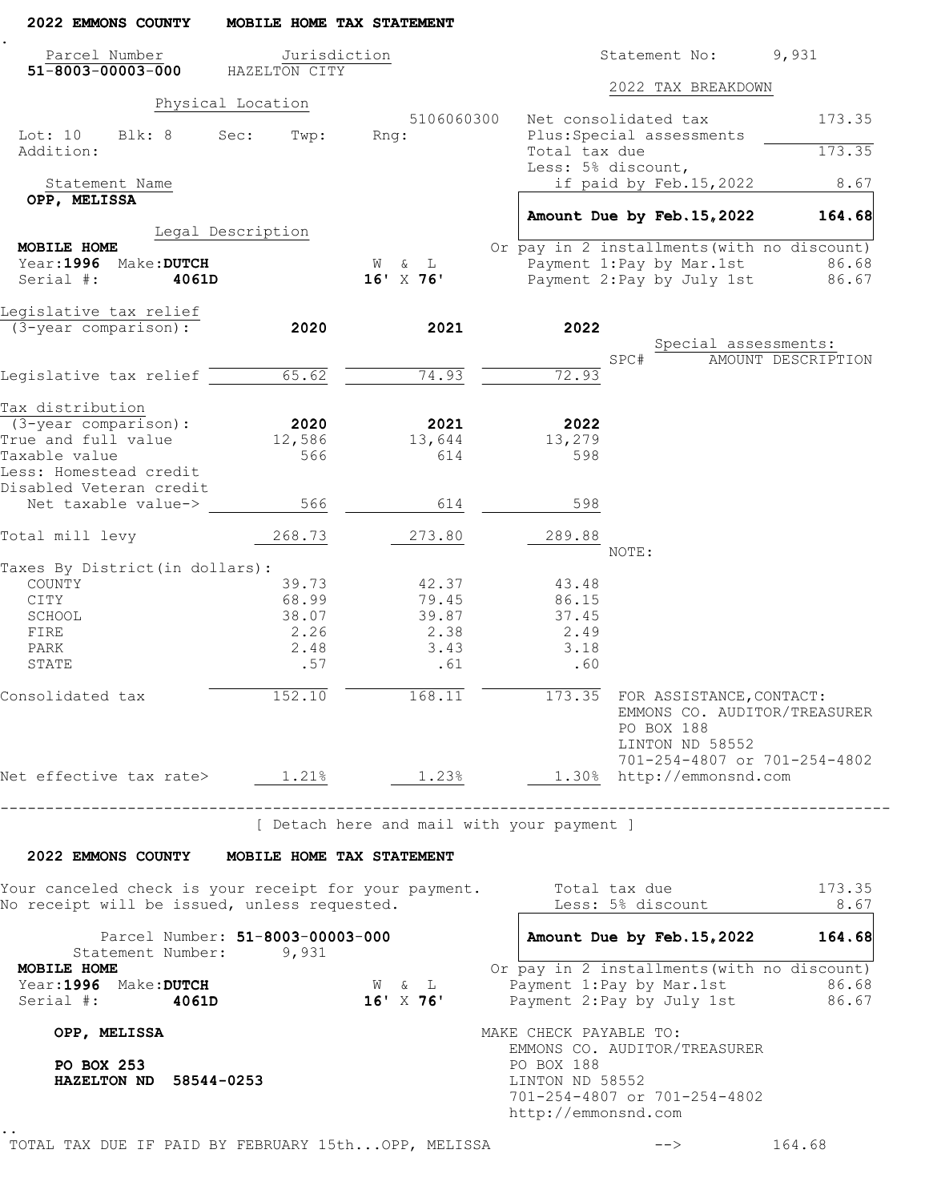**2022 EMMONS COUNTY    MOBILE HOME TAX STATEMENT**

| Parcel Number | Jurisdiction | Statement No: | 9,931 |
|---|---|---|---|
| **51-8003-00003-000** | HAZELTON CITY | | |

**Physical Location**

5106060300

Lot: 10    Blk: 8    Sec:    Twp:    Rng:

Addition:

Statement Name

**OPP, MELISSA**

**Legal Description**

**MOBILE HOME**

Year: **1996**  Make: **DUTCH**    W & L

Serial #: **4061D**    **16' X 76'**

**2022 TAX BREAKDOWN**

| | |
|---|---|
| Net consolidated tax | 173.35 |
| Plus: Special assessments | |
| Total tax due | 173.35 |
| Less: 5% discount, if paid by Feb.15,2022 | 8.67 |
| **Amount Due by Feb.15,2022** | **164.68** |

Or pay in 2 installments (with no discount)

| | |
|---|---|
| Payment 1: Pay by Mar.1st | 86.68 |
| Payment 2: Pay by July 1st | 86.67 |

| Legislative tax relief (3-year comparison): | 2020 | 2021 | 2022 |
|---|---|---|---|
| Legislative tax relief | 65.62 | 74.93 | 72.93 |

Special assessments:

| SPC# | AMOUNT | DESCRIPTION |
|---|---|---|

| Tax distribution (3-year comparison): | 2020 | 2021 | 2022 |
|---|---|---|---|
| True and full value | 12,586 | 13,644 | 13,279 |
| Taxable value | 566 | 614 | 598 |
| Less: Homestead credit | | | |
| Disabled Veteran credit | | | |
| Net taxable value-> | 566 | 614 | 598 |
| Total mill levy | 268.73 | 273.80 | 289.88 |
| Taxes By District (in dollars): | | | |
| COUNTY | 39.73 | 42.37 | 43.48 |
| CITY | 68.99 | 79.45 | 86.15 |
| SCHOOL | 38.07 | 39.87 | 37.45 |
| FIRE | 2.26 | 2.38 | 2.49 |
| PARK | 2.48 | 3.43 | 3.18 |
| STATE | .57 | .61 | .60 |
| Consolidated tax | 152.10 | 168.11 | 173.35 |
| Net effective tax rate> | 1.21% | 1.23% | 1.30% |

NOTE:

FOR ASSISTANCE, CONTACT:
EMMONS CO. AUDITOR/TREASURER
PO BOX 188
LINTON ND 58552
701-254-4807 or 701-254-4802
http://emmonsnd.com

---

[ Detach here and mail with your payment ]

**2022 EMMONS COUNTY    MOBILE HOME TAX STATEMENT**

Your canceled check is your receipt for your payment.
No receipt will be issued, unless requested.

| | |
|---|---|
| Total tax due | 173.35 |
| Less: 5% discount | 8.67 |
| **Amount Due by Feb.15,2022** | **164.68** |

Parcel Number: **51-8003-00003-000**

Statement Number: 9,931

**MOBILE HOME**

Year: **1996**  Make: **DUTCH**    W & L

Serial #: **4061D**    **16' X 76'**

Or pay in 2 installments (with no discount)

| | |
|---|---|
| Payment 1: Pay by Mar.1st | 86.68 |
| Payment 2: Pay by July 1st | 86.67 |

**OPP, MELISSA**

**PO BOX 253**
**HAZELTON ND  58544-0253**

MAKE CHECK PAYABLE TO:
EMMONS CO. AUDITOR/TREASURER
PO BOX 188
LINTON ND 58552
701-254-4807 or 701-254-4802
http://emmonsnd.com

TOTAL TAX DUE IF PAID BY FEBRUARY 15th...OPP, MELISSA    -->    164.68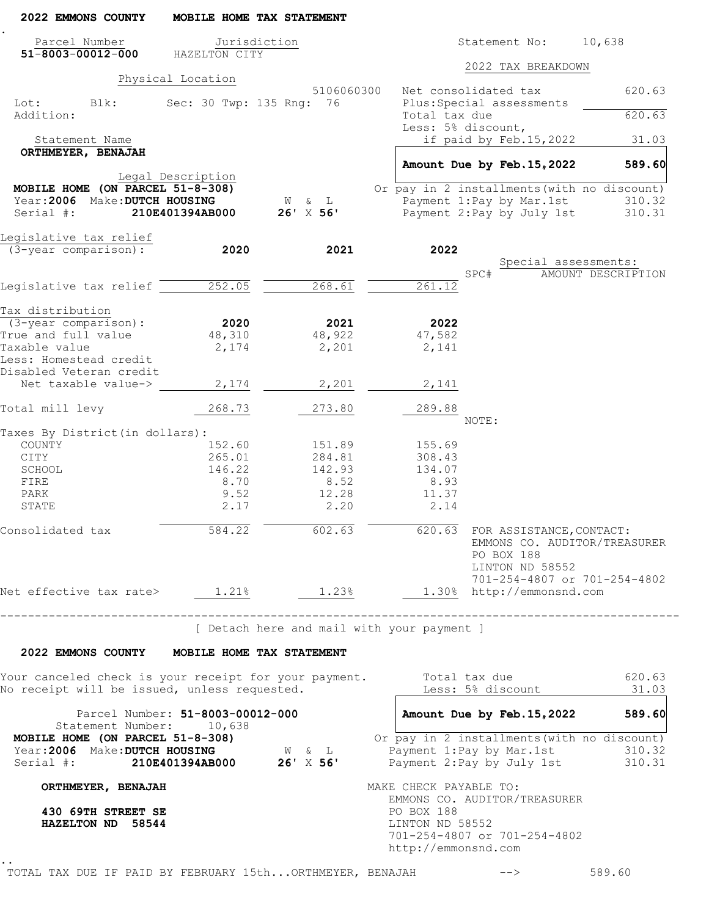**2022 EMMONS COUNTY MOBILE HOME TAX STATEMENT**

Parcel Number: **51-8003-00012-000**
Jurisdiction: HAZELTON CITY

Statement No: 10,638

Physical Location: 5106060300
Lot: Blk: Sec: 30 Twp: 135 Rng: 76
Addition:

Statement Name
**ORTHMEYER, BENAJAH**

Legal Description
**MOBILE HOME (ON PARCEL 51-8-308)**
Year: **2006** Make: **DUTCH HOUSING** W & L
Serial #: **210E401394AB000** **26'** X **56'**

**2022 TAX BREAKDOWN**

| | |
|---|---|
| Net consolidated tax | 620.63 |
| Plus: Special assessments | |
| Total tax due | 620.63 |
| Less: 5% discount, if paid by Feb.15,2022 | 31.03 |
| **Amount Due by Feb.15,2022** | **589.60** |

Or pay in 2 installments (with no discount)

| | |
|---|---|
| Payment 1: Pay by Mar.1st | 310.32 |
| Payment 2: Pay by July 1st | 310.31 |

Special assessments:

| SPC# | AMOUNT | DESCRIPTION |
|---|---|---|

| Legislative tax relief (3-year comparison): | **2020** | **2021** | **2022** |
|---|---|---|---|
| Legislative tax relief | 252.05 | 268.61 | 261.12 |

| Tax distribution (3-year comparison): | **2020** | **2021** | **2022** |
|---|---|---|---|
| True and full value | 48,310 | 48,922 | 47,582 |
| Taxable value | 2,174 | 2,201 | 2,141 |
| Less: Homestead credit | | | |
| Disabled Veteran credit | | | |
| Net taxable value-> | 2,174 | 2,201 | 2,141 |
| Total mill levy | 268.73 | 273.80 | 289.88 |
| Taxes By District (in dollars): | | | |
| COUNTY | 152.60 | 151.89 | 155.69 |
| CITY | 265.01 | 284.81 | 308.43 |
| SCHOOL | 146.22 | 142.93 | 134.07 |
| FIRE | 8.70 | 8.52 | 8.93 |
| PARK | 9.52 | 12.28 | 11.37 |
| STATE | 2.17 | 2.20 | 2.14 |
| Consolidated tax | 584.22 | 602.63 | 620.63 |
| Net effective tax rate> | 1.21% | 1.23% | 1.30% |

NOTE:

FOR ASSISTANCE, CONTACT:
EMMONS CO. AUDITOR/TREASURER
PO BOX 188
LINTON ND 58552
701-254-4807 or 701-254-4802
http://emmonsnd.com

---

[ Detach here and mail with your payment ]

**2022 EMMONS COUNTY MOBILE HOME TAX STATEMENT**

Your canceled check is your receipt for your payment.
No receipt will be issued, unless requested.

| | |
|---|---|
| Total tax due | 620.63 |
| Less: 5% discount | 31.03 |
| **Amount Due by Feb.15,2022** | **589.60** |

Parcel Number: **51-8003-00012-000**
Statement Number: 10,638
**MOBILE HOME (ON PARCEL 51-8-308)**
Year: **2006** Make: **DUTCH HOUSING** W & L
Serial #: **210E401394AB000** **26'** X **56'**

Or pay in 2 installments (with no discount)

| | |
|---|---|
| Payment 1: Pay by Mar.1st | 310.32 |
| Payment 2: Pay by July 1st | 310.31 |

**ORTHMEYER, BENAJAH**

**430 69TH STREET SE**
**HAZELTON ND 58544**

MAKE CHECK PAYABLE TO:
EMMONS CO. AUDITOR/TREASURER
PO BOX 188
LINTON ND 58552
701-254-4807 or 701-254-4802
http://emmonsnd.com

TOTAL TAX DUE IF PAID BY FEBRUARY 15th...ORTHMEYER, BENAJAH --> 589.60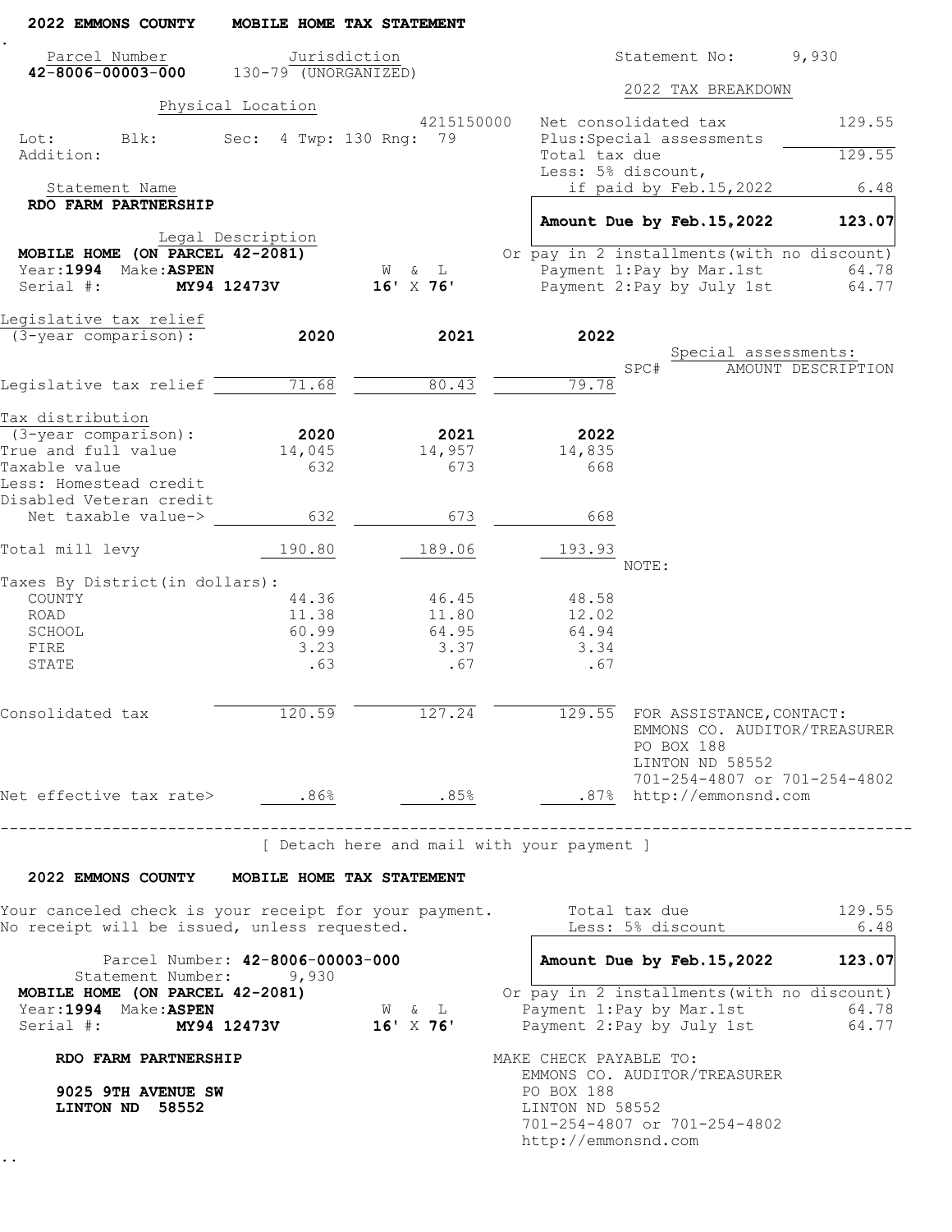## 2022 EMMONS COUNTY MOBILE HOME TAX STATEMENT

**Parcel Number:** 42-8006-00003-000
**Jurisdiction:** 130-79 (UNORGANIZED)

**Statement No:** 9,930

**Physical Location**
4215150000
Lot: Blk: Sec: 4 Twp: 130 Rng: 79
Addition:

**Statement Name**
**RDO FARM PARTNERSHIP**

**Legal Description**
**MOBILE HOME (ON PARCEL 42-2081)**
Year: **1994** Make: **ASPEN** W & L
Serial #: **MY94 12473V** **16' X 76'**

### 2022 TAX BREAKDOWN

| | |
|---|---|
| Net consolidated tax | 129.55 |
| Plus: Special assessments | |
| Total tax due | 129.55 |
| Less: 5% discount, if paid by Feb.15, 2022 | 6.48 |
| **Amount Due by Feb.15, 2022** | **123.07** |

Or pay in 2 installments (with no discount)

| | |
|---|---|
| Payment 1: Pay by Mar.1st | 64.78 |
| Payment 2: Pay by July 1st | 64.77 |

| Legislative tax relief (3-year comparison): | 2020 | 2021 | 2022 |
|---|---|---|---|
| Legislative tax relief | 71.68 | 80.43 | 79.78 |

Special assessments:

| SPC# | AMOUNT | DESCRIPTION |
|---|---|---|

| Tax distribution (3-year comparison): | 2020 | 2021 | 2022 |
|---|---|---|---|
| True and full value | 14,045 | 14,957 | 14,835 |
| Taxable value | 632 | 673 | 668 |
| Less: Homestead credit | | | |
| Disabled Veteran credit | | | |
| Net taxable value-> | 632 | 673 | 668 |
| Total mill levy | 190.80 | 189.06 | 193.93 |
| Taxes By District (in dollars): | | | |
| COUNTY | 44.36 | 46.45 | 48.58 |
| ROAD | 11.38 | 11.80 | 12.02 |
| SCHOOL | 60.99 | 64.95 | 64.94 |
| FIRE | 3.23 | 3.37 | 3.34 |
| STATE | .63 | .67 | .67 |
| Consolidated tax | 120.59 | 127.24 | 129.55 |
| Net effective tax rate> | .86% | .85% | .87% |

NOTE:

FOR ASSISTANCE, CONTACT:
EMMONS CO. AUDITOR/TREASURER
PO BOX 188
LINTON ND 58552
701-254-4807 or 701-254-4802
http://emmonsnd.com

---

[ Detach here and mail with your payment ]

## 2022 EMMONS COUNTY MOBILE HOME TAX STATEMENT

Your canceled check is your receipt for your payment.
No receipt will be issued, unless requested.

| | |
|---|---|
| Total tax due | 129.55 |
| Less: 5% discount | 6.48 |
| **Amount Due by Feb.15, 2022** | **123.07** |

Or pay in 2 installments (with no discount)

| | |
|---|---|
| Payment 1: Pay by Mar.1st | 64.78 |
| Payment 2: Pay by July 1st | 64.77 |

Parcel Number: **42-8006-00003-000**
Statement Number: 9,930
**MOBILE HOME (ON PARCEL 42-2081)**
Year: **1994** Make: **ASPEN** W & L
Serial #: **MY94 12473V** **16' X 76'**

**RDO FARM PARTNERSHIP**

**9025 9TH AVENUE SW**
**LINTON ND 58552**

MAKE CHECK PAYABLE TO:
EMMONS CO. AUDITOR/TREASURER
PO BOX 188
LINTON ND 58552
701-254-4807 or 701-254-4802
http://emmonsnd.com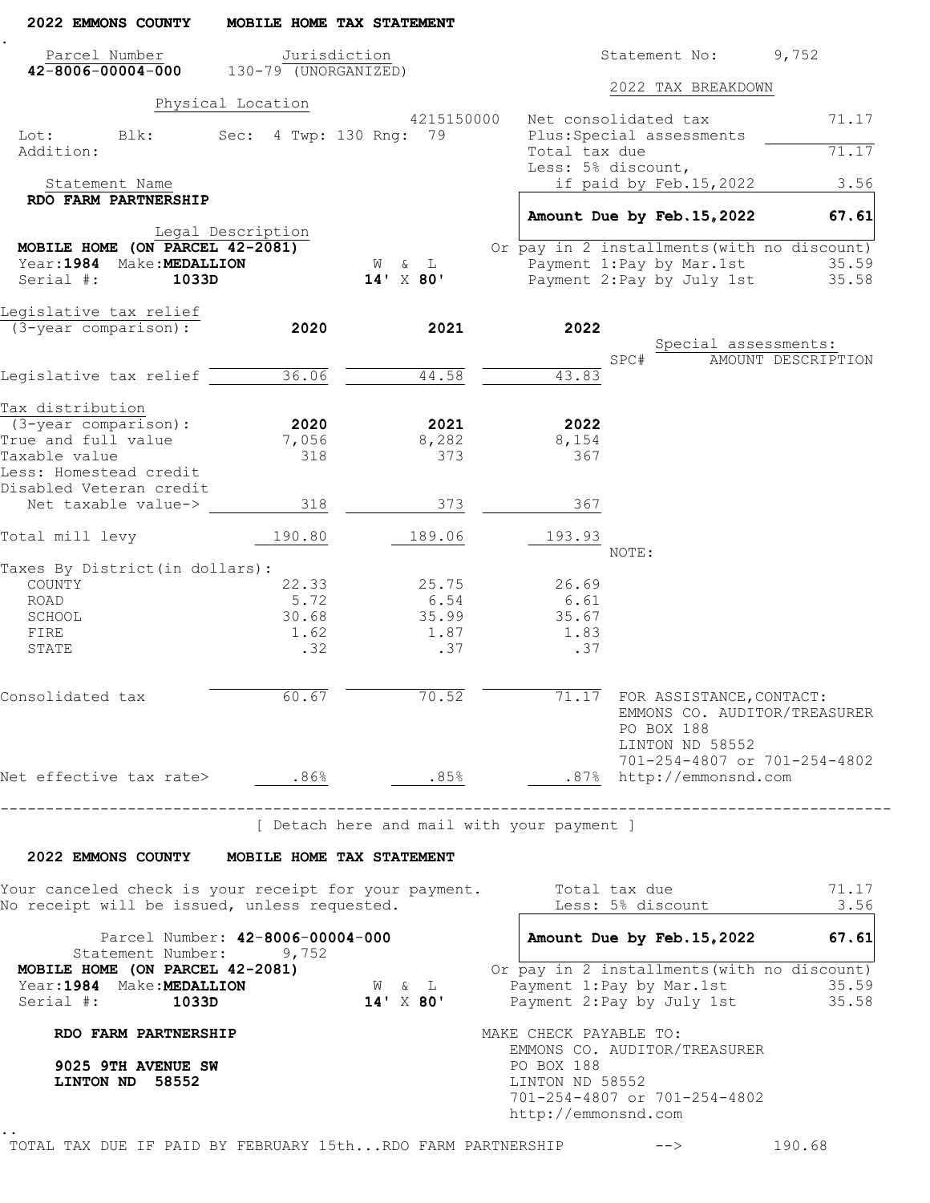**2022 EMMONS COUNTY MOBILE HOME TAX STATEMENT**

| Parcel Number | Jurisdiction | Statement No: | 9,752 |
|---|---|---|---|
| **42-8006-00004-000** | 130-79 (UNORGANIZED) | | |

**Physical Location**

4215150000

Lot: Blk: Sec: 4 Twp: 130 Rng: 79

Addition:

**Statement Name**

**RDO FARM PARTNERSHIP**

**Legal Description**

**MOBILE HOME (ON PARCEL 42-2081)**

Year: **1984** Make: **MEDALLION** W & L **14' X 80'**

Serial #: **1033D**

**2022 TAX BREAKDOWN**

| | |
|---|---|
| Net consolidated tax | 71.17 |
| Plus: Special assessments | |
| Total tax due | 71.17 |
| Less: 5% discount, if paid by Feb.15,2022 | 3.56 |
| **Amount Due by Feb.15,2022** | **67.61** |
| Or pay in 2 installments (with no discount) | |
| Payment 1: Pay by Mar.1st | 35.59 |
| Payment 2: Pay by July 1st | 35.58 |

| Legislative tax relief (3-year comparison): | 2020 | 2021 | 2022 |
|---|---|---|---|
| Legislative tax relief | 36.06 | 44.58 | 43.83 |

Special assessments:

SPC# AMOUNT DESCRIPTION

| Tax distribution (3-year comparison): | 2020 | 2021 | 2022 |
|---|---|---|---|
| True and full value | 7,056 | 8,282 | 8,154 |
| Taxable value | 318 | 373 | 367 |
| Less: Homestead credit | | | |
| Disabled Veteran credit | | | |
| Net taxable value-> | 318 | 373 | 367 |
| Total mill levy | 190.80 | 189.06 | 193.93 |
| Taxes By District (in dollars): | | | |
| COUNTY | 22.33 | 25.75 | 26.69 |
| ROAD | 5.72 | 6.54 | 6.61 |
| SCHOOL | 30.68 | 35.99 | 35.67 |
| FIRE | 1.62 | 1.87 | 1.83 |
| STATE | .32 | .37 | .37 |
| Consolidated tax | 60.67 | 70.52 | 71.17 |
| Net effective tax rate> | .86% | .85% | .87% |

NOTE:

FOR ASSISTANCE, CONTACT:
EMMONS CO. AUDITOR/TREASURER
PO BOX 188
LINTON ND 58552
701-254-4807 or 701-254-4802
http://emmonsnd.com

---

[ Detach here and mail with your payment ]

**2022 EMMONS COUNTY MOBILE HOME TAX STATEMENT**

Your canceled check is your receipt for your payment.
No receipt will be issued, unless requested.

| | |
|---|---|
| Total tax due | 71.17 |
| Less: 5% discount | 3.56 |
| **Amount Due by Feb.15,2022** | **67.61** |
| Or pay in 2 installments (with no discount) | |
| Payment 1: Pay by Mar.1st | 35.59 |
| Payment 2: Pay by July 1st | 35.58 |

Parcel Number: **42-8006-00004-000**
Statement Number: 9,752
**MOBILE HOME (ON PARCEL 42-2081)**
Year: **1984** Make: **MEDALLION** W & L **14' X 80'**
Serial #: **1033D**

**RDO FARM PARTNERSHIP**

**9025 9TH AVENUE SW**
**LINTON ND 58552**

MAKE CHECK PAYABLE TO:
EMMONS CO. AUDITOR/TREASURER
PO BOX 188
LINTON ND 58552
701-254-4807 or 701-254-4802
http://emmonsnd.com

TOTAL TAX DUE IF PAID BY FEBRUARY 15th...RDO FARM PARTNERSHIP --> 190.68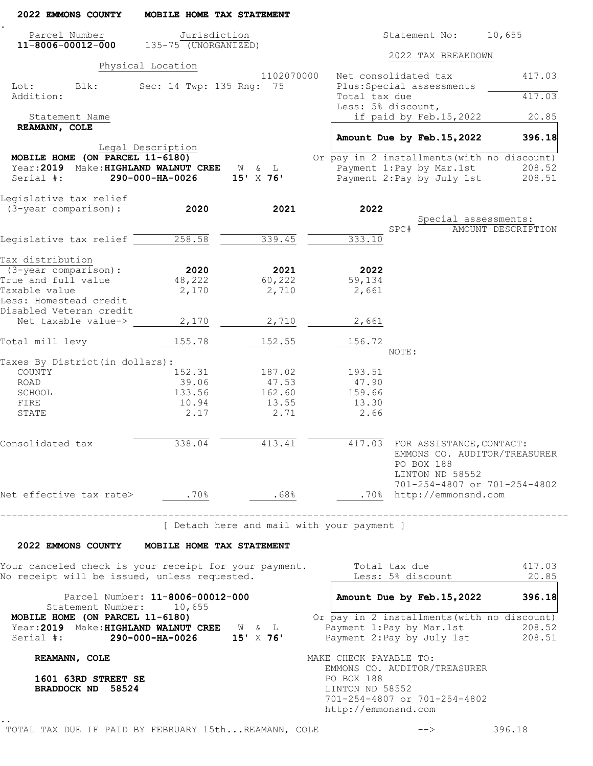**2022 EMMONS COUNTY MOBILE HOME TAX STATEMENT**

| Parcel Number | Jurisdiction | Statement No: |
|---|---|---|
| **11-8006-00012-000** | 135-75 (UNORGANIZED) | 10,655 |

Physical Location

1102070000

Lot: Blk: Sec: 14 Twp: 135 Rng: 75

Addition:

Statement Name

**REAMANN, COLE**

Legal Description

**MOBILE HOME (ON PARCEL 11-6180)**

Year:**2019** Make:**HIGHLAND WALNUT CREE** W & L

Serial #: **290-000-HA-0026** **15'** X **76'**

**2022 TAX BREAKDOWN**

| | |
|---|---|
| Net consolidated tax | 417.03 |
| Plus:Special assessments | |
| Total tax due | 417.03 |
| Less: 5% discount, if paid by Feb.15,2022 | 20.85 |
| **Amount Due by Feb.15,2022** | **396.18** |

Or pay in 2 installments(with no discount)

| | |
|---|---|
| Payment 1:Pay by Mar.1st | 208.52 |
| Payment 2:Pay by July 1st | 208.51 |

| Legislative tax relief (3-year comparison): | 2020 | 2021 | 2022 |
|---|---|---|---|
| Legislative tax relief | 258.58 | 339.45 | 333.10 |

Special assessments:

| SPC# | AMOUNT | DESCRIPTION |
|---|---|---|

| Tax distribution (3-year comparison): | 2020 | 2021 | 2022 |
|---|---|---|---|
| True and full value | 48,222 | 60,222 | 59,134 |
| Taxable value | 2,170 | 2,710 | 2,661 |
| Less: Homestead credit | | | |
| Disabled Veteran credit | | | |
| Net taxable value-> | 2,170 | 2,710 | 2,661 |
| Total mill levy | 155.78 | 152.55 | 156.72 |
| Taxes By District(in dollars): | | | |
| COUNTY | 152.31 | 187.02 | 193.51 |
| ROAD | 39.06 | 47.53 | 47.90 |
| SCHOOL | 133.56 | 162.60 | 159.66 |
| FIRE | 10.94 | 13.55 | 13.30 |
| STATE | 2.17 | 2.71 | 2.66 |
| Consolidated tax | 338.04 | 413.41 | 417.03 |
| Net effective tax rate> | .70% | .68% | .70% |

NOTE:

FOR ASSISTANCE,CONTACT:
EMMONS CO. AUDITOR/TREASURER
PO BOX 188
LINTON ND 58552
701-254-4807 or 701-254-4802
http://emmonsnd.com

[ Detach here and mail with your payment ]

**2022 EMMONS COUNTY MOBILE HOME TAX STATEMENT**

Your canceled check is your receipt for your payment.
No receipt will be issued, unless requested.

| | |
|---|---|
| Total tax due | 417.03 |
| Less: 5% discount | 20.85 |
| **Amount Due by Feb.15,2022** | **396.18** |

Parcel Number: **11-8006-00012-000**

Statement Number: 10,655

**MOBILE HOME (ON PARCEL 11-6180)**

Year:**2019** Make:**HIGHLAND WALNUT CREE** W & L

Serial #: **290-000-HA-0026** **15'** X **76'**

Or pay in 2 installments(with no discount)

| | |
|---|---|
| Payment 1:Pay by Mar.1st | 208.52 |
| Payment 2:Pay by July 1st | 208.51 |

**REAMANN, COLE**

**1601 63RD STREET SE**
**BRADDOCK ND 58524**

MAKE CHECK PAYABLE TO:
EMMONS CO. AUDITOR/TREASURER
PO BOX 188
LINTON ND 58552
701-254-4807 or 701-254-4802
http://emmonsnd.com

TOTAL TAX DUE IF PAID BY FEBRUARY 15th...REAMANN, COLE --> 396.18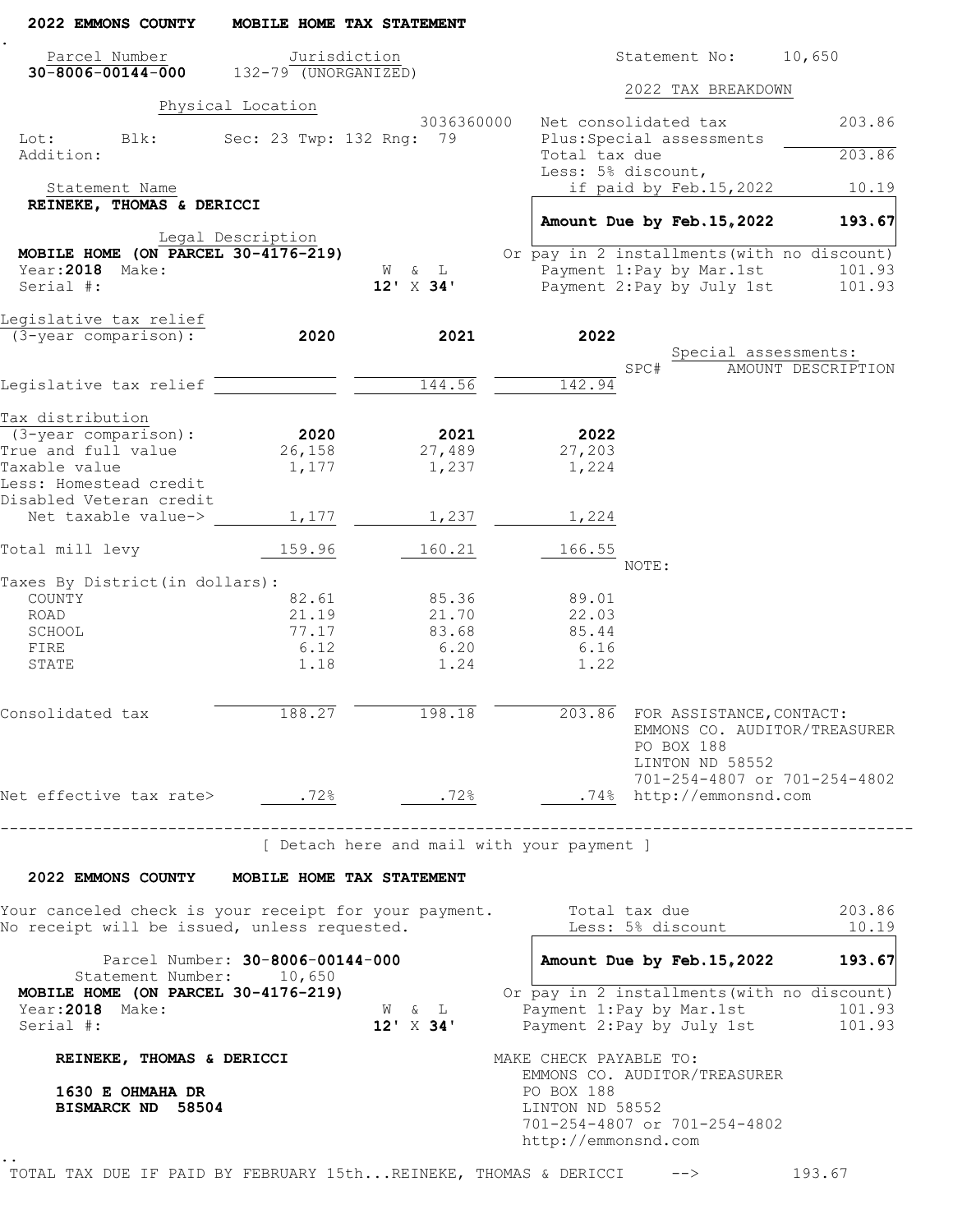**2022 EMMONS COUNTY MOBILE HOME TAX STATEMENT**

| Parcel Number | Jurisdiction |
|---|---|
| 30-8006-00144-000 | 132-79 (UNORGANIZED) |

Statement No: 10,650

Physical Location

3036360000

Lot: Blk: Sec: 23 Twp: 132 Rng: 79

Addition:

Statement Name

**REINEKE, THOMAS & DERICCI**

Legal Description

**MOBILE HOME (ON PARCEL 30-4176-219)**

Year: **2018** Make: W & L **12' X 34'**

Serial #:

**2022 TAX BREAKDOWN**

| | |
|---|---|
| Net consolidated tax | 203.86 |
| Plus: Special assessments | |
| Total tax due | 203.86 |
| Less: 5% discount, if paid by Feb.15,2022 | 10.19 |
| **Amount Due by Feb.15,2022** | **193.67** |

Or pay in 2 installments (with no discount)

| | |
|---|---|
| Payment 1: Pay by Mar.1st | 101.93 |
| Payment 2: Pay by July 1st | 101.93 |

| Legislative tax relief (3-year comparison): | 2020 | 2021 | 2022 |
|---|---|---|---|
| Legislative tax relief | | 144.56 | 142.94 |

| Tax distribution (3-year comparison): | 2020 | 2021 | 2022 |
|---|---|---|---|
| True and full value | 26,158 | 27,489 | 27,203 |
| Taxable value | 1,177 | 1,237 | 1,224 |
| Less: Homestead credit | | | |
| Disabled Veteran credit | | | |
| Net taxable value-> | 1,177 | 1,237 | 1,224 |
| Total mill levy | 159.96 | 160.21 | 166.55 |
| Taxes By District (in dollars): | | | |
| COUNTY | 82.61 | 85.36 | 89.01 |
| ROAD | 21.19 | 21.70 | 22.03 |
| SCHOOL | 77.17 | 83.68 | 85.44 |
| FIRE | 6.12 | 6.20 | 6.16 |
| STATE | 1.18 | 1.24 | 1.22 |
| Consolidated tax | 188.27 | 198.18 | 203.86 |
| Net effective tax rate> | .72% | .72% | .74% |

Special assessments:

| SPC# | AMOUNT | DESCRIPTION |
|---|---|---|

NOTE:

FOR ASSISTANCE, CONTACT:
EMMONS CO. AUDITOR/TREASURER
PO BOX 188
LINTON ND 58552
701-254-4807 or 701-254-4802
http://emmonsnd.com

---

[ Detach here and mail with your payment ]

**2022 EMMONS COUNTY MOBILE HOME TAX STATEMENT**

Your canceled check is your receipt for your payment.
No receipt will be issued, unless requested.

| | |
|---|---|
| Total tax due | 203.86 |
| Less: 5% discount | 10.19 |
| **Amount Due by Feb.15,2022** | **193.67** |

Or pay in 2 installments (with no discount)

| | |
|---|---|
| Payment 1: Pay by Mar.1st | 101.93 |
| Payment 2: Pay by July 1st | 101.93 |

Parcel Number: **30-8006-00144-000**
Statement Number: 10,650
**MOBILE HOME (ON PARCEL 30-4176-219)**
Year: **2018** Make: W & L **12' X 34'**
Serial #:

**REINEKE, THOMAS & DERICCI**

**1630 E OHMAHA DR**
**BISMARCK ND 58504**

MAKE CHECK PAYABLE TO:
EMMONS CO. AUDITOR/TREASURER
PO BOX 188
LINTON ND 58552
701-254-4807 or 701-254-4802
http://emmonsnd.com

TOTAL TAX DUE IF PAID BY FEBRUARY 15th...REINEKE, THOMAS & DERICCI --> 193.67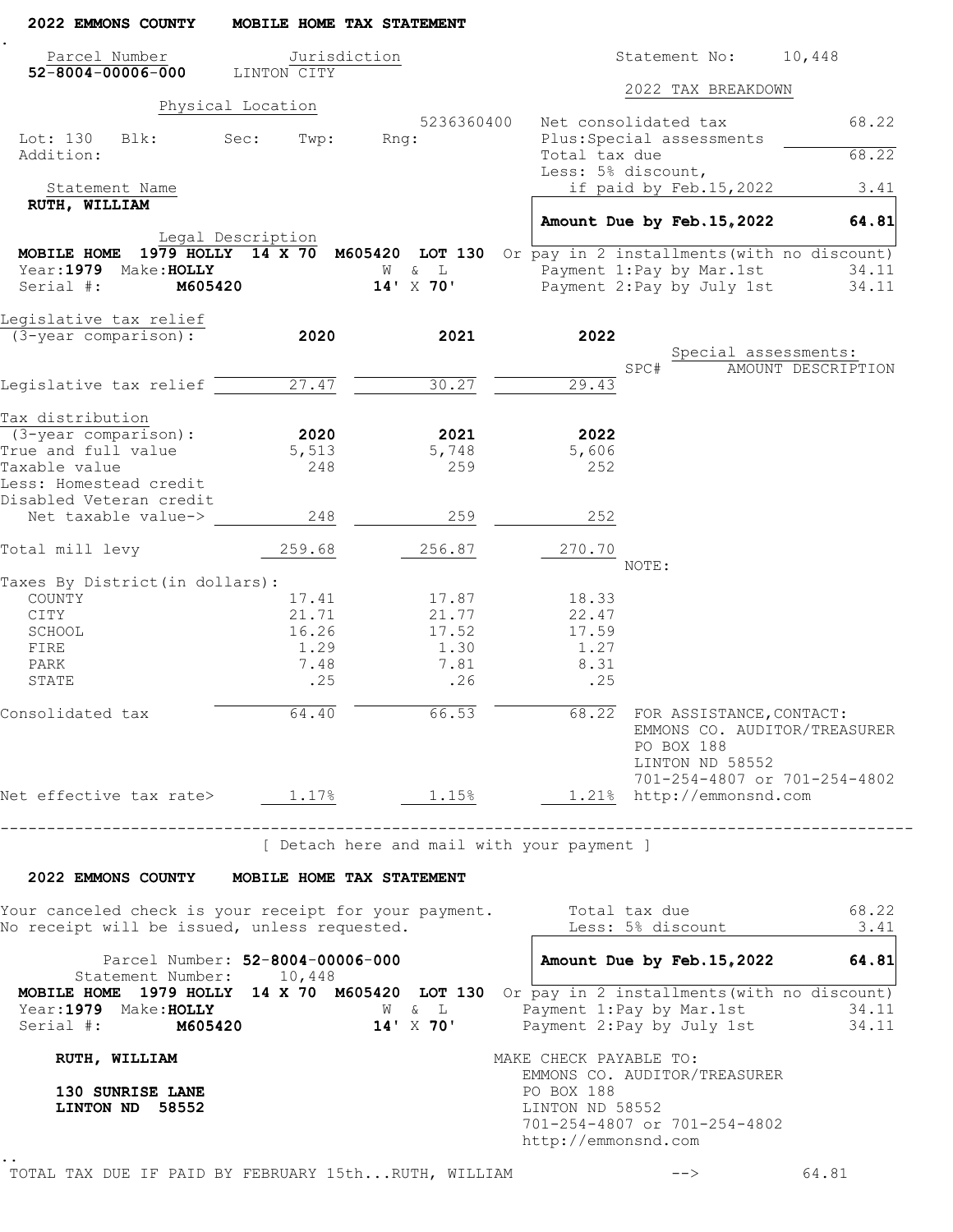**2022 EMMONS COUNTY MOBILE HOME TAX STATEMENT**

| Parcel Number | Jurisdiction |
|---|---|
| **52-8004-00006-000** | LINTON CITY |

Statement No: 10,448

Physical Location

5236360400

Lot: 130 Blk: Sec: Twp: Rng:

Addition:

Statement Name

**RUTH, WILLIAM**

Legal Description

**MOBILE HOME 1979 HOLLY 14 X 70 M605420 LOT 130**

Year: **1979** Make: **HOLLY** W & L

Serial #: **M605420** **14'** X **70'**

**2022 TAX BREAKDOWN**

| | |
|---|---|
| Net consolidated tax | 68.22 |
| Plus: Special assessments | |
| Total tax due | 68.22 |
| Less: 5% discount, if paid by Feb.15,2022 | 3.41 |
| **Amount Due by Feb.15,2022** | **64.81** |

Or pay in 2 installments (with no discount)

| | |
|---|---|
| Payment 1: Pay by Mar.1st | 34.11 |
| Payment 2: Pay by July 1st | 34.11 |

| Legislative tax relief (3-year comparison): | **2020** | **2021** | **2022** |
|---|---|---|---|
| Legislative tax relief | 27.47 | 30.27 | 29.43 |

Special assessments:

| SPC# | AMOUNT | DESCRIPTION |
|---|---|---|

| Tax distribution (3-year comparison): | **2020** | **2021** | **2022** |
|---|---|---|---|
| True and full value | 5,513 | 5,748 | 5,606 |
| Taxable value | 248 | 259 | 252 |
| Less: Homestead credit | | | |
| Disabled Veteran credit | | | |
| Net taxable value-> | 248 | 259 | 252 |
| Total mill levy | 259.68 | 256.87 | 270.70 |
| Taxes By District (in dollars): | | | |
| COUNTY | 17.41 | 17.87 | 18.33 |
| CITY | 21.71 | 21.77 | 22.47 |
| SCHOOL | 16.26 | 17.52 | 17.59 |
| FIRE | 1.29 | 1.30 | 1.27 |
| PARK | 7.48 | 7.81 | 8.31 |
| STATE | .25 | .26 | .25 |
| Consolidated tax | 64.40 | 66.53 | 68.22 |
| Net effective tax rate> | 1.17% | 1.15% | 1.21% |

NOTE:

FOR ASSISTANCE, CONTACT:
EMMONS CO. AUDITOR/TREASURER
PO BOX 188
LINTON ND 58552
701-254-4807 or 701-254-4802
http://emmonsnd.com

---

[ Detach here and mail with your payment ]

**2022 EMMONS COUNTY MOBILE HOME TAX STATEMENT**

Your canceled check is your receipt for your payment.
No receipt will be issued, unless requested.

| | |
|---|---|
| Total tax due | 68.22 |
| Less: 5% discount | 3.41 |
| **Amount Due by Feb.15,2022** | **64.81** |

Parcel Number: **52-8004-00006-000**
Statement Number: 10,448

**MOBILE HOME 1979 HOLLY 14 X 70 M605420 LOT 130**

Year: **1979** Make: **HOLLY** W & L

Serial #: **M605420** **14'** X **70'**

Or pay in 2 installments (with no discount)

| | |
|---|---|
| Payment 1: Pay by Mar.1st | 34.11 |
| Payment 2: Pay by July 1st | 34.11 |

**RUTH, WILLIAM**

**130 SUNRISE LANE**
**LINTON ND 58552**

MAKE CHECK PAYABLE TO:
EMMONS CO. AUDITOR/TREASURER
PO BOX 188
LINTON ND 58552
701-254-4807 or 701-254-4802
http://emmonsnd.com

TOTAL TAX DUE IF PAID BY FEBRUARY 15th...RUTH, WILLIAM --> 64.81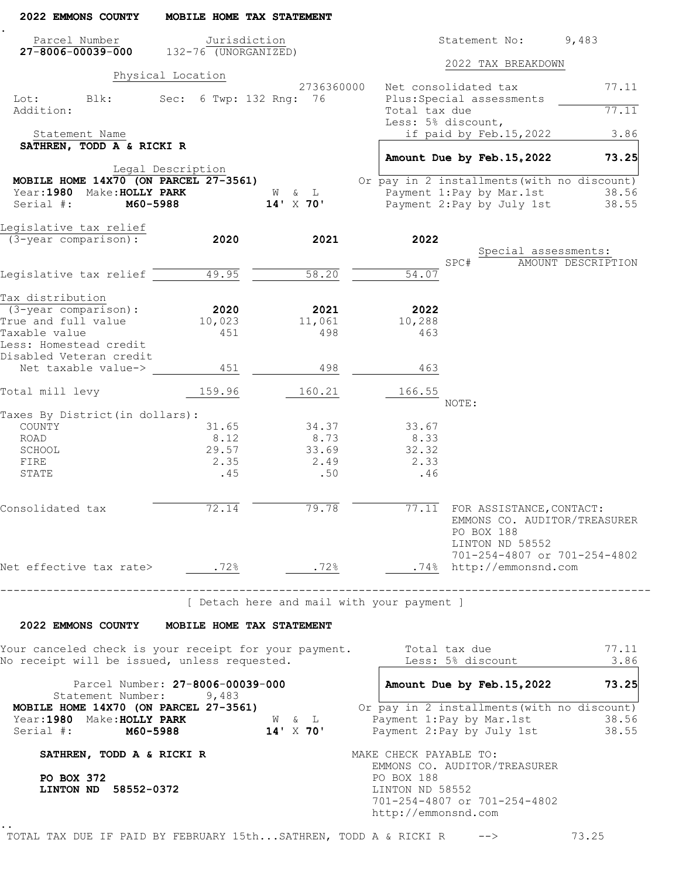**2022 EMMONS COUNTY MOBILE HOME TAX STATEMENT**

| Parcel Number | Jurisdiction | Statement No: |
|---|---|---|
| **27-8006-00039-000** | 132-76 (UNORGANIZED) | 9,483 |

Physical Location

2736360000

Lot: Blk: Sec: 6 Twp: 132 Rng: 76

Addition:

Statement Name

**SATHREN, TODD A & RICKI R**

Legal Description

**MOBILE HOME 14X70 (ON PARCEL 27-3561)**

Year: **1980** Make: **HOLLY PARK** W & L

Serial #: **M60-5988** **14' X 70'**

**2022 TAX BREAKDOWN**

| | |
|---|---|
| Net consolidated tax | 77.11 |
| Plus: Special assessments | |
| Total tax due | 77.11 |
| Less: 5% discount, if paid by Feb.15,2022 | 3.86 |
| **Amount Due by Feb.15,2022** | **73.25** |

Or pay in 2 installments (with no discount)

| | |
|---|---|
| Payment 1: Pay by Mar.1st | 38.56 |
| Payment 2: Pay by July 1st | 38.55 |

| Legislative tax relief (3-year comparison): | 2020 | 2021 | 2022 |
|---|---|---|---|
| Legislative tax relief | 49.95 | 58.20 | 54.07 |

Special assessments:

| SPC# | AMOUNT | DESCRIPTION |
|---|---|---|

| Tax distribution (3-year comparison): | 2020 | 2021 | 2022 |
|---|---|---|---|
| True and full value | 10,023 | 11,061 | 10,288 |
| Taxable value | 451 | 498 | 463 |
| Less: Homestead credit | | | |
| Disabled Veteran credit | | | |
| Net taxable value-> | 451 | 498 | 463 |
| Total mill levy | 159.96 | 160.21 | 166.55 |
| Taxes By District (in dollars): | | | |
| COUNTY | 31.65 | 34.37 | 33.67 |
| ROAD | 8.12 | 8.73 | 8.33 |
| SCHOOL | 29.57 | 33.69 | 32.32 |
| FIRE | 2.35 | 2.49 | 2.33 |
| STATE | .45 | .50 | .46 |
| Consolidated tax | 72.14 | 79.78 | 77.11 |
| Net effective tax rate> | .72% | .72% | .74% |

NOTE:

FOR ASSISTANCE, CONTACT:
EMMONS CO. AUDITOR/TREASURER
PO BOX 188
LINTON ND 58552
701-254-4807 or 701-254-4802
http://emmonsnd.com

[ Detach here and mail with your payment ]

**2022 EMMONS COUNTY MOBILE HOME TAX STATEMENT**

Your canceled check is your receipt for your payment.
No receipt will be issued, unless requested.

| | |
|---|---|
| Total tax due | 77.11 |
| Less: 5% discount | 3.86 |
| **Amount Due by Feb.15,2022** | **73.25** |

Parcel Number: **27-8006-00039-000**
Statement Number: 9,483
**MOBILE HOME 14X70 (ON PARCEL 27-3561)**
Year: **1980** Make: **HOLLY PARK** W & L
Serial #: **M60-5988** **14' X 70'**

Or pay in 2 installments (with no discount)

| | |
|---|---|
| Payment 1: Pay by Mar.1st | 38.56 |
| Payment 2: Pay by July 1st | 38.55 |

**SATHREN, TODD A & RICKI R**

**PO BOX 372**
**LINTON ND 58552-0372**

MAKE CHECK PAYABLE TO:
EMMONS CO. AUDITOR/TREASURER
PO BOX 188
LINTON ND 58552
701-254-4807 or 701-254-4802
http://emmonsnd.com

TOTAL TAX DUE IF PAID BY FEBRUARY 15th...SATHREN, TODD A & RICKI R --> 73.25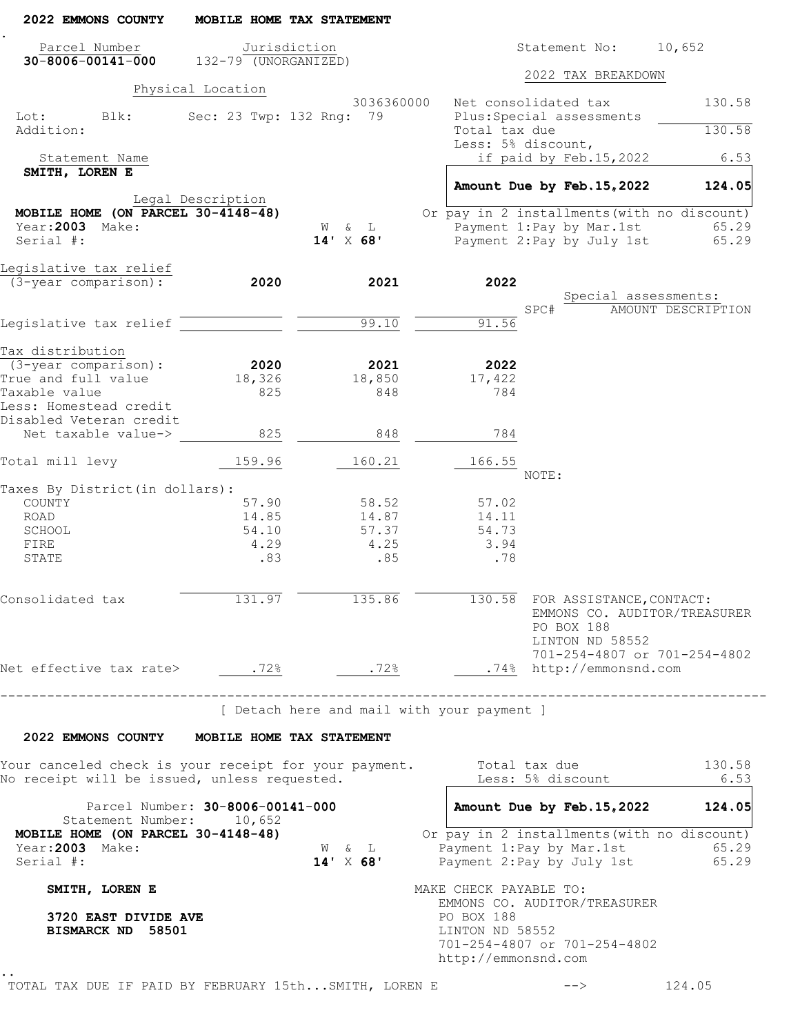**2022 EMMONS COUNTY MOBILE HOME TAX STATEMENT**

| Parcel Number | Jurisdiction |
|---|---|
| **30-8006-00141-000** | 132-79 (UNORGANIZED) |

Statement No: 10,652

Physical Location

3036360000

Lot: Blk: Sec: 23 Twp: 132 Rng: 79

Addition:

Statement Name

**SMITH, LOREN E**

Legal Description

**MOBILE HOME (ON PARCEL 30-4148-48)**

Year:**2003** Make: W & L **14'** X **68'**

Serial #:

**2022 TAX BREAKDOWN**

| | |
|---|---|
| Net consolidated tax | 130.58 |
| Plus:Special assessments | |
| Total tax due | 130.58 |
| Less: 5% discount, if paid by Feb.15,2022 | 6.53 |
| **Amount Due by Feb.15,2022** | **124.05** |
| Or pay in 2 installments(with no discount) | |
| Payment 1:Pay by Mar.1st | 65.29 |
| Payment 2:Pay by July 1st | 65.29 |

| Legislative tax relief (3-year comparison): | 2020 | 2021 | 2022 |
|---|---|---|---|
| Legislative tax relief | | 99.10 | 91.56 |

Special assessments:

SPC# AMOUNT DESCRIPTION

| Tax distribution (3-year comparison): | 2020 | 2021 | 2022 |
|---|---|---|---|
| True and full value | 18,326 | 18,850 | 17,422 |
| Taxable value | 825 | 848 | 784 |
| Less: Homestead credit | | | |
| Disabled Veteran credit | | | |
| Net taxable value-> | 825 | 848 | 784 |
| Total mill levy | 159.96 | 160.21 | 166.55 |
| Taxes By District(in dollars): | | | |
| COUNTY | 57.90 | 58.52 | 57.02 |
| ROAD | 14.85 | 14.87 | 14.11 |
| SCHOOL | 54.10 | 57.37 | 54.73 |
| FIRE | 4.29 | 4.25 | 3.94 |
| STATE | .83 | .85 | .78 |
| Consolidated tax | 131.97 | 135.86 | 130.58 |
| Net effective tax rate> | .72% | .72% | .74% |

NOTE:

FOR ASSISTANCE,CONTACT:
EMMONS CO. AUDITOR/TREASURER
PO BOX 188
LINTON ND 58552
701-254-4807 or 701-254-4802
http://emmonsnd.com

---

[ Detach here and mail with your payment ]

**2022 EMMONS COUNTY MOBILE HOME TAX STATEMENT**

Your canceled check is your receipt for your payment.
No receipt will be issued, unless requested.

| | |
|---|---|
| Total tax due | 130.58 |
| Less: 5% discount | 6.53 |
| **Amount Due by Feb.15,2022** | **124.05** |
| Or pay in 2 installments(with no discount) | |
| Payment 1:Pay by Mar.1st | 65.29 |
| Payment 2:Pay by July 1st | 65.29 |

Parcel Number: **30-8006-00141-000**
Statement Number: 10,652
**MOBILE HOME (ON PARCEL 30-4148-48)**
Year:**2003** Make: W & L **14'** X **68'**
Serial #:

**SMITH, LOREN E**

**3720 EAST DIVIDE AVE**
**BISMARCK ND 58501**

MAKE CHECK PAYABLE TO:
EMMONS CO. AUDITOR/TREASURER
PO BOX 188
LINTON ND 58552
701-254-4807 or 701-254-4802
http://emmonsnd.com

TOTAL TAX DUE IF PAID BY FEBRUARY 15th...SMITH, LOREN E --> 124.05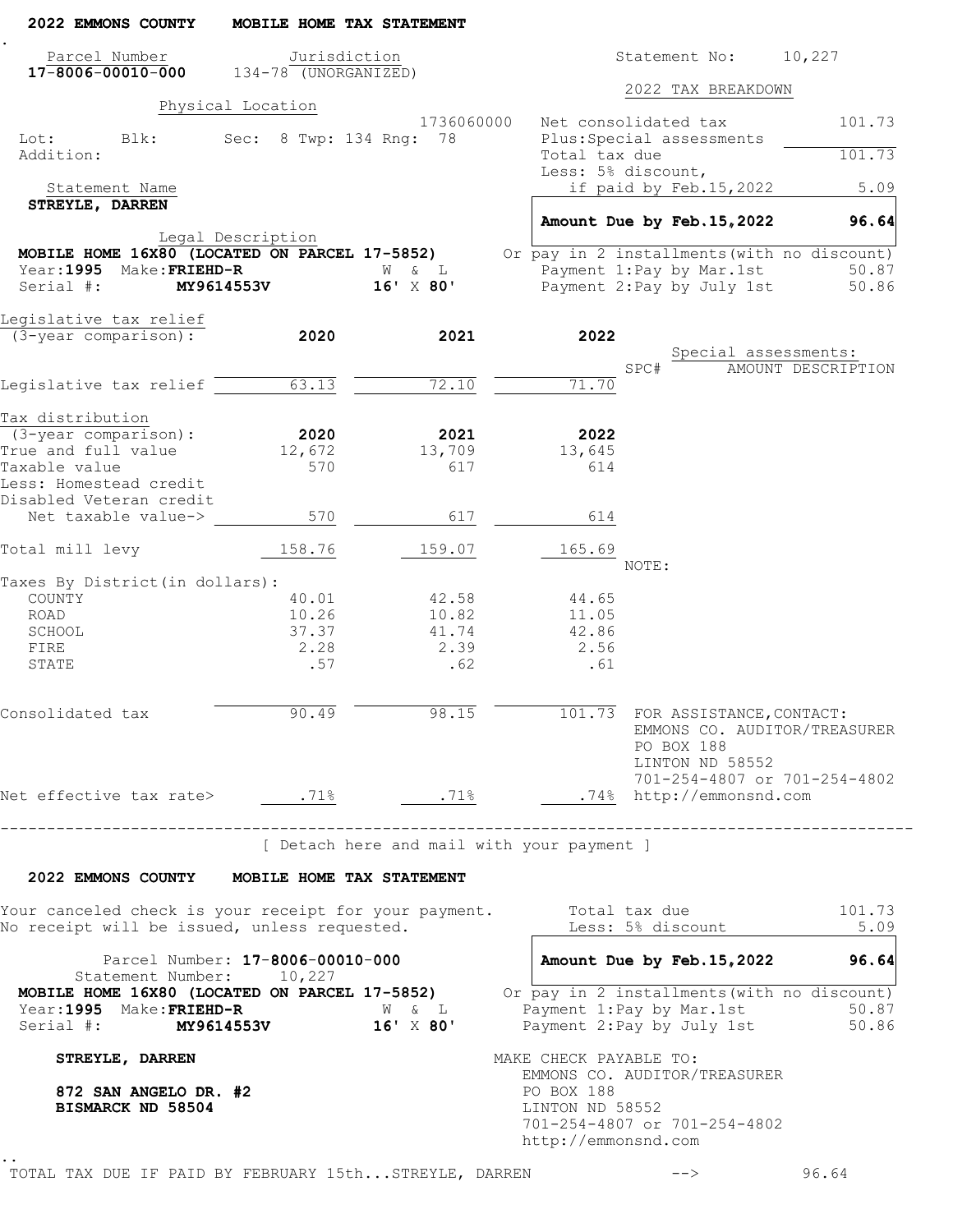## 2022 EMMONS COUNTY MOBILE HOME TAX STATEMENT

| Parcel Number | Jurisdiction | Statement No: |
|---|---|---|
| **17-8006-00010-000** | 134-78 (UNORGANIZED) | 10,227 |

Physical Location

1736060000

Lot: Blk: Sec: 8 Twp: 134 Rng: 78

Addition:

Statement Name

**STREYLE, DARREN**

Legal Description

**MOBILE HOME 16X80 (LOCATED ON PARCEL 17-5852)**

Year: **1995** Make: **FRIEHD-R** W & L

Serial #: **MY9614553V** **16' X 80'**

### 2022 TAX BREAKDOWN

| | |
|---|---|
| Net consolidated tax | 101.73 |
| Plus: Special assessments | |
| Total tax due | 101.73 |
| Less: 5% discount, if paid by Feb.15,2022 | 5.09 |
| **Amount Due by Feb.15,2022** | **96.64** |

Or pay in 2 installments (with no discount)

| | |
|---|---|
| Payment 1: Pay by Mar.1st | 50.87 |
| Payment 2: Pay by July 1st | 50.86 |

| Legislative tax relief (3-year comparison): | 2020 | 2021 | 2022 |
|---|---|---|---|
| Legislative tax relief | 63.13 | 72.10 | 71.70 |

Special assessments:

| SPC# | AMOUNT | DESCRIPTION |
|---|---|---|

| Tax distribution (3-year comparison): | 2020 | 2021 | 2022 |
|---|---|---|---|
| True and full value | 12,672 | 13,709 | 13,645 |
| Taxable value | 570 | 617 | 614 |
| Less: Homestead credit | | | |
| Disabled Veteran credit | | | |
| Net taxable value-> | 570 | 617 | 614 |
| Total mill levy | 158.76 | 159.07 | 165.69 |
| Taxes By District (in dollars): | | | |
| COUNTY | 40.01 | 42.58 | 44.65 |
| ROAD | 10.26 | 10.82 | 11.05 |
| SCHOOL | 37.37 | 41.74 | 42.86 |
| FIRE | 2.28 | 2.39 | 2.56 |
| STATE | .57 | .62 | .61 |
| Consolidated tax | 90.49 | 98.15 | 101.73 |
| Net effective tax rate> | .71% | .71% | .74% |

NOTE:

FOR ASSISTANCE, CONTACT:
EMMONS CO. AUDITOR/TREASURER
PO BOX 188
LINTON ND 58552
701-254-4807 or 701-254-4802
http://emmonsnd.com

---

[ Detach here and mail with your payment ]

## 2022 EMMONS COUNTY MOBILE HOME TAX STATEMENT

Your canceled check is your receipt for your payment.
No receipt will be issued, unless requested.

| | |
|---|---|
| Total tax due | 101.73 |
| Less: 5% discount | 5.09 |
| **Amount Due by Feb.15,2022** | **96.64** |

Parcel Number: **17-8006-00010-000**
Statement Number: 10,227

**MOBILE HOME 16X80 (LOCATED ON PARCEL 17-5852)**

Year: **1995** Make: **FRIEHD-R** W & L

Serial #: **MY9614553V** **16' X 80'**

Or pay in 2 installments (with no discount)

| | |
|---|---|
| Payment 1: Pay by Mar.1st | 50.87 |
| Payment 2: Pay by July 1st | 50.86 |

**STREYLE, DARREN**

**872 SAN ANGELO DR. #2**
**BISMARCK ND 58504**

MAKE CHECK PAYABLE TO:
EMMONS CO. AUDITOR/TREASURER
PO BOX 188
LINTON ND 58552
701-254-4807 or 701-254-4802
http://emmonsnd.com

TOTAL TAX DUE IF PAID BY FEBRUARY 15th...STREYLE, DARREN --> 96.64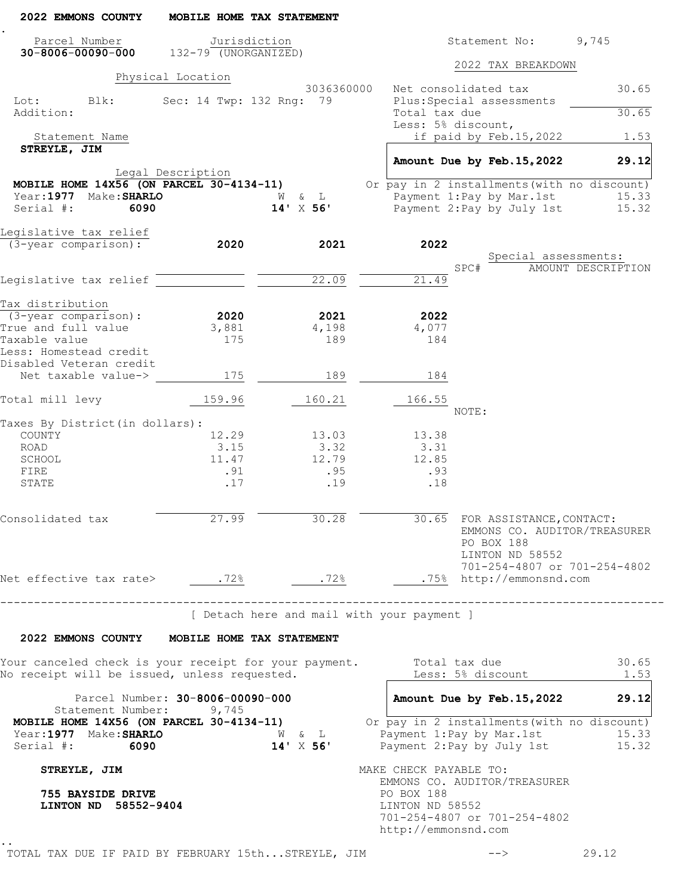**2022 EMMONS COUNTY MOBILE HOME TAX STATEMENT**

| Parcel Number | Jurisdiction | Statement No: |
|---|---|---|
| **30-8006-00090-000** | 132-79 (UNORGANIZED) | 9,745 |

Physical Location

3036360000

Lot: Blk: Sec: 14 Twp: 132 Rng: 79

Addition:

Statement Name
**STREYLE, JIM**

Legal Description
**MOBILE HOME 14X56 (ON PARCEL 30-4134-11)**
Year: **1977** Make: **SHARLO** W & L
Serial #: **6090** **14' X 56'**

**2022 TAX BREAKDOWN**

| | |
|---|---|
| Net consolidated tax | 30.65 |
| Plus: Special assessments | |
| Total tax due | 30.65 |
| Less: 5% discount, if paid by Feb.15,2022 | 1.53 |
| **Amount Due by Feb.15,2022** | **29.12** |

Or pay in 2 installments (with no discount)

| | |
|---|---|
| Payment 1: Pay by Mar.1st | 15.33 |
| Payment 2: Pay by July 1st | 15.32 |

| Legislative tax relief (3-year comparison): | 2020 | 2021 | 2022 |
|---|---|---|---|
| Legislative tax relief | | 22.09 | 21.49 |

Special assessments:

| SPC# | AMOUNT | DESCRIPTION |
|---|---|---|

| Tax distribution (3-year comparison): | 2020 | 2021 | 2022 |
|---|---|---|---|
| True and full value | 3,881 | 4,198 | 4,077 |
| Taxable value | 175 | 189 | 184 |
| Less: Homestead credit | | | |
| Disabled Veteran credit | | | |
| Net taxable value-> | 175 | 189 | 184 |
| Total mill levy | 159.96 | 160.21 | 166.55 |
| Taxes By District (in dollars): | | | |
| COUNTY | 12.29 | 13.03 | 13.38 |
| ROAD | 3.15 | 3.32 | 3.31 |
| SCHOOL | 11.47 | 12.79 | 12.85 |
| FIRE | .91 | .95 | .93 |
| STATE | .17 | .19 | .18 |
| Consolidated tax | 27.99 | 30.28 | 30.65 |
| Net effective tax rate> | .72% | .72% | .75% |

NOTE:

FOR ASSISTANCE, CONTACT:
EMMONS CO. AUDITOR/TREASURER
PO BOX 188
LINTON ND 58552
701-254-4807 or 701-254-4802
http://emmonsnd.com

[ Detach here and mail with your payment ]

**2022 EMMONS COUNTY MOBILE HOME TAX STATEMENT**

Your canceled check is your receipt for your payment.
No receipt will be issued, unless requested.

| | |
|---|---|
| Total tax due | 30.65 |
| Less: 5% discount | 1.53 |
| **Amount Due by Feb.15,2022** | **29.12** |

Parcel Number: **30-8006-00090-000**
Statement Number: 9,745
**MOBILE HOME 14X56 (ON PARCEL 30-4134-11)**
Year: **1977** Make: **SHARLO** W & L
Serial #: **6090** **14' X 56'**

Or pay in 2 installments (with no discount)

| | |
|---|---|
| Payment 1: Pay by Mar.1st | 15.33 |
| Payment 2: Pay by July 1st | 15.32 |

**STREYLE, JIM**

**755 BAYSIDE DRIVE**
**LINTON ND 58552-9404**

MAKE CHECK PAYABLE TO:
EMMONS CO. AUDITOR/TREASURER
PO BOX 188
LINTON ND 58552
701-254-4807 or 701-254-4802
http://emmonsnd.com

TOTAL TAX DUE IF PAID BY FEBRUARY 15th...STREYLE, JIM --> 29.12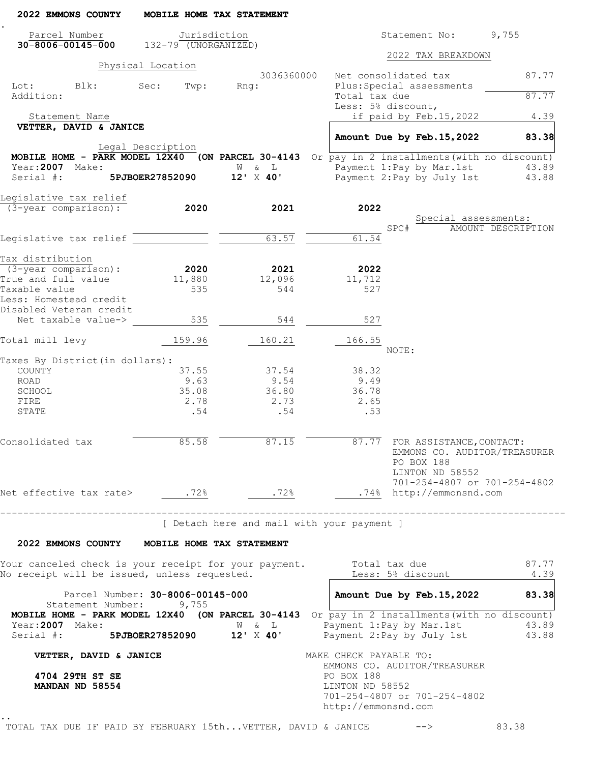**2022 EMMONS COUNTY MOBILE HOME TAX STATEMENT**

| Parcel Number | Jurisdiction | Statement No: |
|---|---|---|
| **30-8006-00145-000** | 132-79 (UNORGANIZED) | 9,755 |

Physical Location

3036360000

Lot: Blk: Sec: Twp: Rng:

Addition:

Statement Name

**VETTER, DAVID & JANICE**

Legal Description

**MOBILE HOME - PARK MODEL 12X40 (ON PARCEL 30-4143**

Year:**2007** Make: W & L

Serial #: **5PJBOER27852090** **12'** X **40'**

**2022 TAX BREAKDOWN**

| | |
|---|---|
| Net consolidated tax | 87.77 |
| Plus:Special assessments | |
| Total tax due | 87.77 |
| Less: 5% discount, if paid by Feb.15,2022 | 4.39 |
| **Amount Due by Feb.15,2022** | **83.38** |
| Or pay in 2 installments(with no discount) | |
| Payment 1:Pay by Mar.1st | 43.89 |
| Payment 2:Pay by July 1st | 43.88 |

| Legislative tax relief (3-year comparison): | 2020 | 2021 | 2022 |
|---|---|---|---|
| Legislative tax relief | | 63.57 | 61.54 |

Special assessments:

| SPC# | AMOUNT | DESCRIPTION |
|---|---|---|

| Tax distribution (3-year comparison): | 2020 | 2021 | 2022 |
|---|---|---|---|
| True and full value | 11,880 | 12,096 | 11,712 |
| Taxable value | 535 | 544 | 527 |
| Less: Homestead credit | | | |
| Disabled Veteran credit | | | |
| Net taxable value-> | 535 | 544 | 527 |
| Total mill levy | 159.96 | 160.21 | 166.55 |
| Taxes By District(in dollars): | | | |
| COUNTY | 37.55 | 37.54 | 38.32 |
| ROAD | 9.63 | 9.54 | 9.49 |
| SCHOOL | 35.08 | 36.80 | 36.78 |
| FIRE | 2.78 | 2.73 | 2.65 |
| STATE | .54 | .54 | .53 |
| Consolidated tax | 85.58 | 87.15 | 87.77 |
| Net effective tax rate> | .72% | .72% | .74% |

NOTE:

FOR ASSISTANCE,CONTACT:
EMMONS CO. AUDITOR/TREASURER
PO BOX 188
LINTON ND 58552
701-254-4807 or 701-254-4802
http://emmonsnd.com

---

[ Detach here and mail with your payment ]

**2022 EMMONS COUNTY MOBILE HOME TAX STATEMENT**

Your canceled check is your receipt for your payment.
No receipt will be issued, unless requested.

| | |
|---|---|
| Total tax due | 87.77 |
| Less: 5% discount | 4.39 |
| **Amount Due by Feb.15,2022** | **83.38** |
| Or pay in 2 installments(with no discount) | |
| Payment 1:Pay by Mar.1st | 43.89 |
| Payment 2:Pay by July 1st | 43.88 |

Parcel Number: **30-8006-00145-000**
Statement Number: 9,755

**MOBILE HOME - PARK MODEL 12X40 (ON PARCEL 30-4143**

Year:**2007** Make: W & L

Serial #: **5PJBOER27852090** **12'** X **40'**

**VETTER, DAVID & JANICE**

**4704 29TH ST SE**
**MANDAN ND 58554**

MAKE CHECK PAYABLE TO:
EMMONS CO. AUDITOR/TREASURER
PO BOX 188
LINTON ND 58552
701-254-4807 or 701-254-4802
http://emmonsnd.com

TOTAL TAX DUE IF PAID BY FEBRUARY 15th...VETTER, DAVID & JANICE --> 83.38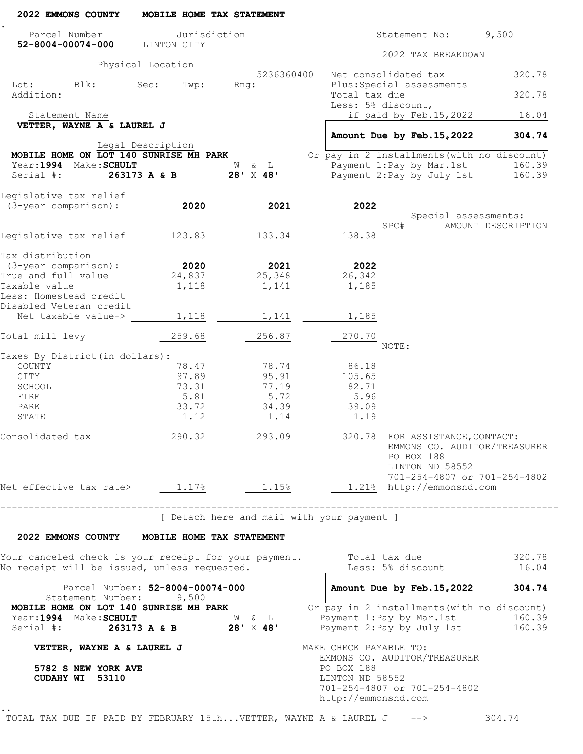**2022 EMMONS COUNTY MOBILE HOME TAX STATEMENT**

| Parcel Number | Jurisdiction | Statement No: |
|---|---|---|
| **52-8004-00074-000** | LINTON CITY | 9,500 |

Physical Location

5236360400

Lot: Blk: Sec: Twp: Rng:

Addition:

Statement Name

**VETTER, WAYNE A & LAUREL J**

Legal Description

**MOBILE HOME ON LOT 140 SUNRISE MH PARK**

Year: **1994** Make: **SCHULT** W & L

Serial #: **263173 A & B** **28'** X **48'**

**2022 TAX BREAKDOWN**

| | |
|---|---|
| Net consolidated tax | 320.78 |
| Plus: Special assessments | |
| Total tax due | 320.78 |
| Less: 5% discount, if paid by Feb.15,2022 | 16.04 |
| **Amount Due by Feb.15,2022** | **304.74** |

Or pay in 2 installments (with no discount)

| | |
|---|---|
| Payment 1: Pay by Mar.1st | 160.39 |
| Payment 2: Pay by July 1st | 160.39 |

| Legislative tax relief (3-year comparison): | 2020 | 2021 | 2022 |
|---|---|---|---|
| Legislative tax relief | 123.83 | 133.34 | 138.38 |

Special assessments:

| SPC# | AMOUNT | DESCRIPTION |
|---|---|---|

| Tax distribution (3-year comparison): | 2020 | 2021 | 2022 |
|---|---|---|---|
| True and full value | 24,837 | 25,348 | 26,342 |
| Taxable value | 1,118 | 1,141 | 1,185 |
| Less: Homestead credit | | | |
| Disabled Veteran credit | | | |
| Net taxable value-> | 1,118 | 1,141 | 1,185 |
| Total mill levy | 259.68 | 256.87 | 270.70 |
| Taxes By District (in dollars): | | | |
| COUNTY | 78.47 | 78.74 | 86.18 |
| CITY | 97.89 | 95.91 | 105.65 |
| SCHOOL | 73.31 | 77.19 | 82.71 |
| FIRE | 5.81 | 5.72 | 5.96 |
| PARK | 33.72 | 34.39 | 39.09 |
| STATE | 1.12 | 1.14 | 1.19 |
| Consolidated tax | 290.32 | 293.09 | 320.78 |
| Net effective tax rate> | 1.17% | 1.15% | 1.21% |

NOTE:

FOR ASSISTANCE, CONTACT:
EMMONS CO. AUDITOR/TREASURER
PO BOX 188
LINTON ND 58552
701-254-4807 or 701-254-4802
http://emmonsnd.com

---

[ Detach here and mail with your payment ]

**2022 EMMONS COUNTY MOBILE HOME TAX STATEMENT**

Your canceled check is your receipt for your payment.
No receipt will be issued, unless requested.

| | |
|---|---|
| Total tax due | 320.78 |
| Less: 5% discount | 16.04 |
| **Amount Due by Feb.15,2022** | **304.74** |

Or pay in 2 installments (with no discount)

| | |
|---|---|
| Payment 1: Pay by Mar.1st | 160.39 |
| Payment 2: Pay by July 1st | 160.39 |

Parcel Number: **52-8004-00074-000**
Statement Number: 9,500

**MOBILE HOME ON LOT 140 SUNRISE MH PARK**

Year: **1994** Make: **SCHULT** W & L

Serial #: **263173 A & B** **28'** X **48'**

**VETTER, WAYNE A & LAUREL J**

**5782 S NEW YORK AVE**
**CUDAHY WI 53110**

MAKE CHECK PAYABLE TO:
EMMONS CO. AUDITOR/TREASURER
PO BOX 188
LINTON ND 58552
701-254-4807 or 701-254-4802
http://emmonsnd.com

TOTAL TAX DUE IF PAID BY FEBRUARY 15th...VETTER, WAYNE A & LAUREL J --> 304.74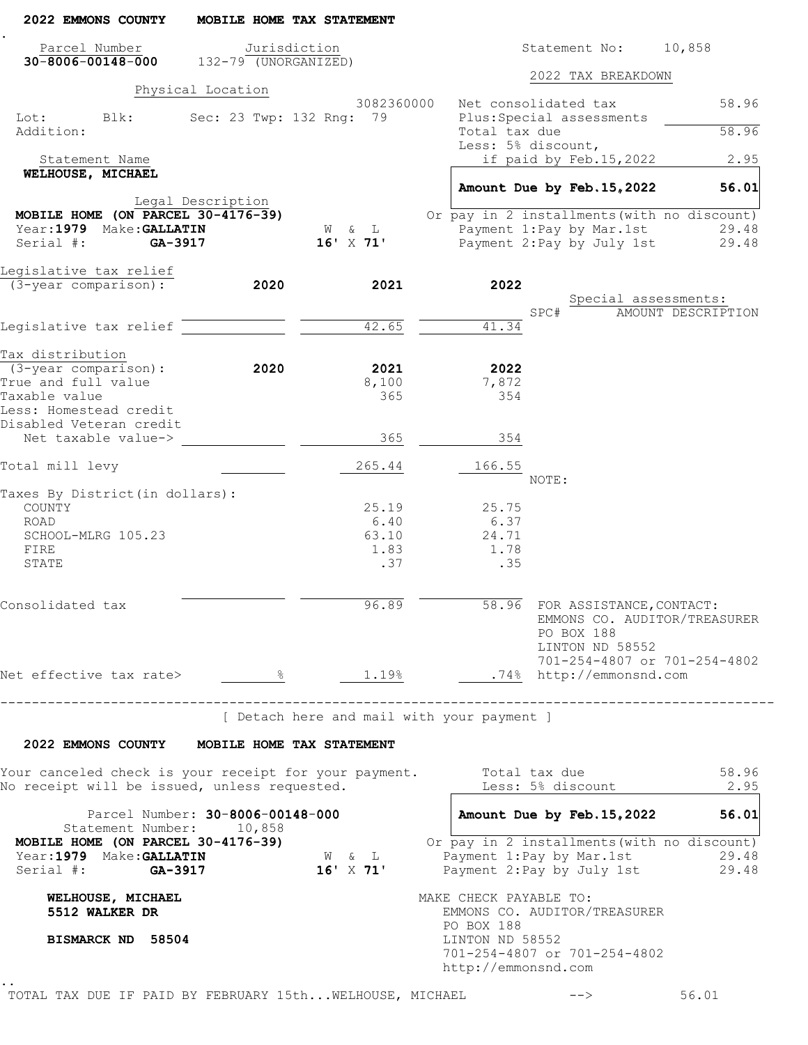**2022 EMMONS COUNTY MOBILE HOME TAX STATEMENT**

| Parcel Number | Jurisdiction | Statement No: | 10,858 |
|---|---|---|---|
| **30-8006-00148-000** | 132-79 (UNORGANIZED) | | |

**Physical Location**

3082360000

Lot: Blk: Sec: 23 Twp: 132 Rng: 79

Addition:

Statement Name

**WELHOUSE, MICHAEL**

Legal Description

**MOBILE HOME (ON PARCEL 30-4176-39)**

Year: **1979** Make: **GALLATIN** W & L

Serial #: **GA-3917** **16' X 71'**

**2022 TAX BREAKDOWN**

| | |
|---|---|
| Net consolidated tax | 58.96 |
| Plus: Special assessments | |
| Total tax due | 58.96 |
| Less: 5% discount, if paid by Feb.15,2022 | 2.95 |
| **Amount Due by Feb.15,2022** | **56.01** |

Or pay in 2 installments (with no discount)

| | |
|---|---|
| Payment 1: Pay by Mar.1st | 29.48 |
| Payment 2: Pay by July 1st | 29.48 |

| Legislative tax relief (3-year comparison): | 2020 | 2021 | 2022 |
|---|---|---|---|
| Legislative tax relief | | 42.65 | 41.34 |

Special assessments:

SPC# AMOUNT DESCRIPTION

| Tax distribution (3-year comparison): | 2020 | 2021 | 2022 |
|---|---|---|---|
| True and full value | | 8,100 | 7,872 |
| Taxable value | | 365 | 354 |
| Less: Homestead credit | | | |
| Disabled Veteran credit | | | |
| Net taxable value-> | | 365 | 354 |
| Total mill levy | | 265.44 | 166.55 |
| Taxes By District (in dollars): | | | |
| COUNTY | | 25.19 | 25.75 |
| ROAD | | 6.40 | 6.37 |
| SCHOOL-MLRG 105.23 | | 63.10 | 24.71 |
| FIRE | | 1.83 | 1.78 |
| STATE | | .37 | .35 |
| Consolidated tax | | 96.89 | 58.96 |
| Net effective tax rate> | % | 1.19% | .74% |

NOTE:

FOR ASSISTANCE, CONTACT:
EMMONS CO. AUDITOR/TREASURER
PO BOX 188
LINTON ND 58552
701-254-4807 or 701-254-4802
http://emmonsnd.com

---

[ Detach here and mail with your payment ]

**2022 EMMONS COUNTY MOBILE HOME TAX STATEMENT**

Your canceled check is your receipt for your payment.
No receipt will be issued, unless requested.

| | |
|---|---|
| Total tax due | 58.96 |
| Less: 5% discount | 2.95 |
| **Amount Due by Feb.15,2022** | **56.01** |

Parcel Number: **30-8006-00148-000**
Statement Number: 10,858

**MOBILE HOME (ON PARCEL 30-4176-39)**

Year: **1979** Make: **GALLATIN** W & L

Serial #: **GA-3917** **16' X 71'**

Or pay in 2 installments (with no discount)

| | |
|---|---|
| Payment 1: Pay by Mar.1st | 29.48 |
| Payment 2: Pay by July 1st | 29.48 |

**WELHOUSE, MICHAEL**
**5512 WALKER DR**

**BISMARCK ND 58504**

MAKE CHECK PAYABLE TO:
EMMONS CO. AUDITOR/TREASURER
PO BOX 188
LINTON ND 58552
701-254-4807 or 701-254-4802
http://emmonsnd.com

TOTAL TAX DUE IF PAID BY FEBRUARY 15th...WELHOUSE, MICHAEL --> 56.01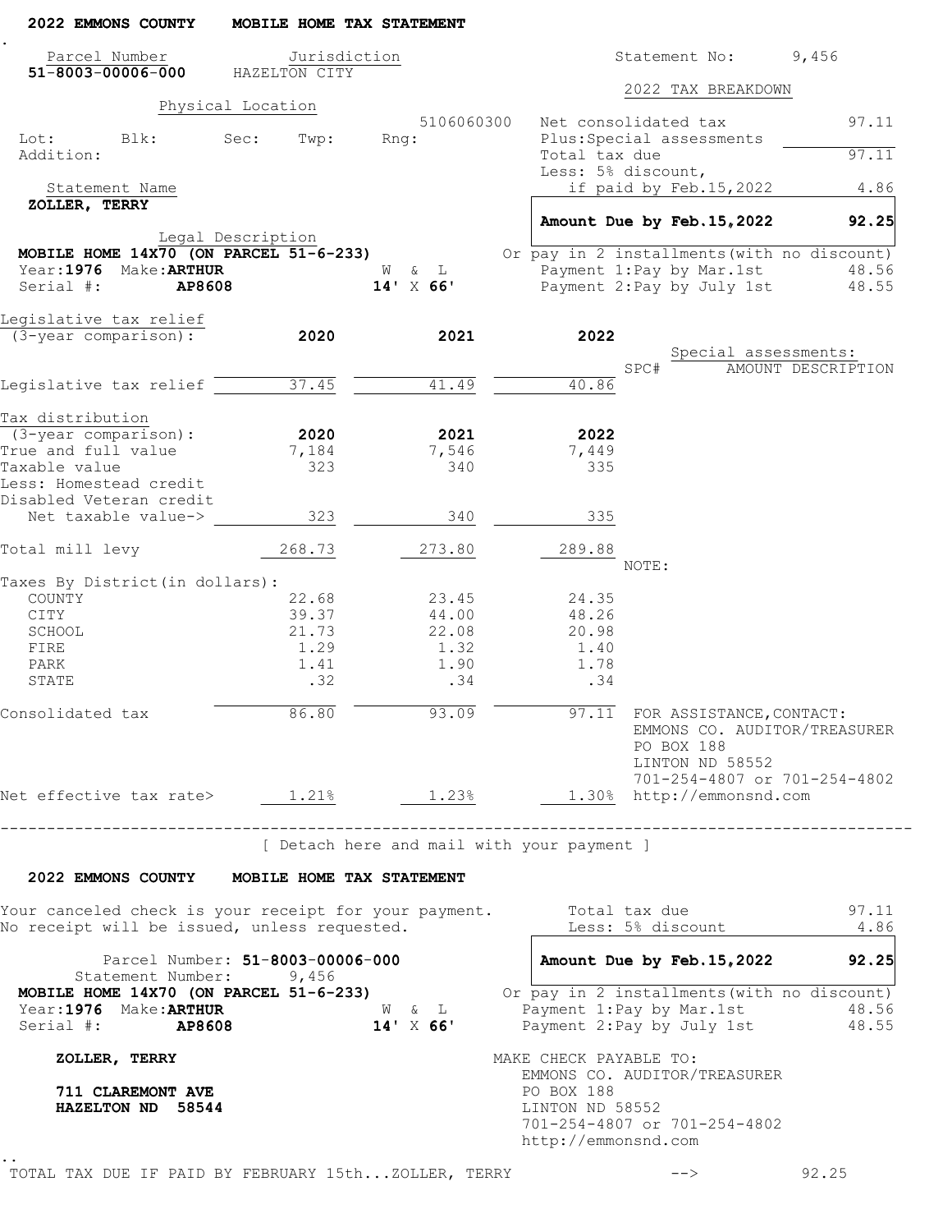**2022 EMMONS COUNTY MOBILE HOME TAX STATEMENT**

| Parcel Number | Jurisdiction | Statement No: |
|---|---|---|
| **51-8003-00006-000** | HAZELTON CITY | 9,456 |

Physical Location

5106060300

Lot: Blk: Sec: Twp: Rng:

Addition:

Statement Name

**ZOLLER, TERRY**

Legal Description

**MOBILE HOME 14X70 (ON PARCEL 51-6-233)**

Year: **1976** Make: **ARTHUR** W & L **14' X 66'**

Serial #: **AP8608**

**2022 TAX BREAKDOWN**

| | |
|---|---|
| Net consolidated tax | 97.11 |
| Plus: Special assessments | |
| Total tax due | 97.11 |
| Less: 5% discount, if paid by Feb.15,2022 | 4.86 |
| **Amount Due by Feb.15,2022** | **92.25** |

Or pay in 2 installments (with no discount)

| | |
|---|---|
| Payment 1: Pay by Mar.1st | 48.56 |
| Payment 2: Pay by July 1st | 48.55 |

Special assessments:

SPC# AMOUNT DESCRIPTION

| Legislative tax relief (3-year comparison): | 2020 | 2021 | 2022 |
|---|---|---|---|
| Legislative tax relief | 37.45 | 41.49 | 40.86 |

| Tax distribution (3-year comparison): | 2020 | 2021 | 2022 |
|---|---|---|---|
| True and full value | 7,184 | 7,546 | 7,449 |
| Taxable value | 323 | 340 | 335 |
| Less: Homestead credit | | | |
| Disabled Veteran credit | | | |
| Net taxable value-> | 323 | 340 | 335 |
| Total mill levy | 268.73 | 273.80 | 289.88 |
| Taxes By District (in dollars): | | | |
| COUNTY | 22.68 | 23.45 | 24.35 |
| CITY | 39.37 | 44.00 | 48.26 |
| SCHOOL | 21.73 | 22.08 | 20.98 |
| FIRE | 1.29 | 1.32 | 1.40 |
| PARK | 1.41 | 1.90 | 1.78 |
| STATE | .32 | .34 | .34 |
| Consolidated tax | 86.80 | 93.09 | 97.11 |
| Net effective tax rate> | 1.21% | 1.23% | 1.30% |

NOTE:

FOR ASSISTANCE, CONTACT:
EMMONS CO. AUDITOR/TREASURER
PO BOX 188
LINTON ND 58552
701-254-4807 or 701-254-4802
http://emmonsnd.com

---

[ Detach here and mail with your payment ]

**2022 EMMONS COUNTY MOBILE HOME TAX STATEMENT**

Your canceled check is your receipt for your payment.
No receipt will be issued, unless requested.

| | |
|---|---|
| Total tax due | 97.11 |
| Less: 5% discount | 4.86 |
| **Amount Due by Feb.15,2022** | **92.25** |

Parcel Number: **51-8003-00006-000**
Statement Number: 9,456
**MOBILE HOME 14X70 (ON PARCEL 51-6-233)**
Year: **1976** Make: **ARTHUR** W & L **14' X 66'**
Serial #: **AP8608**

Or pay in 2 installments (with no discount)

| | |
|---|---|
| Payment 1: Pay by Mar.1st | 48.56 |
| Payment 2: Pay by July 1st | 48.55 |

**ZOLLER, TERRY**

**711 CLAREMONT AVE**
**HAZELTON ND 58544**

MAKE CHECK PAYABLE TO:
EMMONS CO. AUDITOR/TREASURER
PO BOX 188
LINTON ND 58552
701-254-4807 or 701-254-4802
http://emmonsnd.com

TOTAL TAX DUE IF PAID BY FEBRUARY 15th...ZOLLER, TERRY --> 92.25